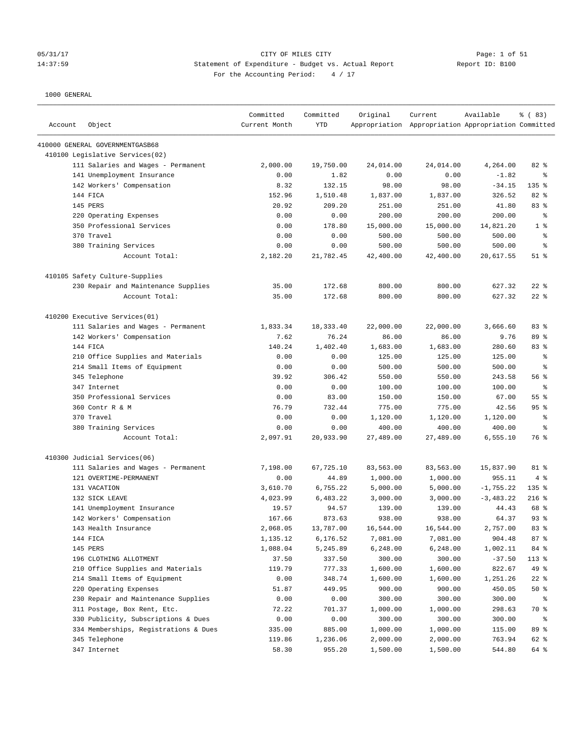CITY OF MILES CITY

Statement of Expenditure - Budget vs. Actual Report

Report ID: B100

For the Accounting Period: 4 / 17

05/31/17 14:37:59

1000 GENERAL

| Account | Object | Committed Current Month | Committed YTD | Original Appropriation | Current Appropriation | Available Appropriation | % ( 83) Committed |
|---|---|---|---|---|---|---|---|
| 410000 GENERAL GOVERNMENTGASB68 | | | | | | | |
| 410100 Legislative Services(02) | | | | | | | |
| | 111 Salaries and Wages - Permanent | 2,000.00 | 19,750.00 | 24,014.00 | 24,014.00 | 4,264.00 | 82 % |
| | 141 Unemployment Insurance | 0.00 | 1.82 | 0.00 | 0.00 | -1.82 | % |
| | 142 Workers' Compensation | 8.32 | 132.15 | 98.00 | 98.00 | -34.15 | 135 % |
| | 144 FICA | 152.96 | 1,510.48 | 1,837.00 | 1,837.00 | 326.52 | 82 % |
| | 145 PERS | 20.92 | 209.20 | 251.00 | 251.00 | 41.80 | 83 % |
| | 220 Operating Expenses | 0.00 | 0.00 | 200.00 | 200.00 | 200.00 | % |
| | 350 Professional Services | 0.00 | 178.80 | 15,000.00 | 15,000.00 | 14,821.20 | 1 % |
| | 370 Travel | 0.00 | 0.00 | 500.00 | 500.00 | 500.00 | % |
| | 380 Training Services | 0.00 | 0.00 | 500.00 | 500.00 | 500.00 | % |
| | Account Total: | 2,182.20 | 21,782.45 | 42,400.00 | 42,400.00 | 20,617.55 | 51 % |
| 410105 Safety Culture-Supplies | | | | | | | |
| | 230 Repair and Maintenance Supplies | 35.00 | 172.68 | 800.00 | 800.00 | 627.32 | 22 % |
| | Account Total: | 35.00 | 172.68 | 800.00 | 800.00 | 627.32 | 22 % |
| 410200 Executive Services(01) | | | | | | | |
| | 111 Salaries and Wages - Permanent | 1,833.34 | 18,333.40 | 22,000.00 | 22,000.00 | 3,666.60 | 83 % |
| | 142 Workers' Compensation | 7.62 | 76.24 | 86.00 | 86.00 | 9.76 | 89 % |
| | 144 FICA | 140.24 | 1,402.40 | 1,683.00 | 1,683.00 | 280.60 | 83 % |
| | 210 Office Supplies and Materials | 0.00 | 0.00 | 125.00 | 125.00 | 125.00 | % |
| | 214 Small Items of Equipment | 0.00 | 0.00 | 500.00 | 500.00 | 500.00 | % |
| | 345 Telephone | 39.92 | 306.42 | 550.00 | 550.00 | 243.58 | 56 % |
| | 347 Internet | 0.00 | 0.00 | 100.00 | 100.00 | 100.00 | % |
| | 350 Professional Services | 0.00 | 83.00 | 150.00 | 150.00 | 67.00 | 55 % |
| | 360 Contr R & M | 76.79 | 732.44 | 775.00 | 775.00 | 42.56 | 95 % |
| | 370 Travel | 0.00 | 0.00 | 1,120.00 | 1,120.00 | 1,120.00 | % |
| | 380 Training Services | 0.00 | 0.00 | 400.00 | 400.00 | 400.00 | % |
| | Account Total: | 2,097.91 | 20,933.90 | 27,489.00 | 27,489.00 | 6,555.10 | 76 % |
| 410300 Judicial Services(06) | | | | | | | |
| | 111 Salaries and Wages - Permanent | 7,198.00 | 67,725.10 | 83,563.00 | 83,563.00 | 15,837.90 | 81 % |
| | 121 OVERTIME-PERMANENT | 0.00 | 44.89 | 1,000.00 | 1,000.00 | 955.11 | 4 % |
| | 131 VACATION | 3,610.70 | 6,755.22 | 5,000.00 | 5,000.00 | -1,755.22 | 135 % |
| | 132 SICK LEAVE | 4,023.99 | 6,483.22 | 3,000.00 | 3,000.00 | -3,483.22 | 216 % |
| | 141 Unemployment Insurance | 19.57 | 94.57 | 139.00 | 139.00 | 44.43 | 68 % |
| | 142 Workers' Compensation | 167.66 | 873.63 | 938.00 | 938.00 | 64.37 | 93 % |
| | 143 Health Insurance | 2,068.05 | 13,787.00 | 16,544.00 | 16,544.00 | 2,757.00 | 83 % |
| | 144 FICA | 1,135.12 | 6,176.52 | 7,081.00 | 7,081.00 | 904.48 | 87 % |
| | 145 PERS | 1,088.04 | 5,245.89 | 6,248.00 | 6,248.00 | 1,002.11 | 84 % |
| | 196 CLOTHING ALLOTMENT | 37.50 | 337.50 | 300.00 | 300.00 | -37.50 | 113 % |
| | 210 Office Supplies and Materials | 119.79 | 777.33 | 1,600.00 | 1,600.00 | 822.67 | 49 % |
| | 214 Small Items of Equipment | 0.00 | 348.74 | 1,600.00 | 1,600.00 | 1,251.26 | 22 % |
| | 220 Operating Expenses | 51.87 | 449.95 | 900.00 | 900.00 | 450.05 | 50 % |
| | 230 Repair and Maintenance Supplies | 0.00 | 0.00 | 300.00 | 300.00 | 300.00 | % |
| | 311 Postage, Box Rent, Etc. | 72.22 | 701.37 | 1,000.00 | 1,000.00 | 298.63 | 70 % |
| | 330 Publicity, Subscriptions & Dues | 0.00 | 0.00 | 300.00 | 300.00 | 300.00 | % |
| | 334 Memberships, Registrations & Dues | 335.00 | 885.00 | 1,000.00 | 1,000.00 | 115.00 | 89 % |
| | 345 Telephone | 119.86 | 1,236.06 | 2,000.00 | 2,000.00 | 763.94 | 62 % |
| | 347 Internet | 58.30 | 955.20 | 1,500.00 | 1,500.00 | 544.80 | 64 % |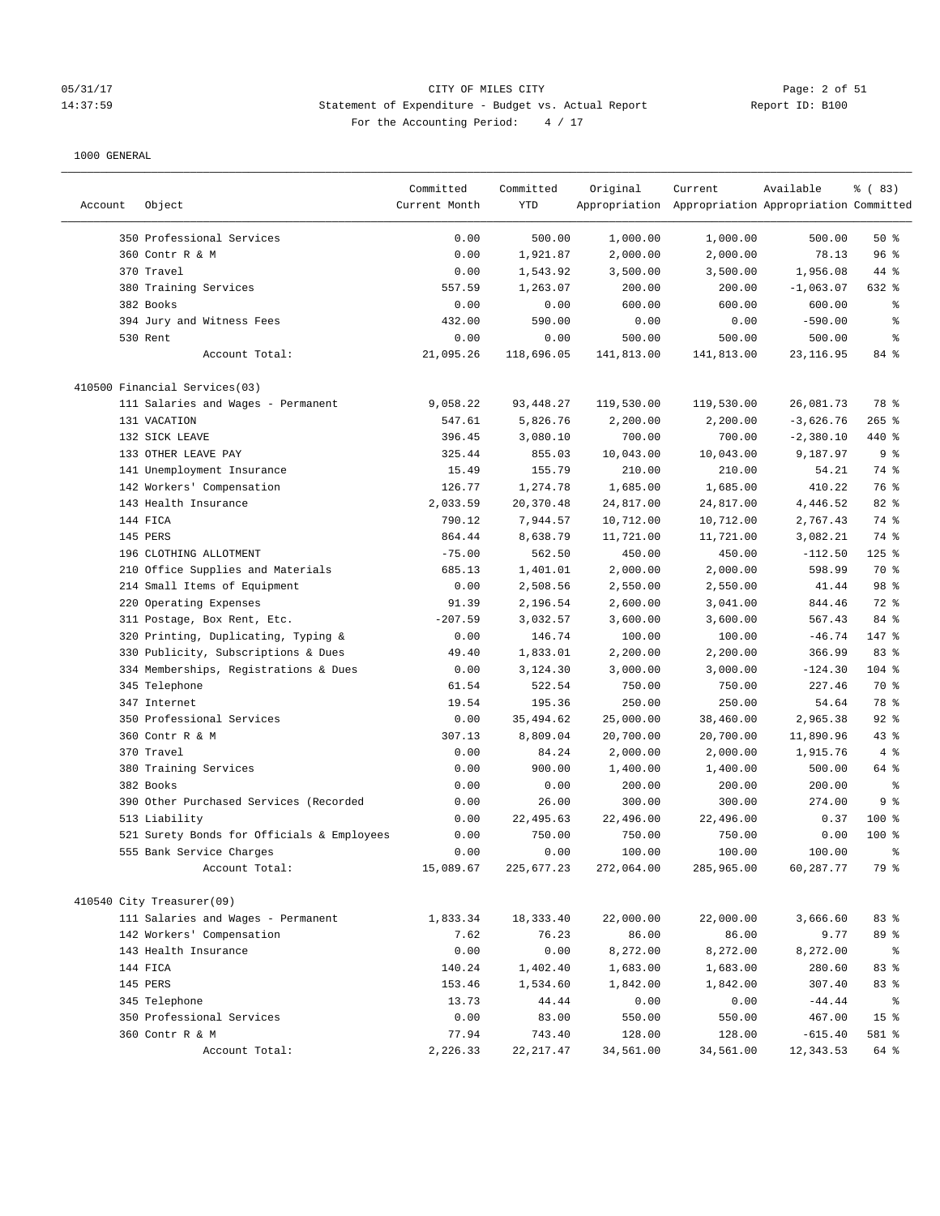CITY OF MILES CITY
Statement of Expenditure - Budget vs. Actual Report
For the Accounting Period: 4 / 17

1000 GENERAL

| Account | Object | Committed Current Month | Committed YTD | Original Appropriation | Current Appropriation | Available Appropriation | % ( 83) Committed |
|---|---|---|---|---|---|---|---|
| | 350 Professional Services | 0.00 | 500.00 | 1,000.00 | 1,000.00 | 500.00 | 50 % |
| | 360 Contr R & M | 0.00 | 1,921.87 | 2,000.00 | 2,000.00 | 78.13 | 96 % |
| | 370 Travel | 0.00 | 1,543.92 | 3,500.00 | 3,500.00 | 1,956.08 | 44 % |
| | 380 Training Services | 557.59 | 1,263.07 | 200.00 | 200.00 | -1,063.07 | 632 % |
| | 382 Books | 0.00 | 0.00 | 600.00 | 600.00 | 600.00 | % |
| | 394 Jury and Witness Fees | 432.00 | 590.00 | 0.00 | 0.00 | -590.00 | % |
| | 530 Rent | 0.00 | 0.00 | 500.00 | 500.00 | 500.00 | % |
| | Account Total: | 21,095.26 | 118,696.05 | 141,813.00 | 141,813.00 | 23,116.95 | 84 % |
| 410500 Financial Services(03) | | | | | | | |
| | 111 Salaries and Wages - Permanent | 9,058.22 | 93,448.27 | 119,530.00 | 119,530.00 | 26,081.73 | 78 % |
| | 131 VACATION | 547.61 | 5,826.76 | 2,200.00 | 2,200.00 | -3,626.76 | 265 % |
| | 132 SICK LEAVE | 396.45 | 3,080.10 | 700.00 | 700.00 | -2,380.10 | 440 % |
| | 133 OTHER LEAVE PAY | 325.44 | 855.03 | 10,043.00 | 10,043.00 | 9,187.97 | 9 % |
| | 141 Unemployment Insurance | 15.49 | 155.79 | 210.00 | 210.00 | 54.21 | 74 % |
| | 142 Workers' Compensation | 126.77 | 1,274.78 | 1,685.00 | 1,685.00 | 410.22 | 76 % |
| | 143 Health Insurance | 2,033.59 | 20,370.48 | 24,817.00 | 24,817.00 | 4,446.52 | 82 % |
| | 144 FICA | 790.12 | 7,944.57 | 10,712.00 | 10,712.00 | 2,767.43 | 74 % |
| | 145 PERS | 864.44 | 8,638.79 | 11,721.00 | 11,721.00 | 3,082.21 | 74 % |
| | 196 CLOTHING ALLOTMENT | -75.00 | 562.50 | 450.00 | 450.00 | -112.50 | 125 % |
| | 210 Office Supplies and Materials | 685.13 | 1,401.01 | 2,000.00 | 2,000.00 | 598.99 | 70 % |
| | 214 Small Items of Equipment | 0.00 | 2,508.56 | 2,550.00 | 2,550.00 | 41.44 | 98 % |
| | 220 Operating Expenses | 91.39 | 2,196.54 | 2,600.00 | 3,041.00 | 844.46 | 72 % |
| | 311 Postage, Box Rent, Etc. | -207.59 | 3,032.57 | 3,600.00 | 3,600.00 | 567.43 | 84 % |
| | 320 Printing, Duplicating, Typing & | 0.00 | 146.74 | 100.00 | 100.00 | -46.74 | 147 % |
| | 330 Publicity, Subscriptions & Dues | 49.40 | 1,833.01 | 2,200.00 | 2,200.00 | 366.99 | 83 % |
| | 334 Memberships, Registrations & Dues | 0.00 | 3,124.30 | 3,000.00 | 3,000.00 | -124.30 | 104 % |
| | 345 Telephone | 61.54 | 522.54 | 750.00 | 750.00 | 227.46 | 70 % |
| | 347 Internet | 19.54 | 195.36 | 250.00 | 250.00 | 54.64 | 78 % |
| | 350 Professional Services | 0.00 | 35,494.62 | 25,000.00 | 38,460.00 | 2,965.38 | 92 % |
| | 360 Contr R & M | 307.13 | 8,809.04 | 20,700.00 | 20,700.00 | 11,890.96 | 43 % |
| | 370 Travel | 0.00 | 84.24 | 2,000.00 | 2,000.00 | 1,915.76 | 4 % |
| | 380 Training Services | 0.00 | 900.00 | 1,400.00 | 1,400.00 | 500.00 | 64 % |
| | 382 Books | 0.00 | 0.00 | 200.00 | 200.00 | 200.00 | % |
| | 390 Other Purchased Services (Recorded | 0.00 | 26.00 | 300.00 | 300.00 | 274.00 | 9 % |
| | 513 Liability | 0.00 | 22,495.63 | 22,496.00 | 22,496.00 | 0.37 | 100 % |
| | 521 Surety Bonds for Officials & Employees | 0.00 | 750.00 | 750.00 | 750.00 | 0.00 | 100 % |
| | 555 Bank Service Charges | 0.00 | 0.00 | 100.00 | 100.00 | 100.00 | % |
| | Account Total: | 15,089.67 | 225,677.23 | 272,064.00 | 285,965.00 | 60,287.77 | 79 % |
| 410540 City Treasurer(09) | | | | | | | |
| | 111 Salaries and Wages - Permanent | 1,833.34 | 18,333.40 | 22,000.00 | 22,000.00 | 3,666.60 | 83 % |
| | 142 Workers' Compensation | 7.62 | 76.23 | 86.00 | 86.00 | 9.77 | 89 % |
| | 143 Health Insurance | 0.00 | 0.00 | 8,272.00 | 8,272.00 | 8,272.00 | % |
| | 144 FICA | 140.24 | 1,402.40 | 1,683.00 | 1,683.00 | 280.60 | 83 % |
| | 145 PERS | 153.46 | 1,534.60 | 1,842.00 | 1,842.00 | 307.40 | 83 % |
| | 345 Telephone | 13.73 | 44.44 | 0.00 | 0.00 | -44.44 | % |
| | 350 Professional Services | 0.00 | 83.00 | 550.00 | 550.00 | 467.00 | 15 % |
| | 360 Contr R & M | 77.94 | 743.40 | 128.00 | 128.00 | -615.40 | 581 % |
| | Account Total: | 2,226.33 | 22,217.47 | 34,561.00 | 34,561.00 | 12,343.53 | 64 % |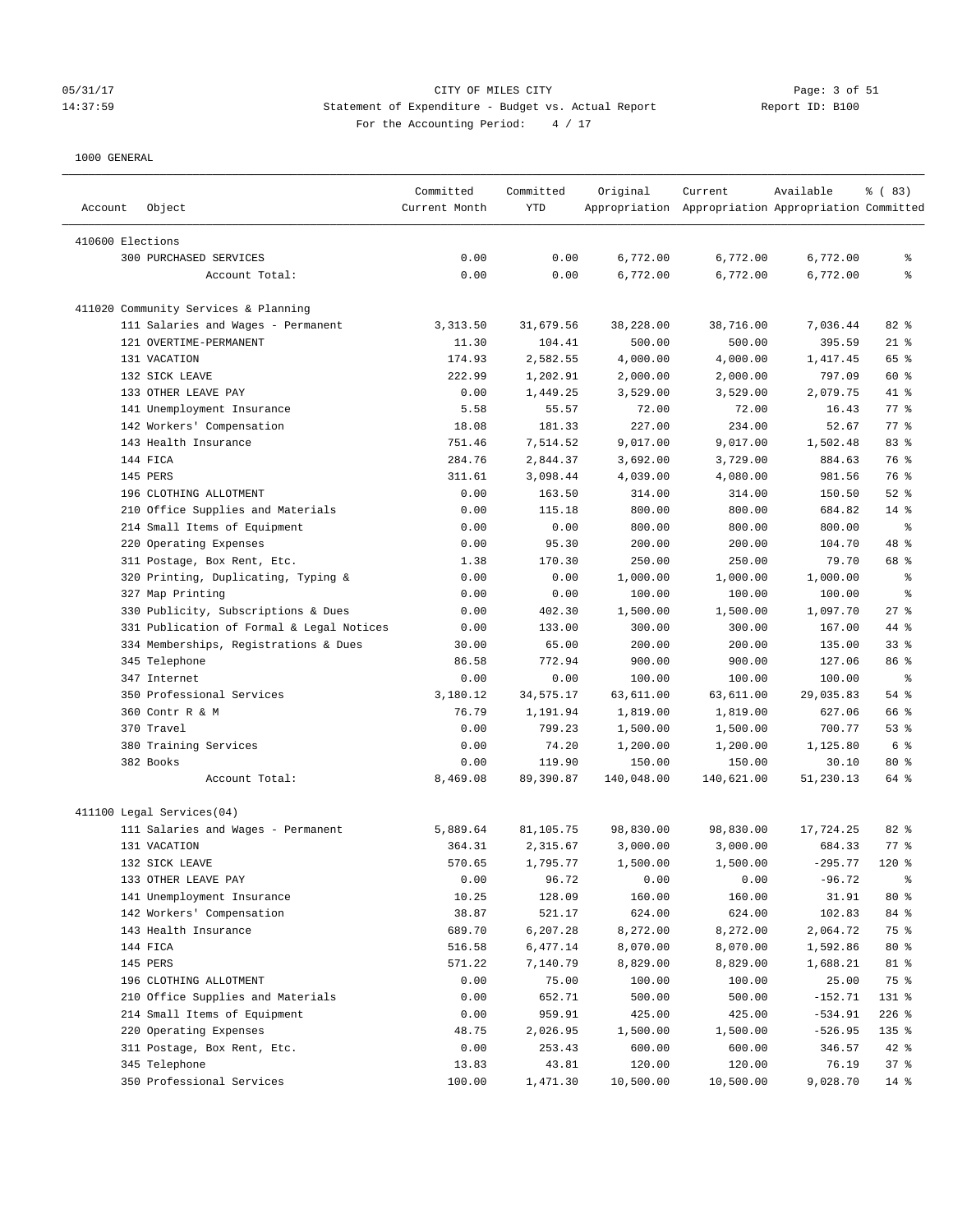1000 GENERAL

| Account | Object | Committed Current Month | Committed YTD | Original Appropriation | Current Appropriation | Available Appropriation | % ( 83) Committed |
|---|---|---|---|---|---|---|---|
| 410600 Elections | | | | | | | |
| | 300 PURCHASED SERVICES | 0.00 | 0.00 | 6,772.00 | 6,772.00 | 6,772.00 | % |
| | Account Total: | 0.00 | 0.00 | 6,772.00 | 6,772.00 | 6,772.00 | % |
| 411020 Community Services & Planning | | | | | | | |
| | 111 Salaries and Wages - Permanent | 3,313.50 | 31,679.56 | 38,228.00 | 38,716.00 | 7,036.44 | 82 % |
| | 121 OVERTIME-PERMANENT | 11.30 | 104.41 | 500.00 | 500.00 | 395.59 | 21 % |
| | 131 VACATION | 174.93 | 2,582.55 | 4,000.00 | 4,000.00 | 1,417.45 | 65 % |
| | 132 SICK LEAVE | 222.99 | 1,202.91 | 2,000.00 | 2,000.00 | 797.09 | 60 % |
| | 133 OTHER LEAVE PAY | 0.00 | 1,449.25 | 3,529.00 | 3,529.00 | 2,079.75 | 41 % |
| | 141 Unemployment Insurance | 5.58 | 55.57 | 72.00 | 72.00 | 16.43 | 77 % |
| | 142 Workers' Compensation | 18.08 | 181.33 | 227.00 | 234.00 | 52.67 | 77 % |
| | 143 Health Insurance | 751.46 | 7,514.52 | 9,017.00 | 9,017.00 | 1,502.48 | 83 % |
| | 144 FICA | 284.76 | 2,844.37 | 3,692.00 | 3,729.00 | 884.63 | 76 % |
| | 145 PERS | 311.61 | 3,098.44 | 4,039.00 | 4,080.00 | 981.56 | 76 % |
| | 196 CLOTHING ALLOTMENT | 0.00 | 163.50 | 314.00 | 314.00 | 150.50 | 52 % |
| | 210 Office Supplies and Materials | 0.00 | 115.18 | 800.00 | 800.00 | 684.82 | 14 % |
| | 214 Small Items of Equipment | 0.00 | 0.00 | 800.00 | 800.00 | 800.00 | % |
| | 220 Operating Expenses | 0.00 | 95.30 | 200.00 | 200.00 | 104.70 | 48 % |
| | 311 Postage, Box Rent, Etc. | 1.38 | 170.30 | 250.00 | 250.00 | 79.70 | 68 % |
| | 320 Printing, Duplicating, Typing & | 0.00 | 0.00 | 1,000.00 | 1,000.00 | 1,000.00 | % |
| | 327 Map Printing | 0.00 | 0.00 | 100.00 | 100.00 | 100.00 | % |
| | 330 Publicity, Subscriptions & Dues | 0.00 | 402.30 | 1,500.00 | 1,500.00 | 1,097.70 | 27 % |
| | 331 Publication of Formal & Legal Notices | 0.00 | 133.00 | 300.00 | 300.00 | 167.00 | 44 % |
| | 334 Memberships, Registrations & Dues | 30.00 | 65.00 | 200.00 | 200.00 | 135.00 | 33 % |
| | 345 Telephone | 86.58 | 772.94 | 900.00 | 900.00 | 127.06 | 86 % |
| | 347 Internet | 0.00 | 0.00 | 100.00 | 100.00 | 100.00 | % |
| | 350 Professional Services | 3,180.12 | 34,575.17 | 63,611.00 | 63,611.00 | 29,035.83 | 54 % |
| | 360 Contr R & M | 76.79 | 1,191.94 | 1,819.00 | 1,819.00 | 627.06 | 66 % |
| | 370 Travel | 0.00 | 799.23 | 1,500.00 | 1,500.00 | 700.77 | 53 % |
| | 380 Training Services | 0.00 | 74.20 | 1,200.00 | 1,200.00 | 1,125.80 | 6 % |
| | 382 Books | 0.00 | 119.90 | 150.00 | 150.00 | 30.10 | 80 % |
| | Account Total: | 8,469.08 | 89,390.87 | 140,048.00 | 140,621.00 | 51,230.13 | 64 % |
| 411100 Legal Services(04) | | | | | | | |
| | 111 Salaries and Wages - Permanent | 5,889.64 | 81,105.75 | 98,830.00 | 98,830.00 | 17,724.25 | 82 % |
| | 131 VACATION | 364.31 | 2,315.67 | 3,000.00 | 3,000.00 | 684.33 | 77 % |
| | 132 SICK LEAVE | 570.65 | 1,795.77 | 1,500.00 | 1,500.00 | -295.77 | 120 % |
| | 133 OTHER LEAVE PAY | 0.00 | 96.72 | 0.00 | 0.00 | -96.72 | % |
| | 141 Unemployment Insurance | 10.25 | 128.09 | 160.00 | 160.00 | 31.91 | 80 % |
| | 142 Workers' Compensation | 38.87 | 521.17 | 624.00 | 624.00 | 102.83 | 84 % |
| | 143 Health Insurance | 689.70 | 6,207.28 | 8,272.00 | 8,272.00 | 2,064.72 | 75 % |
| | 144 FICA | 516.58 | 6,477.14 | 8,070.00 | 8,070.00 | 1,592.86 | 80 % |
| | 145 PERS | 571.22 | 7,140.79 | 8,829.00 | 8,829.00 | 1,688.21 | 81 % |
| | 196 CLOTHING ALLOTMENT | 0.00 | 75.00 | 100.00 | 100.00 | 25.00 | 75 % |
| | 210 Office Supplies and Materials | 0.00 | 652.71 | 500.00 | 500.00 | -152.71 | 131 % |
| | 214 Small Items of Equipment | 0.00 | 959.91 | 425.00 | 425.00 | -534.91 | 226 % |
| | 220 Operating Expenses | 48.75 | 2,026.95 | 1,500.00 | 1,500.00 | -526.95 | 135 % |
| | 311 Postage, Box Rent, Etc. | 0.00 | 253.43 | 600.00 | 600.00 | 346.57 | 42 % |
| | 345 Telephone | 13.83 | 43.81 | 120.00 | 120.00 | 76.19 | 37 % |
| | 350 Professional Services | 100.00 | 1,471.30 | 10,500.00 | 10,500.00 | 9,028.70 | 14 % |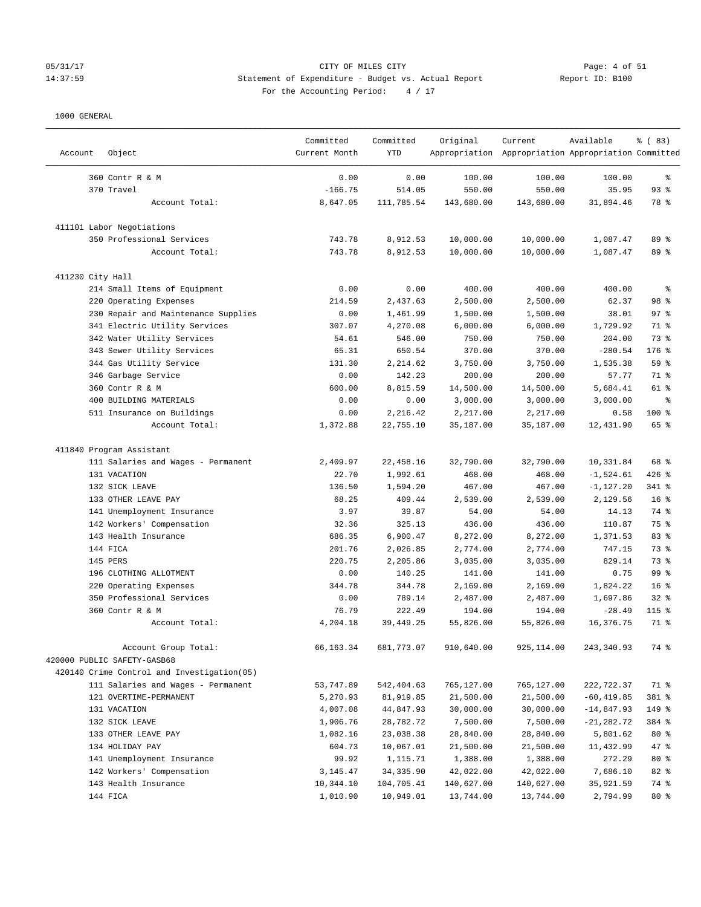CITY OF MILES CITY

Statement of Expenditure - Budget vs. Actual Report

For the Accounting Period: 4 / 17

1000 GENERAL

| Account | Object | Committed Current Month | Committed YTD | Original Appropriation | Current Appropriation | Available Appropriation | % ( 83) Committed |
|---|---|---|---|---|---|---|---|
| | 360 Contr R & M | 0.00 | 0.00 | 100.00 | 100.00 | 100.00 | % |
| | 370 Travel | -166.75 | 514.05 | 550.00 | 550.00 | 35.95 | 93 % |
| | Account Total: | 8,647.05 | 111,785.54 | 143,680.00 | 143,680.00 | 31,894.46 | 78 % |
| 411101 Labor Negotiations | | | | | | | |
| | 350 Professional Services | 743.78 | 8,912.53 | 10,000.00 | 10,000.00 | 1,087.47 | 89 % |
| | Account Total: | 743.78 | 8,912.53 | 10,000.00 | 10,000.00 | 1,087.47 | 89 % |
| 411230 City Hall | | | | | | | |
| | 214 Small Items of Equipment | 0.00 | 0.00 | 400.00 | 400.00 | 400.00 | % |
| | 220 Operating Expenses | 214.59 | 2,437.63 | 2,500.00 | 2,500.00 | 62.37 | 98 % |
| | 230 Repair and Maintenance Supplies | 0.00 | 1,461.99 | 1,500.00 | 1,500.00 | 38.01 | 97 % |
| | 341 Electric Utility Services | 307.07 | 4,270.08 | 6,000.00 | 6,000.00 | 1,729.92 | 71 % |
| | 342 Water Utility Services | 54.61 | 546.00 | 750.00 | 750.00 | 204.00 | 73 % |
| | 343 Sewer Utility Services | 65.31 | 650.54 | 370.00 | 370.00 | -280.54 | 176 % |
| | 344 Gas Utility Service | 131.30 | 2,214.62 | 3,750.00 | 3,750.00 | 1,535.38 | 59 % |
| | 346 Garbage Service | 0.00 | 142.23 | 200.00 | 200.00 | 57.77 | 71 % |
| | 360 Contr R & M | 600.00 | 8,815.59 | 14,500.00 | 14,500.00 | 5,684.41 | 61 % |
| | 400 BUILDING MATERIALS | 0.00 | 0.00 | 3,000.00 | 3,000.00 | 3,000.00 | % |
| | 511 Insurance on Buildings | 0.00 | 2,216.42 | 2,217.00 | 2,217.00 | 0.58 | 100 % |
| | Account Total: | 1,372.88 | 22,755.10 | 35,187.00 | 35,187.00 | 12,431.90 | 65 % |
| 411840 Program Assistant | | | | | | | |
| | 111 Salaries and Wages - Permanent | 2,409.97 | 22,458.16 | 32,790.00 | 32,790.00 | 10,331.84 | 68 % |
| | 131 VACATION | 22.70 | 1,992.61 | 468.00 | 468.00 | -1,524.61 | 426 % |
| | 132 SICK LEAVE | 136.50 | 1,594.20 | 467.00 | 467.00 | -1,127.20 | 341 % |
| | 133 OTHER LEAVE PAY | 68.25 | 409.44 | 2,539.00 | 2,539.00 | 2,129.56 | 16 % |
| | 141 Unemployment Insurance | 3.97 | 39.87 | 54.00 | 54.00 | 14.13 | 74 % |
| | 142 Workers' Compensation | 32.36 | 325.13 | 436.00 | 436.00 | 110.87 | 75 % |
| | 143 Health Insurance | 686.35 | 6,900.47 | 8,272.00 | 8,272.00 | 1,371.53 | 83 % |
| | 144 FICA | 201.76 | 2,026.85 | 2,774.00 | 2,774.00 | 747.15 | 73 % |
| | 145 PERS | 220.75 | 2,205.86 | 3,035.00 | 3,035.00 | 829.14 | 73 % |
| | 196 CLOTHING ALLOTMENT | 0.00 | 140.25 | 141.00 | 141.00 | 0.75 | 99 % |
| | 220 Operating Expenses | 344.78 | 344.78 | 2,169.00 | 2,169.00 | 1,824.22 | 16 % |
| | 350 Professional Services | 0.00 | 789.14 | 2,487.00 | 2,487.00 | 1,697.86 | 32 % |
| | 360 Contr R & M | 76.79 | 222.49 | 194.00 | 194.00 | -28.49 | 115 % |
| | Account Total: | 4,204.18 | 39,449.25 | 55,826.00 | 55,826.00 | 16,376.75 | 71 % |
| | Account Group Total: | 66,163.34 | 681,773.07 | 910,640.00 | 925,114.00 | 243,340.93 | 74 % |
| 420000 PUBLIC SAFETY-GASB68 | | | | | | | |
| 420140 Crime Control and Investigation(05) | | | | | | | |
| | 111 Salaries and Wages - Permanent | 53,747.89 | 542,404.63 | 765,127.00 | 765,127.00 | 222,722.37 | 71 % |
| | 121 OVERTIME-PERMANENT | 5,270.93 | 81,919.85 | 21,500.00 | 21,500.00 | -60,419.85 | 381 % |
| | 131 VACATION | 4,007.08 | 44,847.93 | 30,000.00 | 30,000.00 | -14,847.93 | 149 % |
| | 132 SICK LEAVE | 1,906.76 | 28,782.72 | 7,500.00 | 7,500.00 | -21,282.72 | 384 % |
| | 133 OTHER LEAVE PAY | 1,082.16 | 23,038.38 | 28,840.00 | 28,840.00 | 5,801.62 | 80 % |
| | 134 HOLIDAY PAY | 604.73 | 10,067.01 | 21,500.00 | 21,500.00 | 11,432.99 | 47 % |
| | 141 Unemployment Insurance | 99.92 | 1,115.71 | 1,388.00 | 1,388.00 | 272.29 | 80 % |
| | 142 Workers' Compensation | 3,145.47 | 34,335.90 | 42,022.00 | 42,022.00 | 7,686.10 | 82 % |
| | 143 Health Insurance | 10,344.10 | 104,705.41 | 140,627.00 | 140,627.00 | 35,921.59 | 74 % |
| | 144 FICA | 1,010.90 | 10,949.01 | 13,744.00 | 13,744.00 | 2,794.99 | 80 % |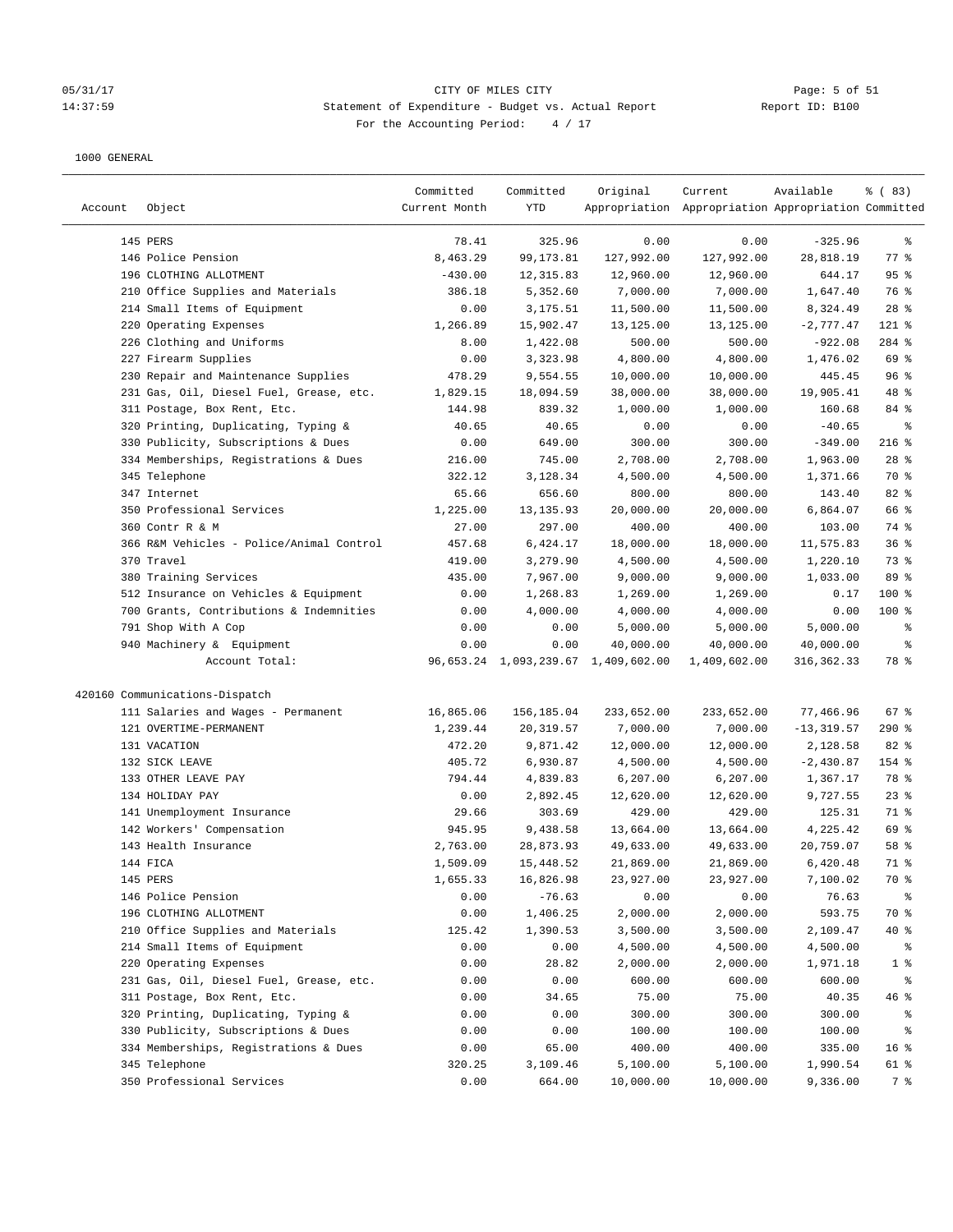05/31/17 CITY OF MILES CITY
14:37:59 Statement of Expenditure - Budget vs. Actual Report Report ID: B100
For the Accounting Period: 4 / 17

1000 GENERAL

| Account | Object | Committed Current Month | Committed YTD | Original Appropriation | Current Appropriation | Available Appropriation | % ( 83) Committed |
|---|---|---|---|---|---|---|---|
| | 145 PERS | 78.41 | 325.96 | 0.00 | 0.00 | -325.96 | % |
| | 146 Police Pension | 8,463.29 | 99,173.81 | 127,992.00 | 127,992.00 | 28,818.19 | 77 % |
| | 196 CLOTHING ALLOTMENT | -430.00 | 12,315.83 | 12,960.00 | 12,960.00 | 644.17 | 95 % |
| | 210 Office Supplies and Materials | 386.18 | 5,352.60 | 7,000.00 | 7,000.00 | 1,647.40 | 76 % |
| | 214 Small Items of Equipment | 0.00 | 3,175.51 | 11,500.00 | 11,500.00 | 8,324.49 | 28 % |
| | 220 Operating Expenses | 1,266.89 | 15,902.47 | 13,125.00 | 13,125.00 | -2,777.47 | 121 % |
| | 226 Clothing and Uniforms | 8.00 | 1,422.08 | 500.00 | 500.00 | -922.08 | 284 % |
| | 227 Firearm Supplies | 0.00 | 3,323.98 | 4,800.00 | 4,800.00 | 1,476.02 | 69 % |
| | 230 Repair and Maintenance Supplies | 478.29 | 9,554.55 | 10,000.00 | 10,000.00 | 445.45 | 96 % |
| | 231 Gas, Oil, Diesel Fuel, Grease, etc. | 1,829.15 | 18,094.59 | 38,000.00 | 38,000.00 | 19,905.41 | 48 % |
| | 311 Postage, Box Rent, Etc. | 144.98 | 839.32 | 1,000.00 | 1,000.00 | 160.68 | 84 % |
| | 320 Printing, Duplicating, Typing & | 40.65 | 40.65 | 0.00 | 0.00 | -40.65 | % |
| | 330 Publicity, Subscriptions & Dues | 0.00 | 649.00 | 300.00 | 300.00 | -349.00 | 216 % |
| | 334 Memberships, Registrations & Dues | 216.00 | 745.00 | 2,708.00 | 2,708.00 | 1,963.00 | 28 % |
| | 345 Telephone | 322.12 | 3,128.34 | 4,500.00 | 4,500.00 | 1,371.66 | 70 % |
| | 347 Internet | 65.66 | 656.60 | 800.00 | 800.00 | 143.40 | 82 % |
| | 350 Professional Services | 1,225.00 | 13,135.93 | 20,000.00 | 20,000.00 | 6,864.07 | 66 % |
| | 360 Contr R & M | 27.00 | 297.00 | 400.00 | 400.00 | 103.00 | 74 % |
| | 366 R&M Vehicles - Police/Animal Control | 457.68 | 6,424.17 | 18,000.00 | 18,000.00 | 11,575.83 | 36 % |
| | 370 Travel | 419.00 | 3,279.90 | 4,500.00 | 4,500.00 | 1,220.10 | 73 % |
| | 380 Training Services | 435.00 | 7,967.00 | 9,000.00 | 9,000.00 | 1,033.00 | 89 % |
| | 512 Insurance on Vehicles & Equipment | 0.00 | 1,268.83 | 1,269.00 | 1,269.00 | 0.17 | 100 % |
| | 700 Grants, Contributions & Indemnities | 0.00 | 4,000.00 | 4,000.00 | 4,000.00 | 0.00 | 100 % |
| | 791 Shop With A Cop | 0.00 | 0.00 | 5,000.00 | 5,000.00 | 5,000.00 | % |
| | 940 Machinery & Equipment | 0.00 | 0.00 | 40,000.00 | 40,000.00 | 40,000.00 | % |
| | Account Total: | 96,653.24 | 1,093,239.67 | 1,409,602.00 | 1,409,602.00 | 316,362.33 | 78 % |
| 420160 Communications-Dispatch | | | | | | | |
| | 111 Salaries and Wages - Permanent | 16,865.06 | 156,185.04 | 233,652.00 | 233,652.00 | 77,466.96 | 67 % |
| | 121 OVERTIME-PERMANENT | 1,239.44 | 20,319.57 | 7,000.00 | 7,000.00 | -13,319.57 | 290 % |
| | 131 VACATION | 472.20 | 9,871.42 | 12,000.00 | 12,000.00 | 2,128.58 | 82 % |
| | 132 SICK LEAVE | 405.72 | 6,930.87 | 4,500.00 | 4,500.00 | -2,430.87 | 154 % |
| | 133 OTHER LEAVE PAY | 794.44 | 4,839.83 | 6,207.00 | 6,207.00 | 1,367.17 | 78 % |
| | 134 HOLIDAY PAY | 0.00 | 2,892.45 | 12,620.00 | 12,620.00 | 9,727.55 | 23 % |
| | 141 Unemployment Insurance | 29.66 | 303.69 | 429.00 | 429.00 | 125.31 | 71 % |
| | 142 Workers' Compensation | 945.95 | 9,438.58 | 13,664.00 | 13,664.00 | 4,225.42 | 69 % |
| | 143 Health Insurance | 2,763.00 | 28,873.93 | 49,633.00 | 49,633.00 | 20,759.07 | 58 % |
| | 144 FICA | 1,509.09 | 15,448.52 | 21,869.00 | 21,869.00 | 6,420.48 | 71 % |
| | 145 PERS | 1,655.33 | 16,826.98 | 23,927.00 | 23,927.00 | 7,100.02 | 70 % |
| | 146 Police Pension | 0.00 | -76.63 | 0.00 | 0.00 | 76.63 | % |
| | 196 CLOTHING ALLOTMENT | 0.00 | 1,406.25 | 2,000.00 | 2,000.00 | 593.75 | 70 % |
| | 210 Office Supplies and Materials | 125.42 | 1,390.53 | 3,500.00 | 3,500.00 | 2,109.47 | 40 % |
| | 214 Small Items of Equipment | 0.00 | 0.00 | 4,500.00 | 4,500.00 | 4,500.00 | % |
| | 220 Operating Expenses | 0.00 | 28.82 | 2,000.00 | 2,000.00 | 1,971.18 | 1 % |
| | 231 Gas, Oil, Diesel Fuel, Grease, etc. | 0.00 | 0.00 | 600.00 | 600.00 | 600.00 | % |
| | 311 Postage, Box Rent, Etc. | 0.00 | 34.65 | 75.00 | 75.00 | 40.35 | 46 % |
| | 320 Printing, Duplicating, Typing & | 0.00 | 0.00 | 300.00 | 300.00 | 300.00 | % |
| | 330 Publicity, Subscriptions & Dues | 0.00 | 0.00 | 100.00 | 100.00 | 100.00 | % |
| | 334 Memberships, Registrations & Dues | 0.00 | 65.00 | 400.00 | 400.00 | 335.00 | 16 % |
| | 345 Telephone | 320.25 | 3,109.46 | 5,100.00 | 5,100.00 | 1,990.54 | 61 % |
| | 350 Professional Services | 0.00 | 664.00 | 10,000.00 | 10,000.00 | 9,336.00 | 7 % |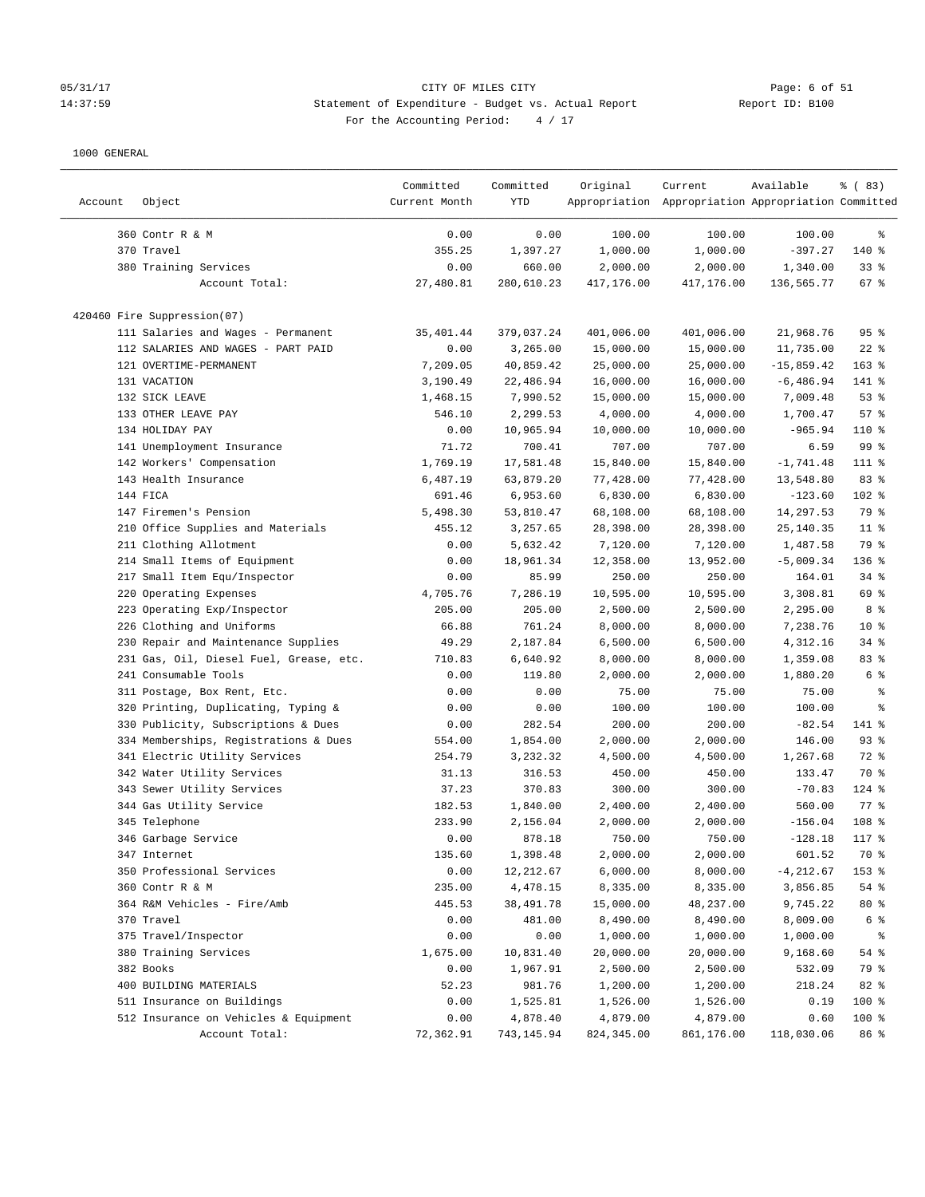1000 GENERAL

| Account | Object | Committed Current Month | Committed YTD | Original Appropriation | Current Appropriation | Available Appropriation | % ( 83) Committed |
|---|---|---|---|---|---|---|---|
| | 360 Contr R & M | 0.00 | 0.00 | 100.00 | 100.00 | 100.00 | % |
| | 370 Travel | 355.25 | 1,397.27 | 1,000.00 | 1,000.00 | -397.27 | 140 % |
| | 380 Training Services | 0.00 | 660.00 | 2,000.00 | 2,000.00 | 1,340.00 | 33 % |
| | Account Total: | 27,480.81 | 280,610.23 | 417,176.00 | 417,176.00 | 136,565.77 | 67 % |
| 420460 Fire Suppression(07) | | | | | | | |
| | 111 Salaries and Wages - Permanent | 35,401.44 | 379,037.24 | 401,006.00 | 401,006.00 | 21,968.76 | 95 % |
| | 112 SALARIES AND WAGES - PART PAID | 0.00 | 3,265.00 | 15,000.00 | 15,000.00 | 11,735.00 | 22 % |
| | 121 OVERTIME-PERMANENT | 7,209.05 | 40,859.42 | 25,000.00 | 25,000.00 | -15,859.42 | 163 % |
| | 131 VACATION | 3,190.49 | 22,486.94 | 16,000.00 | 16,000.00 | -6,486.94 | 141 % |
| | 132 SICK LEAVE | 1,468.15 | 7,990.52 | 15,000.00 | 15,000.00 | 7,009.48 | 53 % |
| | 133 OTHER LEAVE PAY | 546.10 | 2,299.53 | 4,000.00 | 4,000.00 | 1,700.47 | 57 % |
| | 134 HOLIDAY PAY | 0.00 | 10,965.94 | 10,000.00 | 10,000.00 | -965.94 | 110 % |
| | 141 Unemployment Insurance | 71.72 | 700.41 | 707.00 | 707.00 | 6.59 | 99 % |
| | 142 Workers' Compensation | 1,769.19 | 17,581.48 | 15,840.00 | 15,840.00 | -1,741.48 | 111 % |
| | 143 Health Insurance | 6,487.19 | 63,879.20 | 77,428.00 | 77,428.00 | 13,548.80 | 83 % |
| | 144 FICA | 691.46 | 6,953.60 | 6,830.00 | 6,830.00 | -123.60 | 102 % |
| | 147 Firemen's Pension | 5,498.30 | 53,810.47 | 68,108.00 | 68,108.00 | 14,297.53 | 79 % |
| | 210 Office Supplies and Materials | 455.12 | 3,257.65 | 28,398.00 | 28,398.00 | 25,140.35 | 11 % |
| | 211 Clothing Allotment | 0.00 | 5,632.42 | 7,120.00 | 7,120.00 | 1,487.58 | 79 % |
| | 214 Small Items of Equipment | 0.00 | 18,961.34 | 12,358.00 | 13,952.00 | -5,009.34 | 136 % |
| | 217 Small Item Equ/Inspector | 0.00 | 85.99 | 250.00 | 250.00 | 164.01 | 34 % |
| | 220 Operating Expenses | 4,705.76 | 7,286.19 | 10,595.00 | 10,595.00 | 3,308.81 | 69 % |
| | 223 Operating Exp/Inspector | 205.00 | 205.00 | 2,500.00 | 2,500.00 | 2,295.00 | 8 % |
| | 226 Clothing and Uniforms | 66.88 | 761.24 | 8,000.00 | 8,000.00 | 7,238.76 | 10 % |
| | 230 Repair and Maintenance Supplies | 49.29 | 2,187.84 | 6,500.00 | 6,500.00 | 4,312.16 | 34 % |
| | 231 Gas, Oil, Diesel Fuel, Grease, etc. | 710.83 | 6,640.92 | 8,000.00 | 8,000.00 | 1,359.08 | 83 % |
| | 241 Consumable Tools | 0.00 | 119.80 | 2,000.00 | 2,000.00 | 1,880.20 | 6 % |
| | 311 Postage, Box Rent, Etc. | 0.00 | 0.00 | 75.00 | 75.00 | 75.00 | % |
| | 320 Printing, Duplicating, Typing & | 0.00 | 0.00 | 100.00 | 100.00 | 100.00 | % |
| | 330 Publicity, Subscriptions & Dues | 0.00 | 282.54 | 200.00 | 200.00 | -82.54 | 141 % |
| | 334 Memberships, Registrations & Dues | 554.00 | 1,854.00 | 2,000.00 | 2,000.00 | 146.00 | 93 % |
| | 341 Electric Utility Services | 254.79 | 3,232.32 | 4,500.00 | 4,500.00 | 1,267.68 | 72 % |
| | 342 Water Utility Services | 31.13 | 316.53 | 450.00 | 450.00 | 133.47 | 70 % |
| | 343 Sewer Utility Services | 37.23 | 370.83 | 300.00 | 300.00 | -70.83 | 124 % |
| | 344 Gas Utility Service | 182.53 | 1,840.00 | 2,400.00 | 2,400.00 | 560.00 | 77 % |
| | 345 Telephone | 233.90 | 2,156.04 | 2,000.00 | 2,000.00 | -156.04 | 108 % |
| | 346 Garbage Service | 0.00 | 878.18 | 750.00 | 750.00 | -128.18 | 117 % |
| | 347 Internet | 135.60 | 1,398.48 | 2,000.00 | 2,000.00 | 601.52 | 70 % |
| | 350 Professional Services | 0.00 | 12,212.67 | 6,000.00 | 8,000.00 | -4,212.67 | 153 % |
| | 360 Contr R & M | 235.00 | 4,478.15 | 8,335.00 | 8,335.00 | 3,856.85 | 54 % |
| | 364 R&M Vehicles - Fire/Amb | 445.53 | 38,491.78 | 15,000.00 | 48,237.00 | 9,745.22 | 80 % |
| | 370 Travel | 0.00 | 481.00 | 8,490.00 | 8,490.00 | 8,009.00 | 6 % |
| | 375 Travel/Inspector | 0.00 | 0.00 | 1,000.00 | 1,000.00 | 1,000.00 | % |
| | 380 Training Services | 1,675.00 | 10,831.40 | 20,000.00 | 20,000.00 | 9,168.60 | 54 % |
| | 382 Books | 0.00 | 1,967.91 | 2,500.00 | 2,500.00 | 532.09 | 79 % |
| | 400 BUILDING MATERIALS | 52.23 | 981.76 | 1,200.00 | 1,200.00 | 218.24 | 82 % |
| | 511 Insurance on Buildings | 0.00 | 1,525.81 | 1,526.00 | 1,526.00 | 0.19 | 100 % |
| | 512 Insurance on Vehicles & Equipment | 0.00 | 4,878.40 | 4,879.00 | 4,879.00 | 0.60 | 100 % |
| | Account Total: | 72,362.91 | 743,145.94 | 824,345.00 | 861,176.00 | 118,030.06 | 86 % |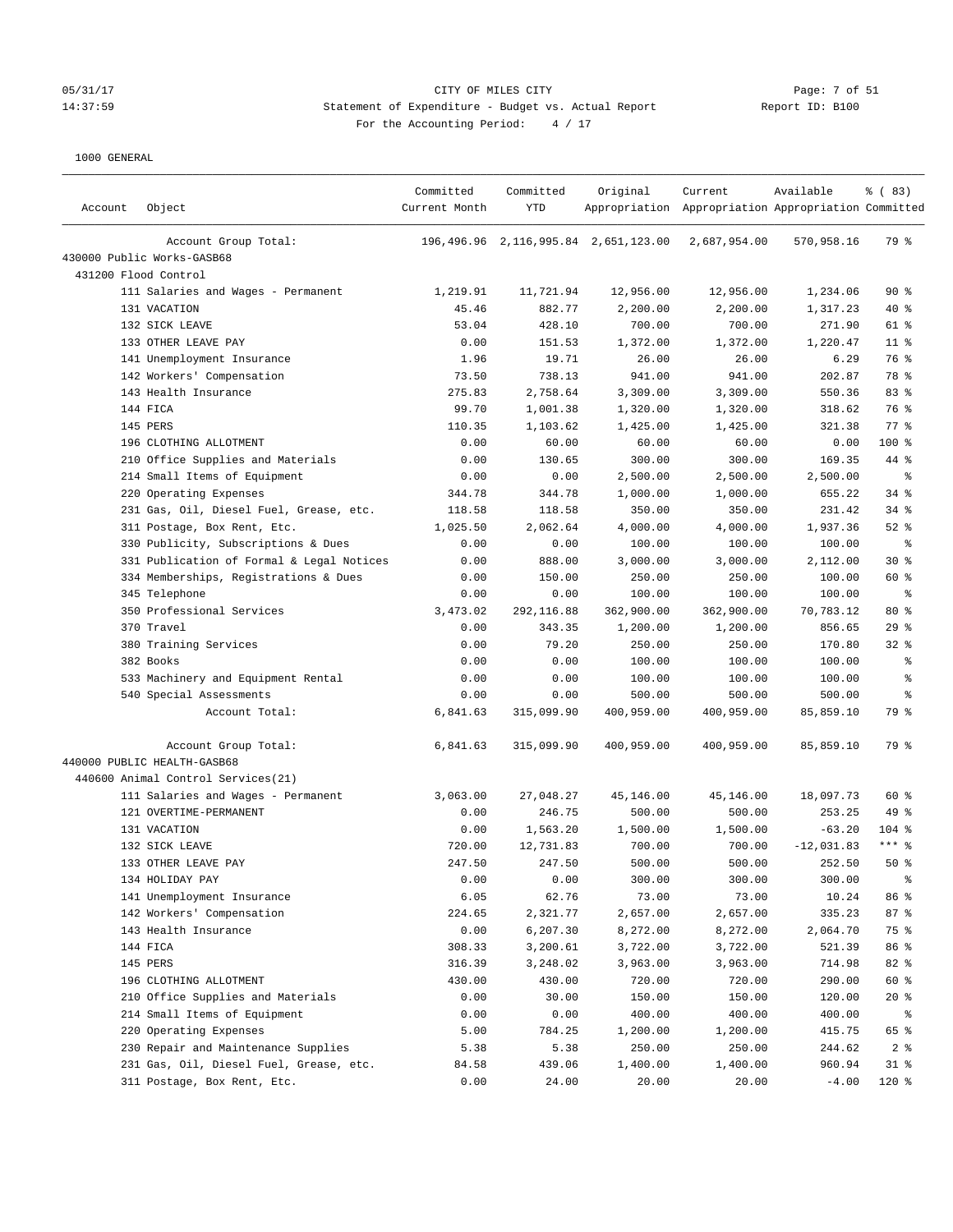CITY OF MILES CITY
Statement of Expenditure - Budget vs. Actual Report
For the Accounting Period: 4 / 17

1000 GENERAL

| Account | Object | Committed Current Month | Committed YTD | Original Appropriation | Current Appropriation | Available Appropriation | % ( 83) Committed |
|---|---|---|---|---|---|---|---|
| | Account Group Total: | 196,496.96 | 2,116,995.84 | 2,651,123.00 | 2,687,954.00 | 570,958.16 | 79 % |
| 430000 Public Works-GASB68 | | | | | | | |
| 431200 Flood Control | | | | | | | |
| | 111 Salaries and Wages - Permanent | 1,219.91 | 11,721.94 | 12,956.00 | 12,956.00 | 1,234.06 | 90 % |
| | 131 VACATION | 45.46 | 882.77 | 2,200.00 | 2,200.00 | 1,317.23 | 40 % |
| | 132 SICK LEAVE | 53.04 | 428.10 | 700.00 | 700.00 | 271.90 | 61 % |
| | 133 OTHER LEAVE PAY | 0.00 | 151.53 | 1,372.00 | 1,372.00 | 1,220.47 | 11 % |
| | 141 Unemployment Insurance | 1.96 | 19.71 | 26.00 | 26.00 | 6.29 | 76 % |
| | 142 Workers' Compensation | 73.50 | 738.13 | 941.00 | 941.00 | 202.87 | 78 % |
| | 143 Health Insurance | 275.83 | 2,758.64 | 3,309.00 | 3,309.00 | 550.36 | 83 % |
| | 144 FICA | 99.70 | 1,001.38 | 1,320.00 | 1,320.00 | 318.62 | 76 % |
| | 145 PERS | 110.35 | 1,103.62 | 1,425.00 | 1,425.00 | 321.38 | 77 % |
| | 196 CLOTHING ALLOTMENT | 0.00 | 60.00 | 60.00 | 60.00 | 0.00 | 100 % |
| | 210 Office Supplies and Materials | 0.00 | 130.65 | 300.00 | 300.00 | 169.35 | 44 % |
| | 214 Small Items of Equipment | 0.00 | 0.00 | 2,500.00 | 2,500.00 | 2,500.00 | % |
| | 220 Operating Expenses | 344.78 | 344.78 | 1,000.00 | 1,000.00 | 655.22 | 34 % |
| | 231 Gas, Oil, Diesel Fuel, Grease, etc. | 118.58 | 118.58 | 350.00 | 350.00 | 231.42 | 34 % |
| | 311 Postage, Box Rent, Etc. | 1,025.50 | 2,062.64 | 4,000.00 | 4,000.00 | 1,937.36 | 52 % |
| | 330 Publicity, Subscriptions & Dues | 0.00 | 0.00 | 100.00 | 100.00 | 100.00 | % |
| | 331 Publication of Formal & Legal Notices | 0.00 | 888.00 | 3,000.00 | 3,000.00 | 2,112.00 | 30 % |
| | 334 Memberships, Registrations & Dues | 0.00 | 150.00 | 250.00 | 250.00 | 100.00 | 60 % |
| | 345 Telephone | 0.00 | 0.00 | 100.00 | 100.00 | 100.00 | % |
| | 350 Professional Services | 3,473.02 | 292,116.88 | 362,900.00 | 362,900.00 | 70,783.12 | 80 % |
| | 370 Travel | 0.00 | 343.35 | 1,200.00 | 1,200.00 | 856.65 | 29 % |
| | 380 Training Services | 0.00 | 79.20 | 250.00 | 250.00 | 170.80 | 32 % |
| | 382 Books | 0.00 | 0.00 | 100.00 | 100.00 | 100.00 | % |
| | 533 Machinery and Equipment Rental | 0.00 | 0.00 | 100.00 | 100.00 | 100.00 | % |
| | 540 Special Assessments | 0.00 | 0.00 | 500.00 | 500.00 | 500.00 | % |
| | Account Total: | 6,841.63 | 315,099.90 | 400,959.00 | 400,959.00 | 85,859.10 | 79 % |
| | Account Group Total: | 6,841.63 | 315,099.90 | 400,959.00 | 400,959.00 | 85,859.10 | 79 % |
| 440000 PUBLIC HEALTH-GASB68 | | | | | | | |
| 440600 Animal Control Services(21) | | | | | | | |
| | 111 Salaries and Wages - Permanent | 3,063.00 | 27,048.27 | 45,146.00 | 45,146.00 | 18,097.73 | 60 % |
| | 121 OVERTIME-PERMANENT | 0.00 | 246.75 | 500.00 | 500.00 | 253.25 | 49 % |
| | 131 VACATION | 0.00 | 1,563.20 | 1,500.00 | 1,500.00 | -63.20 | 104 % |
| | 132 SICK LEAVE | 720.00 | 12,731.83 | 700.00 | 700.00 | -12,031.83 | *** % |
| | 133 OTHER LEAVE PAY | 247.50 | 247.50 | 500.00 | 500.00 | 252.50 | 50 % |
| | 134 HOLIDAY PAY | 0.00 | 0.00 | 300.00 | 300.00 | 300.00 | % |
| | 141 Unemployment Insurance | 6.05 | 62.76 | 73.00 | 73.00 | 10.24 | 86 % |
| | 142 Workers' Compensation | 224.65 | 2,321.77 | 2,657.00 | 2,657.00 | 335.23 | 87 % |
| | 143 Health Insurance | 0.00 | 6,207.30 | 8,272.00 | 8,272.00 | 2,064.70 | 75 % |
| | 144 FICA | 308.33 | 3,200.61 | 3,722.00 | 3,722.00 | 521.39 | 86 % |
| | 145 PERS | 316.39 | 3,248.02 | 3,963.00 | 3,963.00 | 714.98 | 82 % |
| | 196 CLOTHING ALLOTMENT | 430.00 | 430.00 | 720.00 | 720.00 | 290.00 | 60 % |
| | 210 Office Supplies and Materials | 0.00 | 30.00 | 150.00 | 150.00 | 120.00 | 20 % |
| | 214 Small Items of Equipment | 0.00 | 0.00 | 400.00 | 400.00 | 400.00 | % |
| | 220 Operating Expenses | 5.00 | 784.25 | 1,200.00 | 1,200.00 | 415.75 | 65 % |
| | 230 Repair and Maintenance Supplies | 5.38 | 5.38 | 250.00 | 250.00 | 244.62 | 2 % |
| | 231 Gas, Oil, Diesel Fuel, Grease, etc. | 84.58 | 439.06 | 1,400.00 | 1,400.00 | 960.94 | 31 % |
| | 311 Postage, Box Rent, Etc. | 0.00 | 24.00 | 20.00 | 20.00 | -4.00 | 120 % |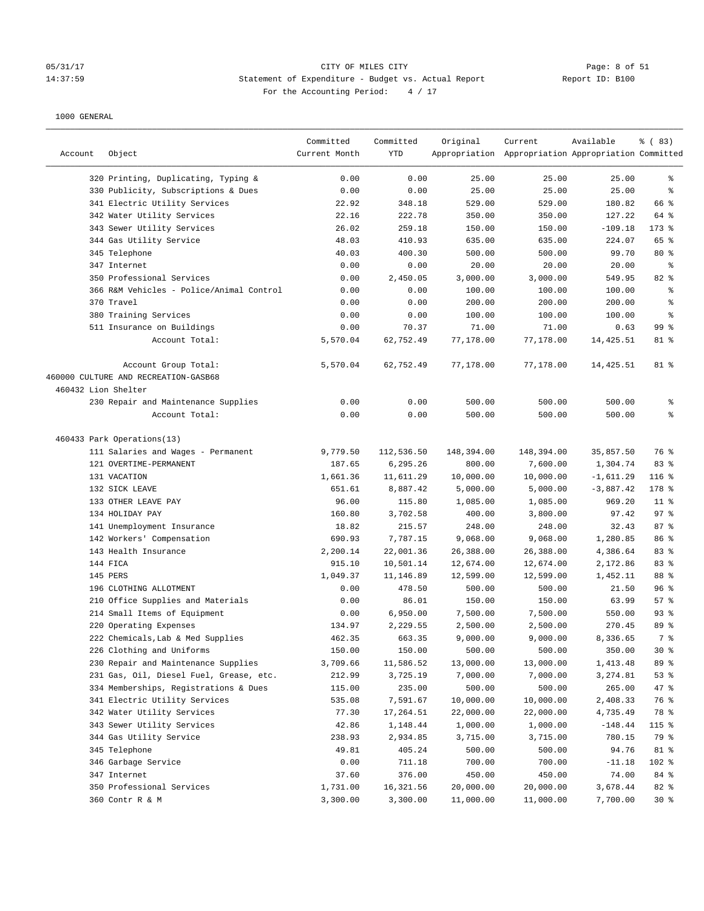1000 GENERAL

| Account | Object | Committed Current Month | Committed YTD | Original Appropriation | Current Appropriation | Available Appropriation | % ( 83) Committed |
|---|---|---|---|---|---|---|---|
| | 320 Printing, Duplicating, Typing & | 0.00 | 0.00 | 25.00 | 25.00 | 25.00 | % |
| | 330 Publicity, Subscriptions & Dues | 0.00 | 0.00 | 25.00 | 25.00 | 25.00 | % |
| | 341 Electric Utility Services | 22.92 | 348.18 | 529.00 | 529.00 | 180.82 | 66 % |
| | 342 Water Utility Services | 22.16 | 222.78 | 350.00 | 350.00 | 127.22 | 64 % |
| | 343 Sewer Utility Services | 26.02 | 259.18 | 150.00 | 150.00 | -109.18 | 173 % |
| | 344 Gas Utility Service | 48.03 | 410.93 | 635.00 | 635.00 | 224.07 | 65 % |
| | 345 Telephone | 40.03 | 400.30 | 500.00 | 500.00 | 99.70 | 80 % |
| | 347 Internet | 0.00 | 0.00 | 20.00 | 20.00 | 20.00 | % |
| | 350 Professional Services | 0.00 | 2,450.05 | 3,000.00 | 3,000.00 | 549.95 | 82 % |
| | 366 R&M Vehicles - Police/Animal Control | 0.00 | 0.00 | 100.00 | 100.00 | 100.00 | % |
| | 370 Travel | 0.00 | 0.00 | 200.00 | 200.00 | 200.00 | % |
| | 380 Training Services | 0.00 | 0.00 | 100.00 | 100.00 | 100.00 | % |
| | 511 Insurance on Buildings | 0.00 | 70.37 | 71.00 | 71.00 | 0.63 | 99 % |
| | Account Total: | 5,570.04 | 62,752.49 | 77,178.00 | 77,178.00 | 14,425.51 | 81 % |
| | | | | | | | |
| | Account Group Total: | 5,570.04 | 62,752.49 | 77,178.00 | 77,178.00 | 14,425.51 | 81 % |
| 460000 CULTURE AND RECREATION-GASB68 | | | | | | | |
| 460432 Lion Shelter | | | | | | | |
| | 230 Repair and Maintenance Supplies | 0.00 | 0.00 | 500.00 | 500.00 | 500.00 | % |
| | Account Total: | 0.00 | 0.00 | 500.00 | 500.00 | 500.00 | % |
| | | | | | | | |
| 460433 Park Operations(13) | | | | | | | |
| | 111 Salaries and Wages - Permanent | 9,779.50 | 112,536.50 | 148,394.00 | 148,394.00 | 35,857.50 | 76 % |
| | 121 OVERTIME-PERMANENT | 187.65 | 6,295.26 | 800.00 | 7,600.00 | 1,304.74 | 83 % |
| | 131 VACATION | 1,661.36 | 11,611.29 | 10,000.00 | 10,000.00 | -1,611.29 | 116 % |
| | 132 SICK LEAVE | 651.61 | 8,887.42 | 5,000.00 | 5,000.00 | -3,887.42 | 178 % |
| | 133 OTHER LEAVE PAY | 96.00 | 115.80 | 1,085.00 | 1,085.00 | 969.20 | 11 % |
| | 134 HOLIDAY PAY | 160.80 | 3,702.58 | 400.00 | 3,800.00 | 97.42 | 97 % |
| | 141 Unemployment Insurance | 18.82 | 215.57 | 248.00 | 248.00 | 32.43 | 87 % |
| | 142 Workers' Compensation | 690.93 | 7,787.15 | 9,068.00 | 9,068.00 | 1,280.85 | 86 % |
| | 143 Health Insurance | 2,200.14 | 22,001.36 | 26,388.00 | 26,388.00 | 4,386.64 | 83 % |
| | 144 FICA | 915.10 | 10,501.14 | 12,674.00 | 12,674.00 | 2,172.86 | 83 % |
| | 145 PERS | 1,049.37 | 11,146.89 | 12,599.00 | 12,599.00 | 1,452.11 | 88 % |
| | 196 CLOTHING ALLOTMENT | 0.00 | 478.50 | 500.00 | 500.00 | 21.50 | 96 % |
| | 210 Office Supplies and Materials | 0.00 | 86.01 | 150.00 | 150.00 | 63.99 | 57 % |
| | 214 Small Items of Equipment | 0.00 | 6,950.00 | 7,500.00 | 7,500.00 | 550.00 | 93 % |
| | 220 Operating Expenses | 134.97 | 2,229.55 | 2,500.00 | 2,500.00 | 270.45 | 89 % |
| | 222 Chemicals,Lab & Med Supplies | 462.35 | 663.35 | 9,000.00 | 9,000.00 | 8,336.65 | 7 % |
| | 226 Clothing and Uniforms | 150.00 | 150.00 | 500.00 | 500.00 | 350.00 | 30 % |
| | 230 Repair and Maintenance Supplies | 3,709.66 | 11,586.52 | 13,000.00 | 13,000.00 | 1,413.48 | 89 % |
| | 231 Gas, Oil, Diesel Fuel, Grease, etc. | 212.99 | 3,725.19 | 7,000.00 | 7,000.00 | 3,274.81 | 53 % |
| | 334 Memberships, Registrations & Dues | 115.00 | 235.00 | 500.00 | 500.00 | 265.00 | 47 % |
| | 341 Electric Utility Services | 535.08 | 7,591.67 | 10,000.00 | 10,000.00 | 2,408.33 | 76 % |
| | 342 Water Utility Services | 77.30 | 17,264.51 | 22,000.00 | 22,000.00 | 4,735.49 | 78 % |
| | 343 Sewer Utility Services | 42.86 | 1,148.44 | 1,000.00 | 1,000.00 | -148.44 | 115 % |
| | 344 Gas Utility Service | 238.93 | 2,934.85 | 3,715.00 | 3,715.00 | 780.15 | 79 % |
| | 345 Telephone | 49.81 | 405.24 | 500.00 | 500.00 | 94.76 | 81 % |
| | 346 Garbage Service | 0.00 | 711.18 | 700.00 | 700.00 | -11.18 | 102 % |
| | 347 Internet | 37.60 | 376.00 | 450.00 | 450.00 | 74.00 | 84 % |
| | 350 Professional Services | 1,731.00 | 16,321.56 | 20,000.00 | 20,000.00 | 3,678.44 | 82 % |
| | 360 Contr R & M | 3,300.00 | 3,300.00 | 11,000.00 | 11,000.00 | 7,700.00 | 30 % |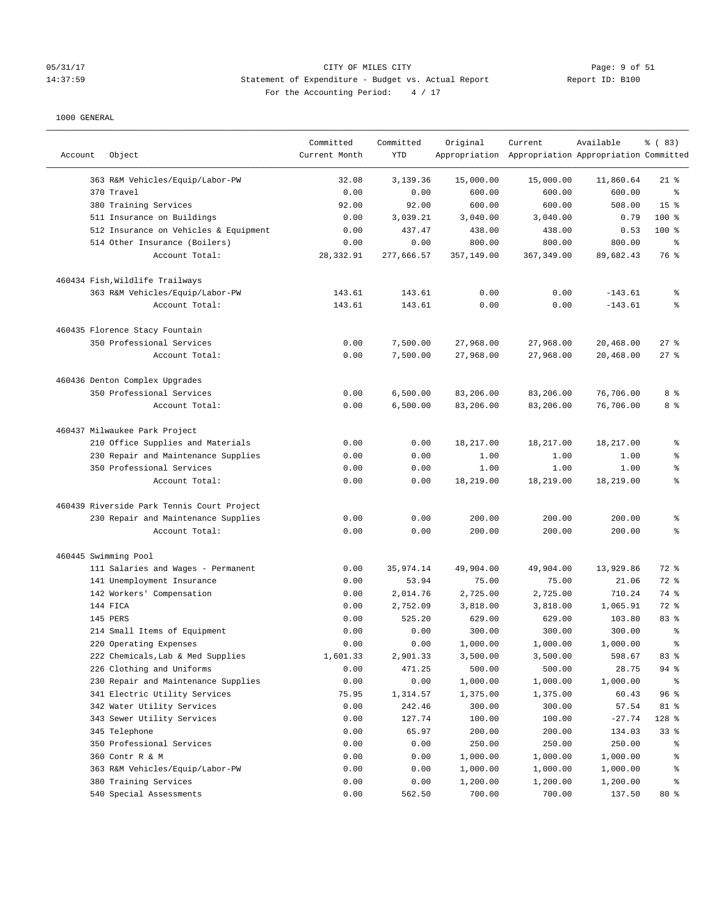1000 GENERAL

| Account | Object | Committed Current Month | Committed YTD | Original Appropriation | Current Appropriation | Available Appropriation | % ( 83) Committed |
|---|---|---|---|---|---|---|---|
| | 363 R&M Vehicles/Equip/Labor-PW | 32.08 | 3,139.36 | 15,000.00 | 15,000.00 | 11,860.64 | 21 % |
| | 370 Travel | 0.00 | 0.00 | 600.00 | 600.00 | 600.00 | % |
| | 380 Training Services | 92.00 | 92.00 | 600.00 | 600.00 | 508.00 | 15 % |
| | 511 Insurance on Buildings | 0.00 | 3,039.21 | 3,040.00 | 3,040.00 | 0.79 | 100 % |
| | 512 Insurance on Vehicles & Equipment | 0.00 | 437.47 | 438.00 | 438.00 | 0.53 | 100 % |
| | 514 Other Insurance (Boilers) | 0.00 | 0.00 | 800.00 | 800.00 | 800.00 | % |
| | Account Total: | 28,332.91 | 277,666.57 | 357,149.00 | 367,349.00 | 89,682.43 | 76 % |
| 460434 Fish,Wildlife Trailways | | | | | | | |
| | 363 R&M Vehicles/Equip/Labor-PW | 143.61 | 143.61 | 0.00 | 0.00 | -143.61 | % |
| | Account Total: | 143.61 | 143.61 | 0.00 | 0.00 | -143.61 | % |
| 460435 Florence Stacy Fountain | | | | | | | |
| | 350 Professional Services | 0.00 | 7,500.00 | 27,968.00 | 27,968.00 | 20,468.00 | 27 % |
| | Account Total: | 0.00 | 7,500.00 | 27,968.00 | 27,968.00 | 20,468.00 | 27 % |
| 460436 Denton Complex Upgrades | | | | | | | |
| | 350 Professional Services | 0.00 | 6,500.00 | 83,206.00 | 83,206.00 | 76,706.00 | 8 % |
| | Account Total: | 0.00 | 6,500.00 | 83,206.00 | 83,206.00 | 76,706.00 | 8 % |
| 460437 Milwaukee Park Project | | | | | | | |
| | 210 Office Supplies and Materials | 0.00 | 0.00 | 18,217.00 | 18,217.00 | 18,217.00 | % |
| | 230 Repair and Maintenance Supplies | 0.00 | 0.00 | 1.00 | 1.00 | 1.00 | % |
| | 350 Professional Services | 0.00 | 0.00 | 1.00 | 1.00 | 1.00 | % |
| | Account Total: | 0.00 | 0.00 | 18,219.00 | 18,219.00 | 18,219.00 | % |
| 460439 Riverside Park Tennis Court Project | | | | | | | |
| | 230 Repair and Maintenance Supplies | 0.00 | 0.00 | 200.00 | 200.00 | 200.00 | % |
| | Account Total: | 0.00 | 0.00 | 200.00 | 200.00 | 200.00 | % |
| 460445 Swimming Pool | | | | | | | |
| | 111 Salaries and Wages - Permanent | 0.00 | 35,974.14 | 49,904.00 | 49,904.00 | 13,929.86 | 72 % |
| | 141 Unemployment Insurance | 0.00 | 53.94 | 75.00 | 75.00 | 21.06 | 72 % |
| | 142 Workers' Compensation | 0.00 | 2,014.76 | 2,725.00 | 2,725.00 | 710.24 | 74 % |
| | 144 FICA | 0.00 | 2,752.09 | 3,818.00 | 3,818.00 | 1,065.91 | 72 % |
| | 145 PERS | 0.00 | 525.20 | 629.00 | 629.00 | 103.80 | 83 % |
| | 214 Small Items of Equipment | 0.00 | 0.00 | 300.00 | 300.00 | 300.00 | % |
| | 220 Operating Expenses | 0.00 | 0.00 | 1,000.00 | 1,000.00 | 1,000.00 | % |
| | 222 Chemicals,Lab & Med Supplies | 1,601.33 | 2,901.33 | 3,500.00 | 3,500.00 | 598.67 | 83 % |
| | 226 Clothing and Uniforms | 0.00 | 471.25 | 500.00 | 500.00 | 28.75 | 94 % |
| | 230 Repair and Maintenance Supplies | 0.00 | 0.00 | 1,000.00 | 1,000.00 | 1,000.00 | % |
| | 341 Electric Utility Services | 75.95 | 1,314.57 | 1,375.00 | 1,375.00 | 60.43 | 96 % |
| | 342 Water Utility Services | 0.00 | 242.46 | 300.00 | 300.00 | 57.54 | 81 % |
| | 343 Sewer Utility Services | 0.00 | 127.74 | 100.00 | 100.00 | -27.74 | 128 % |
| | 345 Telephone | 0.00 | 65.97 | 200.00 | 200.00 | 134.03 | 33 % |
| | 350 Professional Services | 0.00 | 0.00 | 250.00 | 250.00 | 250.00 | % |
| | 360 Contr R & M | 0.00 | 0.00 | 1,000.00 | 1,000.00 | 1,000.00 | % |
| | 363 R&M Vehicles/Equip/Labor-PW | 0.00 | 0.00 | 1,000.00 | 1,000.00 | 1,000.00 | % |
| | 380 Training Services | 0.00 | 0.00 | 1,200.00 | 1,200.00 | 1,200.00 | % |
| | 540 Special Assessments | 0.00 | 562.50 | 700.00 | 700.00 | 137.50 | 80 % |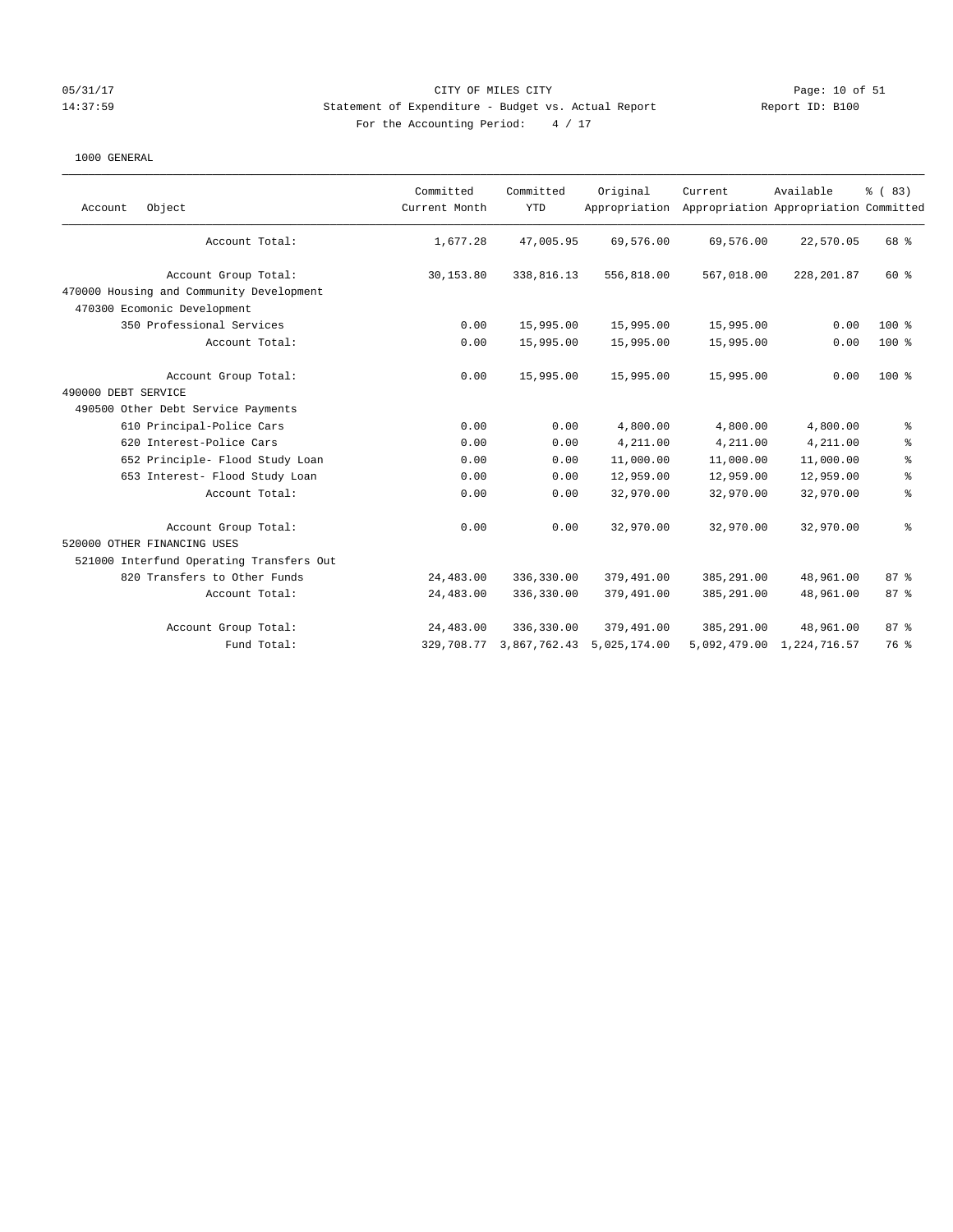CITY OF MILES CITY

Statement of Expenditure - Budget vs. Actual Report

For the Accounting Period: 4 / 17

05/31/17 14:37:59 — Report ID: B100

1000 GENERAL

| Account Object | Committed Current Month | Committed YTD | Original Appropriation | Current Appropriation | Available Appropriation | % ( 83) Committed |
|---|---|---|---|---|---|---|
| Account Total: | 1,677.28 | 47,005.95 | 69,576.00 | 69,576.00 | 22,570.05 | 68 % |
| Account Group Total: | 30,153.80 | 338,816.13 | 556,818.00 | 567,018.00 | 228,201.87 | 60 % |
| 470000 Housing and Community Development | | | | | | |
| 470300 Ecomonic Development | | | | | | |
| 350 Professional Services | 0.00 | 15,995.00 | 15,995.00 | 15,995.00 | 0.00 | 100 % |
| Account Total: | 0.00 | 15,995.00 | 15,995.00 | 15,995.00 | 0.00 | 100 % |
| Account Group Total: | 0.00 | 15,995.00 | 15,995.00 | 15,995.00 | 0.00 | 100 % |
| 490000 DEBT SERVICE | | | | | | |
| 490500 Other Debt Service Payments | | | | | | |
| 610 Principal-Police Cars | 0.00 | 0.00 | 4,800.00 | 4,800.00 | 4,800.00 | % |
| 620 Interest-Police Cars | 0.00 | 0.00 | 4,211.00 | 4,211.00 | 4,211.00 | % |
| 652 Principle- Flood Study Loan | 0.00 | 0.00 | 11,000.00 | 11,000.00 | 11,000.00 | % |
| 653 Interest- Flood Study Loan | 0.00 | 0.00 | 12,959.00 | 12,959.00 | 12,959.00 | % |
| Account Total: | 0.00 | 0.00 | 32,970.00 | 32,970.00 | 32,970.00 | % |
| Account Group Total: | 0.00 | 0.00 | 32,970.00 | 32,970.00 | 32,970.00 | % |
| 520000 OTHER FINANCING USES | | | | | | |
| 521000 Interfund Operating Transfers Out | | | | | | |
| 820 Transfers to Other Funds | 24,483.00 | 336,330.00 | 379,491.00 | 385,291.00 | 48,961.00 | 87 % |
| Account Total: | 24,483.00 | 336,330.00 | 379,491.00 | 385,291.00 | 48,961.00 | 87 % |
| Account Group Total: | 24,483.00 | 336,330.00 | 379,491.00 | 385,291.00 | 48,961.00 | 87 % |
| Fund Total: | 329,708.77 | 3,867,762.43 | 5,025,174.00 | 5,092,479.00 | 1,224,716.57 | 76 % |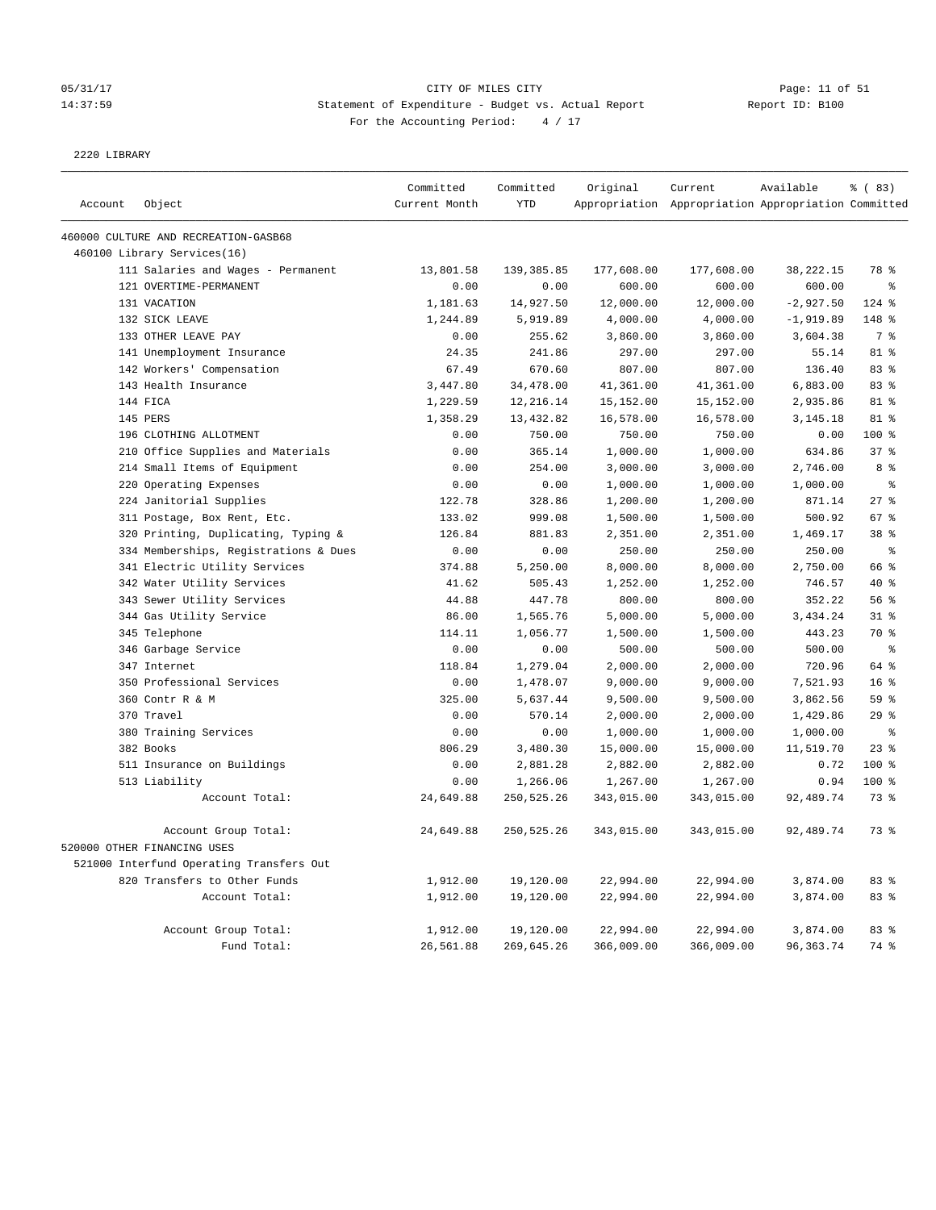CITY OF MILES CITY
Statement of Expenditure - Budget vs. Actual Report
For the Accounting Period: 4 / 17

05/31/17
14:37:59
Report ID: B100

2220 LIBRARY

| Account | Object | Committed Current Month | Committed YTD | Original Appropriation | Current Appropriation | Available Appropriation | % ( 83) Committed |
|---|---|---|---|---|---|---|---|
| 460000 CULTURE AND RECREATION-GASB68 | | | | | | | |
| 460100 Library Services(16) | | | | | | | |
| | 111 Salaries and Wages - Permanent | 13,801.58 | 139,385.85 | 177,608.00 | 177,608.00 | 38,222.15 | 78 % |
| | 121 OVERTIME-PERMANENT | 0.00 | 0.00 | 600.00 | 600.00 | 600.00 | % |
| | 131 VACATION | 1,181.63 | 14,927.50 | 12,000.00 | 12,000.00 | -2,927.50 | 124 % |
| | 132 SICK LEAVE | 1,244.89 | 5,919.89 | 4,000.00 | 4,000.00 | -1,919.89 | 148 % |
| | 133 OTHER LEAVE PAY | 0.00 | 255.62 | 3,860.00 | 3,860.00 | 3,604.38 | 7 % |
| | 141 Unemployment Insurance | 24.35 | 241.86 | 297.00 | 297.00 | 55.14 | 81 % |
| | 142 Workers' Compensation | 67.49 | 670.60 | 807.00 | 807.00 | 136.40 | 83 % |
| | 143 Health Insurance | 3,447.80 | 34,478.00 | 41,361.00 | 41,361.00 | 6,883.00 | 83 % |
| | 144 FICA | 1,229.59 | 12,216.14 | 15,152.00 | 15,152.00 | 2,935.86 | 81 % |
| | 145 PERS | 1,358.29 | 13,432.82 | 16,578.00 | 16,578.00 | 3,145.18 | 81 % |
| | 196 CLOTHING ALLOTMENT | 0.00 | 750.00 | 750.00 | 750.00 | 0.00 | 100 % |
| | 210 Office Supplies and Materials | 0.00 | 365.14 | 1,000.00 | 1,000.00 | 634.86 | 37 % |
| | 214 Small Items of Equipment | 0.00 | 254.00 | 3,000.00 | 3,000.00 | 2,746.00 | 8 % |
| | 220 Operating Expenses | 0.00 | 0.00 | 1,000.00 | 1,000.00 | 1,000.00 | % |
| | 224 Janitorial Supplies | 122.78 | 328.86 | 1,200.00 | 1,200.00 | 871.14 | 27 % |
| | 311 Postage, Box Rent, Etc. | 133.02 | 999.08 | 1,500.00 | 1,500.00 | 500.92 | 67 % |
| | 320 Printing, Duplicating, Typing & | 126.84 | 881.83 | 2,351.00 | 2,351.00 | 1,469.17 | 38 % |
| | 334 Memberships, Registrations & Dues | 0.00 | 0.00 | 250.00 | 250.00 | 250.00 | % |
| | 341 Electric Utility Services | 374.88 | 5,250.00 | 8,000.00 | 8,000.00 | 2,750.00 | 66 % |
| | 342 Water Utility Services | 41.62 | 505.43 | 1,252.00 | 1,252.00 | 746.57 | 40 % |
| | 343 Sewer Utility Services | 44.88 | 447.78 | 800.00 | 800.00 | 352.22 | 56 % |
| | 344 Gas Utility Service | 86.00 | 1,565.76 | 5,000.00 | 5,000.00 | 3,434.24 | 31 % |
| | 345 Telephone | 114.11 | 1,056.77 | 1,500.00 | 1,500.00 | 443.23 | 70 % |
| | 346 Garbage Service | 0.00 | 0.00 | 500.00 | 500.00 | 500.00 | % |
| | 347 Internet | 118.84 | 1,279.04 | 2,000.00 | 2,000.00 | 720.96 | 64 % |
| | 350 Professional Services | 0.00 | 1,478.07 | 9,000.00 | 9,000.00 | 7,521.93 | 16 % |
| | 360 Contr R & M | 325.00 | 5,637.44 | 9,500.00 | 9,500.00 | 3,862.56 | 59 % |
| | 370 Travel | 0.00 | 570.14 | 2,000.00 | 2,000.00 | 1,429.86 | 29 % |
| | 380 Training Services | 0.00 | 0.00 | 1,000.00 | 1,000.00 | 1,000.00 | % |
| | 382 Books | 806.29 | 3,480.30 | 15,000.00 | 15,000.00 | 11,519.70 | 23 % |
| | 511 Insurance on Buildings | 0.00 | 2,881.28 | 2,882.00 | 2,882.00 | 0.72 | 100 % |
| | 513 Liability | 0.00 | 1,266.06 | 1,267.00 | 1,267.00 | 0.94 | 100 % |
| | Account Total: | 24,649.88 | 250,525.26 | 343,015.00 | 343,015.00 | 92,489.74 | 73 % |
| | Account Group Total: | 24,649.88 | 250,525.26 | 343,015.00 | 343,015.00 | 92,489.74 | 73 % |
| 520000 OTHER FINANCING USES | | | | | | | |
| 521000 Interfund Operating Transfers Out | | | | | | | |
| | 820 Transfers to Other Funds | 1,912.00 | 19,120.00 | 22,994.00 | 22,994.00 | 3,874.00 | 83 % |
| | Account Total: | 1,912.00 | 19,120.00 | 22,994.00 | 22,994.00 | 3,874.00 | 83 % |
| | Account Group Total: | 1,912.00 | 19,120.00 | 22,994.00 | 22,994.00 | 3,874.00 | 83 % |
| | Fund Total: | 26,561.88 | 269,645.26 | 366,009.00 | 366,009.00 | 96,363.74 | 74 % |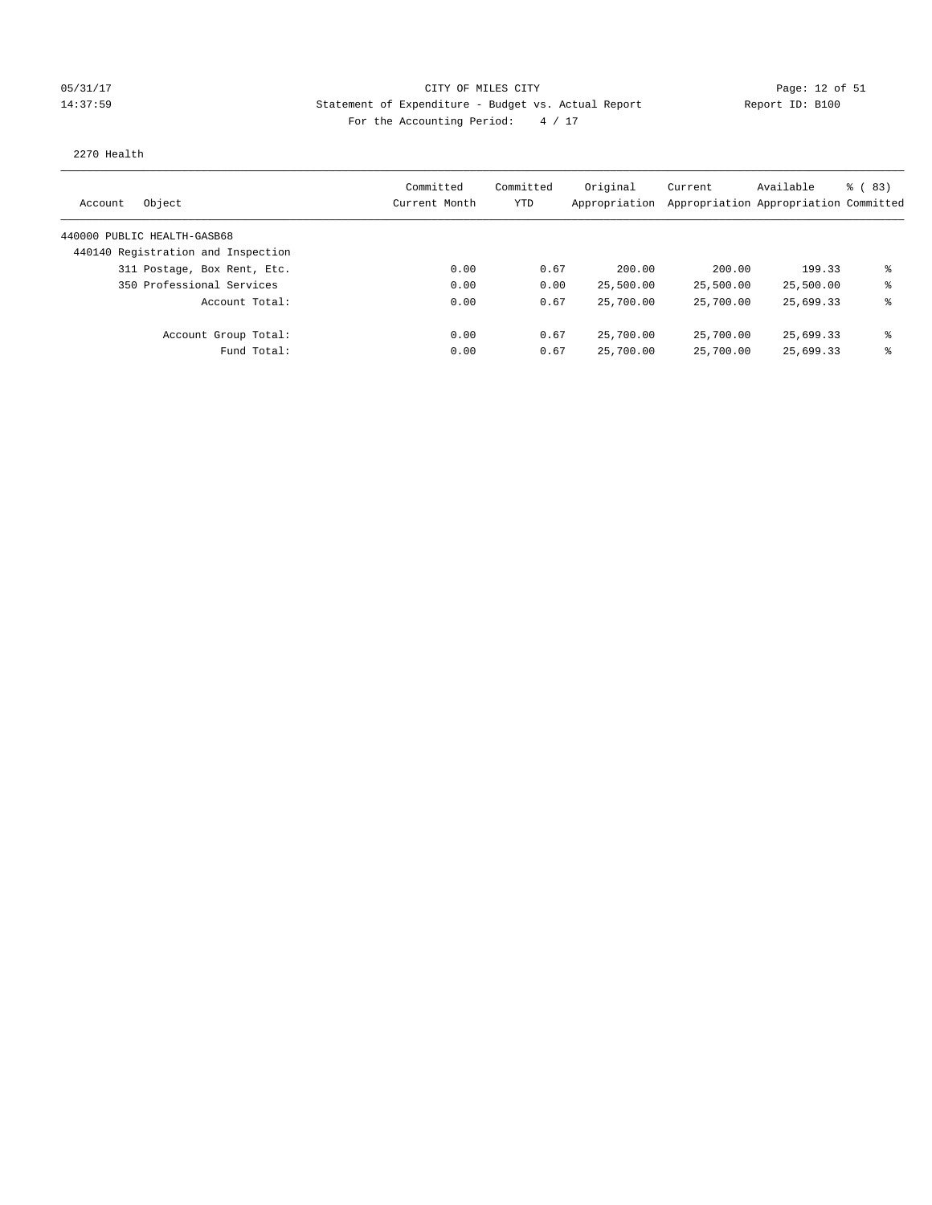05/31/17 CITY OF MILES CITY
14:37:59 Statement of Expenditure - Budget vs. Actual Report Report ID: B100
For the Accounting Period: 4 / 17

2270 Health

| Account | Object | Committed Current Month | Committed YTD | Original Appropriation | Current Appropriation | Available Appropriation | % ( 83) Committed |
|---|---|---|---|---|---|---|---|
| 440000 PUBLIC HEALTH-GASB68 | | | | | | | |
| 440140 Registration and Inspection | | | | | | | |
| | 311 Postage, Box Rent, Etc. | 0.00 | 0.67 | 200.00 | 200.00 | 199.33 | % |
| | 350 Professional Services | 0.00 | 0.00 | 25,500.00 | 25,500.00 | 25,500.00 | % |
| | Account Total: | 0.00 | 0.67 | 25,700.00 | 25,700.00 | 25,699.33 | % |
| | Account Group Total: | 0.00 | 0.67 | 25,700.00 | 25,700.00 | 25,699.33 | % |
| | Fund Total: | 0.00 | 0.67 | 25,700.00 | 25,700.00 | 25,699.33 | % |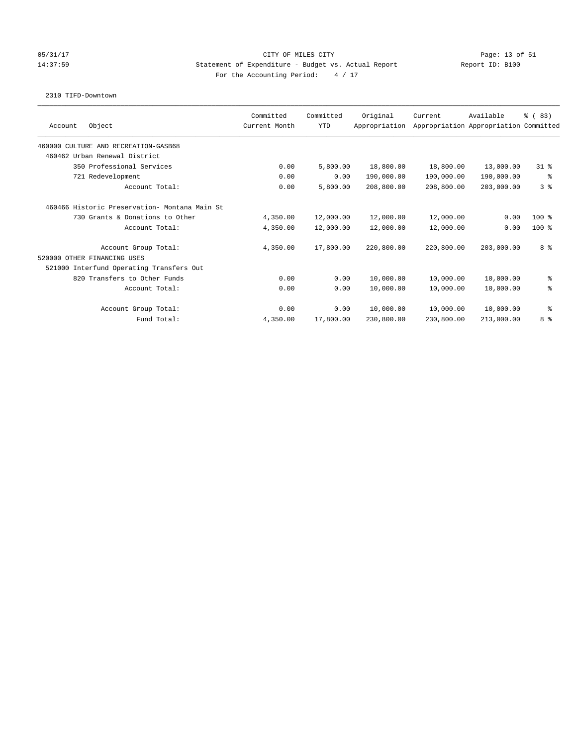CITY OF MILES CITY
Statement of Expenditure - Budget vs. Actual Report
For the Accounting Period: 4 / 17

05/31/17
14:37:59

Report ID: B100

2310 TIFD-Downtown

| Account Object | Committed Current Month | Committed YTD | Original Appropriation | Current Appropriation | Available Appropriation | % ( 83) Committed |
|---|---|---|---|---|---|---|
| 460000 CULTURE AND RECREATION-GASB68 | | | | | | |
| 460462 Urban Renewal District | | | | | | |
| 350 Professional Services | 0.00 | 5,800.00 | 18,800.00 | 18,800.00 | 13,000.00 | 31 % |
| 721 Redevelopment | 0.00 | 0.00 | 190,000.00 | 190,000.00 | 190,000.00 | % |
| Account Total: | 0.00 | 5,800.00 | 208,800.00 | 208,800.00 | 203,000.00 | 3 % |
| 460466 Historic Preservation- Montana Main St | | | | | | |
| 730 Grants & Donations to Other | 4,350.00 | 12,000.00 | 12,000.00 | 12,000.00 | 0.00 | 100 % |
| Account Total: | 4,350.00 | 12,000.00 | 12,000.00 | 12,000.00 | 0.00 | 100 % |
| Account Group Total: | 4,350.00 | 17,800.00 | 220,800.00 | 220,800.00 | 203,000.00 | 8 % |
| 520000 OTHER FINANCING USES | | | | | | |
| 521000 Interfund Operating Transfers Out | | | | | | |
| 820 Transfers to Other Funds | 0.00 | 0.00 | 10,000.00 | 10,000.00 | 10,000.00 | % |
| Account Total: | 0.00 | 0.00 | 10,000.00 | 10,000.00 | 10,000.00 | % |
| Account Group Total: | 0.00 | 0.00 | 10,000.00 | 10,000.00 | 10,000.00 | % |
| Fund Total: | 4,350.00 | 17,800.00 | 230,800.00 | 230,800.00 | 213,000.00 | 8 % |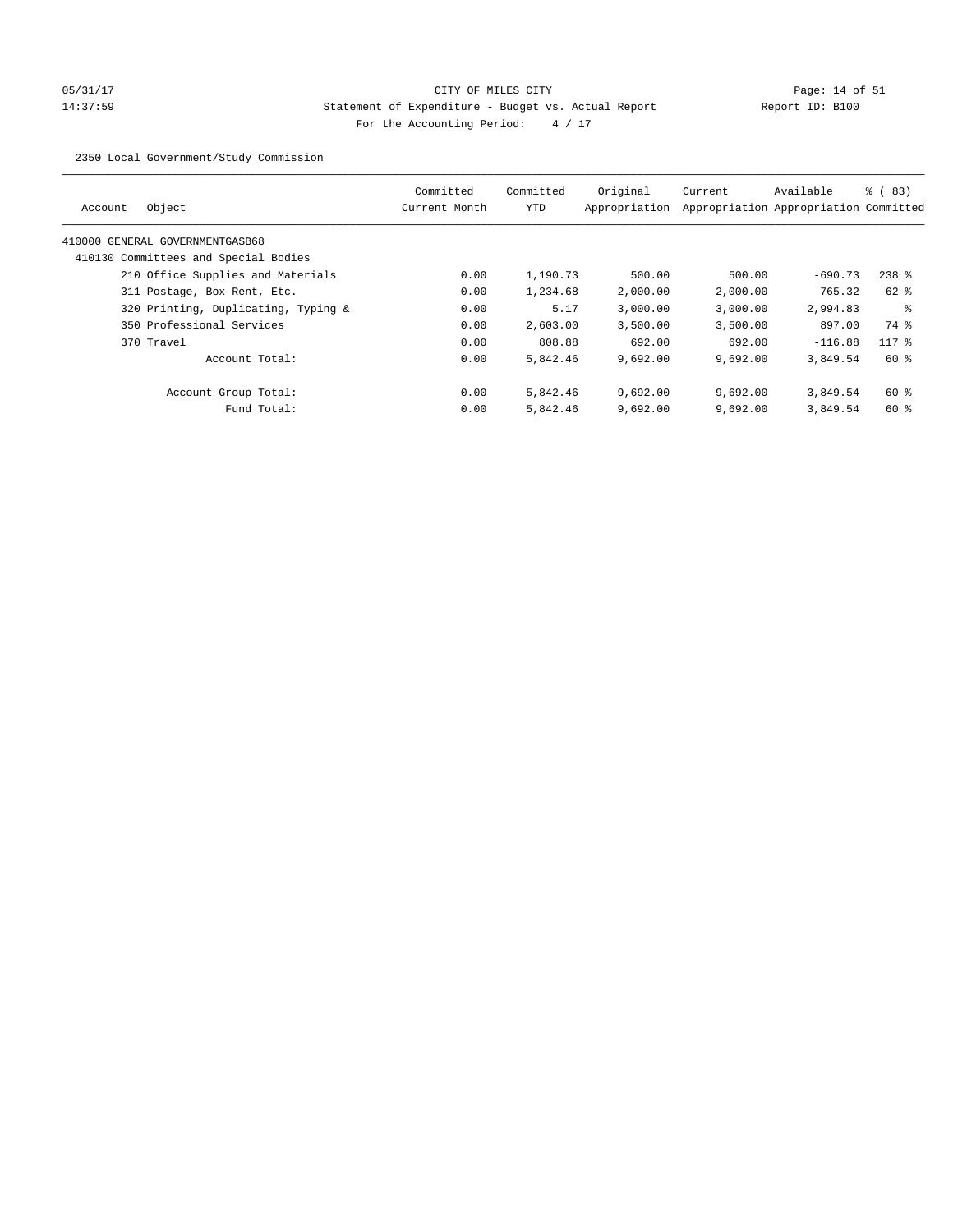CITY OF MILES CITY
Statement of Expenditure - Budget vs. Actual Report
For the Accounting Period: 4 / 17

05/31/17
14:37:59

Report ID: B100

2350 Local Government/Study Commission

| Account | Object | Committed Current Month | Committed YTD | Original Appropriation | Current Appropriation | Available Appropriation | % ( 83) Committed |
|---|---|---|---|---|---|---|---|
| 410000 GENERAL GOVERNMENTGASB68 | | | | | | | |
| 410130 Committees and Special Bodies | | | | | | | |
| | 210 Office Supplies and Materials | 0.00 | 1,190.73 | 500.00 | 500.00 | -690.73 | 238 % |
| | 311 Postage, Box Rent, Etc. | 0.00 | 1,234.68 | 2,000.00 | 2,000.00 | 765.32 | 62 % |
| | 320 Printing, Duplicating, Typing & | 0.00 | 5.17 | 3,000.00 | 3,000.00 | 2,994.83 | % |
| | 350 Professional Services | 0.00 | 2,603.00 | 3,500.00 | 3,500.00 | 897.00 | 74 % |
| | 370 Travel | 0.00 | 808.88 | 692.00 | 692.00 | -116.88 | 117 % |
| | Account Total: | 0.00 | 5,842.46 | 9,692.00 | 9,692.00 | 3,849.54 | 60 % |
| | Account Group Total: | 0.00 | 5,842.46 | 9,692.00 | 9,692.00 | 3,849.54 | 60 % |
| | Fund Total: | 0.00 | 5,842.46 | 9,692.00 | 9,692.00 | 3,849.54 | 60 % |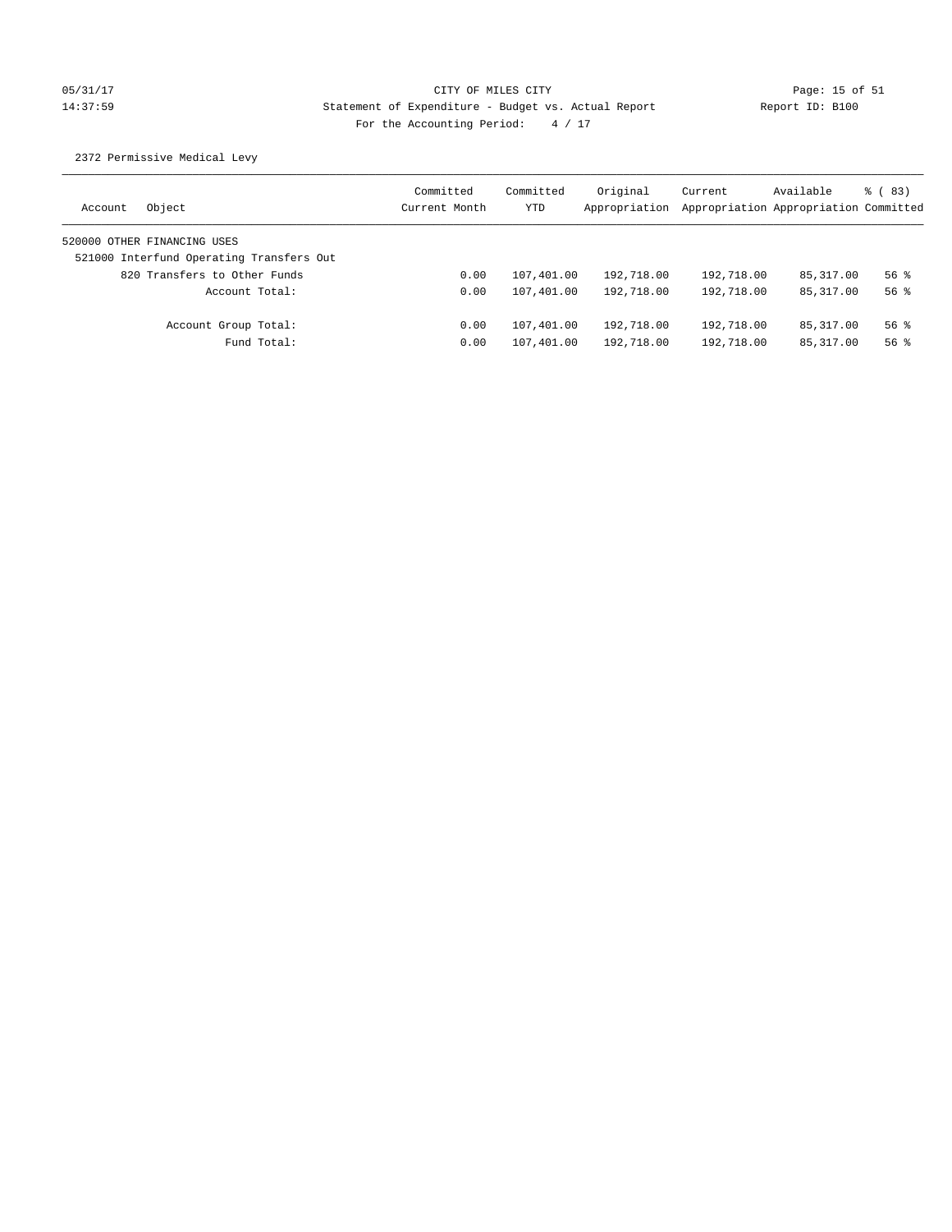CITY OF MILES CITY
Statement of Expenditure - Budget vs. Actual Report
For the Accounting Period: 4 / 17

05/31/17
14:37:59

Report ID: B100

2372 Permissive Medical Levy

| Account | Object | Committed Current Month | Committed YTD | Original Appropriation | Current Appropriation | Available Appropriation | % ( 83) Committed |
|---|---|---|---|---|---|---|---|
| 520000 OTHER FINANCING USES | | | | | | | |
| 521000 Interfund Operating Transfers Out | | | | | | | |
| | 820 Transfers to Other Funds | 0.00 | 107,401.00 | 192,718.00 | 192,718.00 | 85,317.00 | 56 % |
| | Account Total: | 0.00 | 107,401.00 | 192,718.00 | 192,718.00 | 85,317.00 | 56 % |
| | Account Group Total: | 0.00 | 107,401.00 | 192,718.00 | 192,718.00 | 85,317.00 | 56 % |
| | Fund Total: | 0.00 | 107,401.00 | 192,718.00 | 192,718.00 | 85,317.00 | 56 % |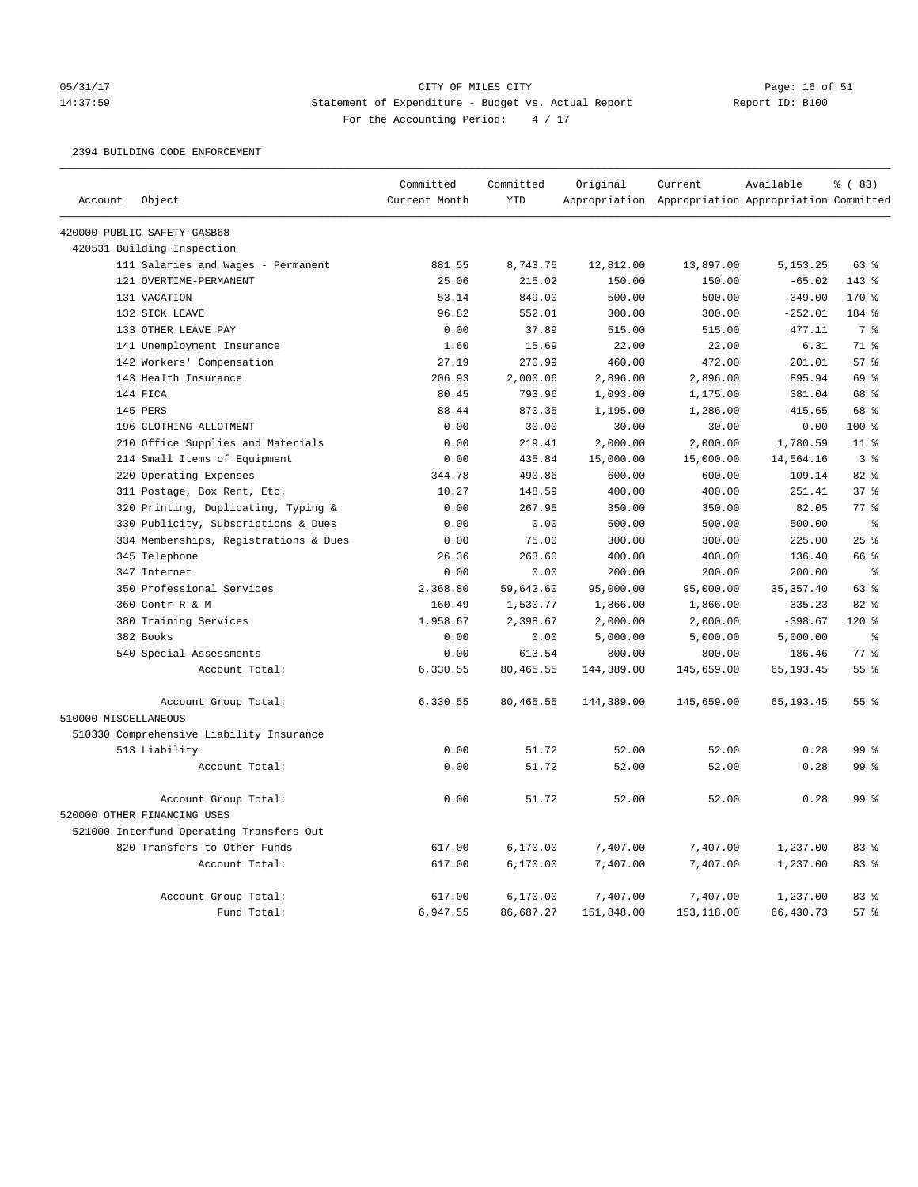CITY OF MILES CITY

Statement of Expenditure - Budget vs. Actual Report

For the Accounting Period: 4 / 17

05/31/17 14:37:59 Report ID: B100

2394 BUILDING CODE ENFORCEMENT

| Account | Object | Committed Current Month | Committed YTD | Original Appropriation | Current Appropriation | Available Appropriation | % ( 83) Committed |
|---|---|---|---|---|---|---|---|
| 420000 PUBLIC SAFETY-GASB68 | | | | | | | |
| 420531 Building Inspection | | | | | | | |
| | 111 Salaries and Wages - Permanent | 881.55 | 8,743.75 | 12,812.00 | 13,897.00 | 5,153.25 | 63 % |
| | 121 OVERTIME-PERMANENT | 25.06 | 215.02 | 150.00 | 150.00 | -65.02 | 143 % |
| | 131 VACATION | 53.14 | 849.00 | 500.00 | 500.00 | -349.00 | 170 % |
| | 132 SICK LEAVE | 96.82 | 552.01 | 300.00 | 300.00 | -252.01 | 184 % |
| | 133 OTHER LEAVE PAY | 0.00 | 37.89 | 515.00 | 515.00 | 477.11 | 7 % |
| | 141 Unemployment Insurance | 1.60 | 15.69 | 22.00 | 22.00 | 6.31 | 71 % |
| | 142 Workers' Compensation | 27.19 | 270.99 | 460.00 | 472.00 | 201.01 | 57 % |
| | 143 Health Insurance | 206.93 | 2,000.06 | 2,896.00 | 2,896.00 | 895.94 | 69 % |
| | 144 FICA | 80.45 | 793.96 | 1,093.00 | 1,175.00 | 381.04 | 68 % |
| | 145 PERS | 88.44 | 870.35 | 1,195.00 | 1,286.00 | 415.65 | 68 % |
| | 196 CLOTHING ALLOTMENT | 0.00 | 30.00 | 30.00 | 30.00 | 0.00 | 100 % |
| | 210 Office Supplies and Materials | 0.00 | 219.41 | 2,000.00 | 2,000.00 | 1,780.59 | 11 % |
| | 214 Small Items of Equipment | 0.00 | 435.84 | 15,000.00 | 15,000.00 | 14,564.16 | 3 % |
| | 220 Operating Expenses | 344.78 | 490.86 | 600.00 | 600.00 | 109.14 | 82 % |
| | 311 Postage, Box Rent, Etc. | 10.27 | 148.59 | 400.00 | 400.00 | 251.41 | 37 % |
| | 320 Printing, Duplicating, Typing & | 0.00 | 267.95 | 350.00 | 350.00 | 82.05 | 77 % |
| | 330 Publicity, Subscriptions & Dues | 0.00 | 0.00 | 500.00 | 500.00 | 500.00 | % |
| | 334 Memberships, Registrations & Dues | 0.00 | 75.00 | 300.00 | 300.00 | 225.00 | 25 % |
| | 345 Telephone | 26.36 | 263.60 | 400.00 | 400.00 | 136.40 | 66 % |
| | 347 Internet | 0.00 | 0.00 | 200.00 | 200.00 | 200.00 | % |
| | 350 Professional Services | 2,368.80 | 59,642.60 | 95,000.00 | 95,000.00 | 35,357.40 | 63 % |
| | 360 Contr R & M | 160.49 | 1,530.77 | 1,866.00 | 1,866.00 | 335.23 | 82 % |
| | 380 Training Services | 1,958.67 | 2,398.67 | 2,000.00 | 2,000.00 | -398.67 | 120 % |
| | 382 Books | 0.00 | 0.00 | 5,000.00 | 5,000.00 | 5,000.00 | % |
| | 540 Special Assessments | 0.00 | 613.54 | 800.00 | 800.00 | 186.46 | 77 % |
| | Account Total: | 6,330.55 | 80,465.55 | 144,389.00 | 145,659.00 | 65,193.45 | 55 % |
| | Account Group Total: | 6,330.55 | 80,465.55 | 144,389.00 | 145,659.00 | 65,193.45 | 55 % |
| 510000 MISCELLANEOUS | | | | | | | |
| 510330 Comprehensive Liability Insurance | | | | | | | |
| | 513 Liability | 0.00 | 51.72 | 52.00 | 52.00 | 0.28 | 99 % |
| | Account Total: | 0.00 | 51.72 | 52.00 | 52.00 | 0.28 | 99 % |
| | Account Group Total: | 0.00 | 51.72 | 52.00 | 52.00 | 0.28 | 99 % |
| 520000 OTHER FINANCING USES | | | | | | | |
| 521000 Interfund Operating Transfers Out | | | | | | | |
| | 820 Transfers to Other Funds | 617.00 | 6,170.00 | 7,407.00 | 7,407.00 | 1,237.00 | 83 % |
| | Account Total: | 617.00 | 6,170.00 | 7,407.00 | 7,407.00 | 1,237.00 | 83 % |
| | Account Group Total: | 617.00 | 6,170.00 | 7,407.00 | 7,407.00 | 1,237.00 | 83 % |
| | Fund Total: | 6,947.55 | 86,687.27 | 151,848.00 | 153,118.00 | 66,430.73 | 57 % |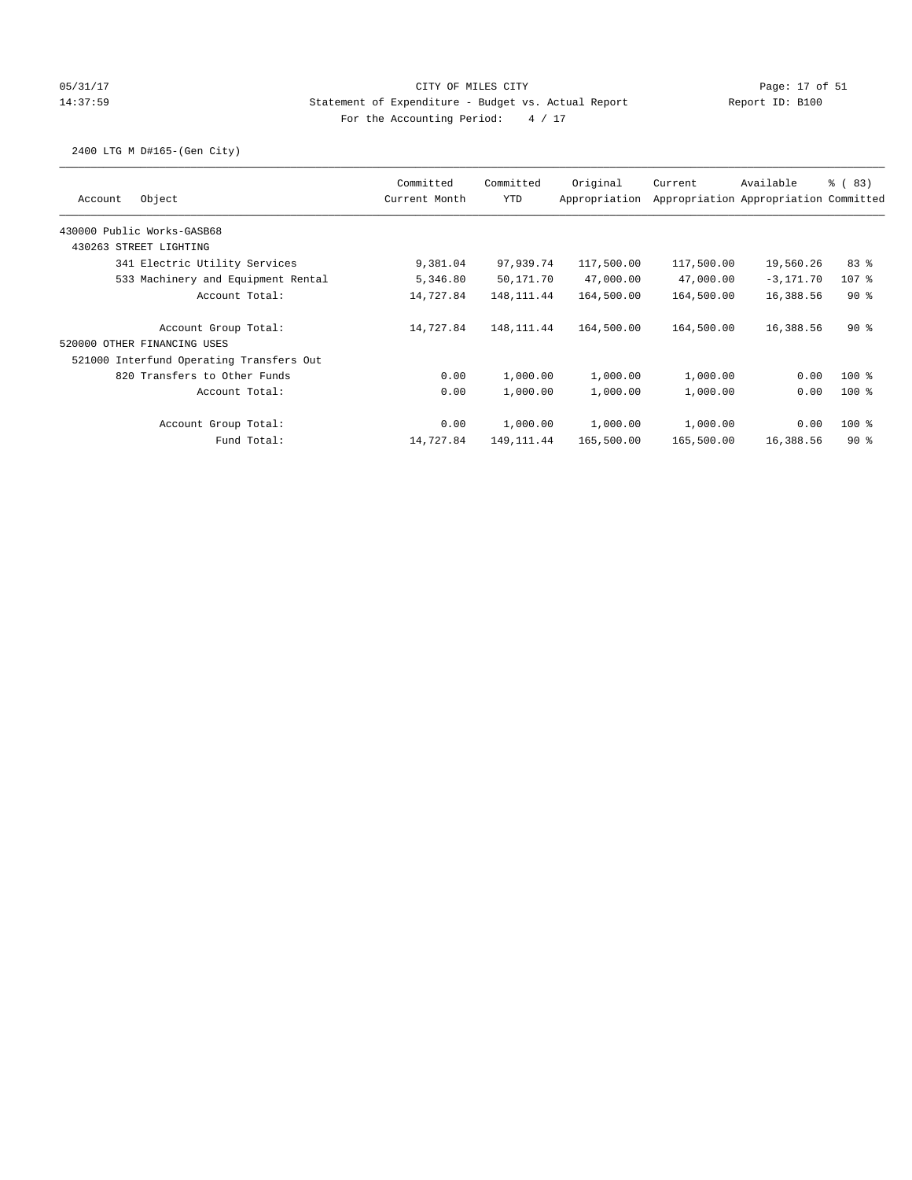CITY OF MILES CITY

Statement of Expenditure - Budget vs. Actual Report

Report ID: B100

For the Accounting Period: 4 / 17

05/31/17
14:37:59

2400 LTG M D#165-(Gen City)

| Account Object | Committed Current Month | Committed YTD | Original Appropriation | Current Appropriation | Available Appropriation | % ( 83) Committed |
|---|---|---|---|---|---|---|
| 430000 Public Works-GASB68 | | | | | | |
| 430263 STREET LIGHTING | | | | | | |
| 341 Electric Utility Services | 9,381.04 | 97,939.74 | 117,500.00 | 117,500.00 | 19,560.26 | 83 % |
| 533 Machinery and Equipment Rental | 5,346.80 | 50,171.70 | 47,000.00 | 47,000.00 | -3,171.70 | 107 % |
| Account Total: | 14,727.84 | 148,111.44 | 164,500.00 | 164,500.00 | 16,388.56 | 90 % |
| Account Group Total: | 14,727.84 | 148,111.44 | 164,500.00 | 164,500.00 | 16,388.56 | 90 % |
| 520000 OTHER FINANCING USES | | | | | | |
| 521000 Interfund Operating Transfers Out | | | | | | |
| 820 Transfers to Other Funds | 0.00 | 1,000.00 | 1,000.00 | 1,000.00 | 0.00 | 100 % |
| Account Total: | 0.00 | 1,000.00 | 1,000.00 | 1,000.00 | 0.00 | 100 % |
| Account Group Total: | 0.00 | 1,000.00 | 1,000.00 | 1,000.00 | 0.00 | 100 % |
| Fund Total: | 14,727.84 | 149,111.44 | 165,500.00 | 165,500.00 | 16,388.56 | 90 % |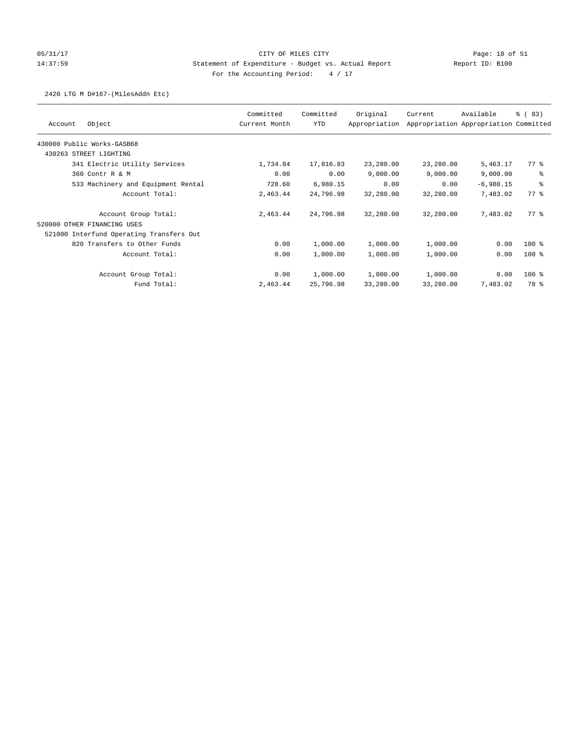CITY OF MILES CITY
Statement of Expenditure - Budget vs. Actual Report
For the Accounting Period: 4 / 17

2420 LTG M D#167-(MilesAddn Etc)

| Account | Object | Committed Current Month | Committed YTD | Original Appropriation | Current Appropriation | Available Appropriation | % ( 83) Committed |
|---|---|---|---|---|---|---|---|
| 430000 Public Works-GASB68 | | | | | | | |
| 430263 STREET LIGHTING | | | | | | | |
| | 341 Electric Utility Services | 1,734.84 | 17,816.83 | 23,280.00 | 23,280.00 | 5,463.17 | 77 % |
| | 360 Contr R & M | 0.00 | 0.00 | 9,000.00 | 9,000.00 | 9,000.00 | % |
| | 533 Machinery and Equipment Rental | 728.60 | 6,980.15 | 0.00 | 0.00 | -6,980.15 | % |
| | Account Total: | 2,463.44 | 24,796.98 | 32,280.00 | 32,280.00 | 7,483.02 | 77 % |
| | Account Group Total: | 2,463.44 | 24,796.98 | 32,280.00 | 32,280.00 | 7,483.02 | 77 % |
| 520000 OTHER FINANCING USES | | | | | | | |
| 521000 Interfund Operating Transfers Out | | | | | | | |
| | 820 Transfers to Other Funds | 0.00 | 1,000.00 | 1,000.00 | 1,000.00 | 0.00 | 100 % |
| | Account Total: | 0.00 | 1,000.00 | 1,000.00 | 1,000.00 | 0.00 | 100 % |
| | Account Group Total: | 0.00 | 1,000.00 | 1,000.00 | 1,000.00 | 0.00 | 100 % |
| | Fund Total: | 2,463.44 | 25,796.98 | 33,280.00 | 33,280.00 | 7,483.02 | 78 % |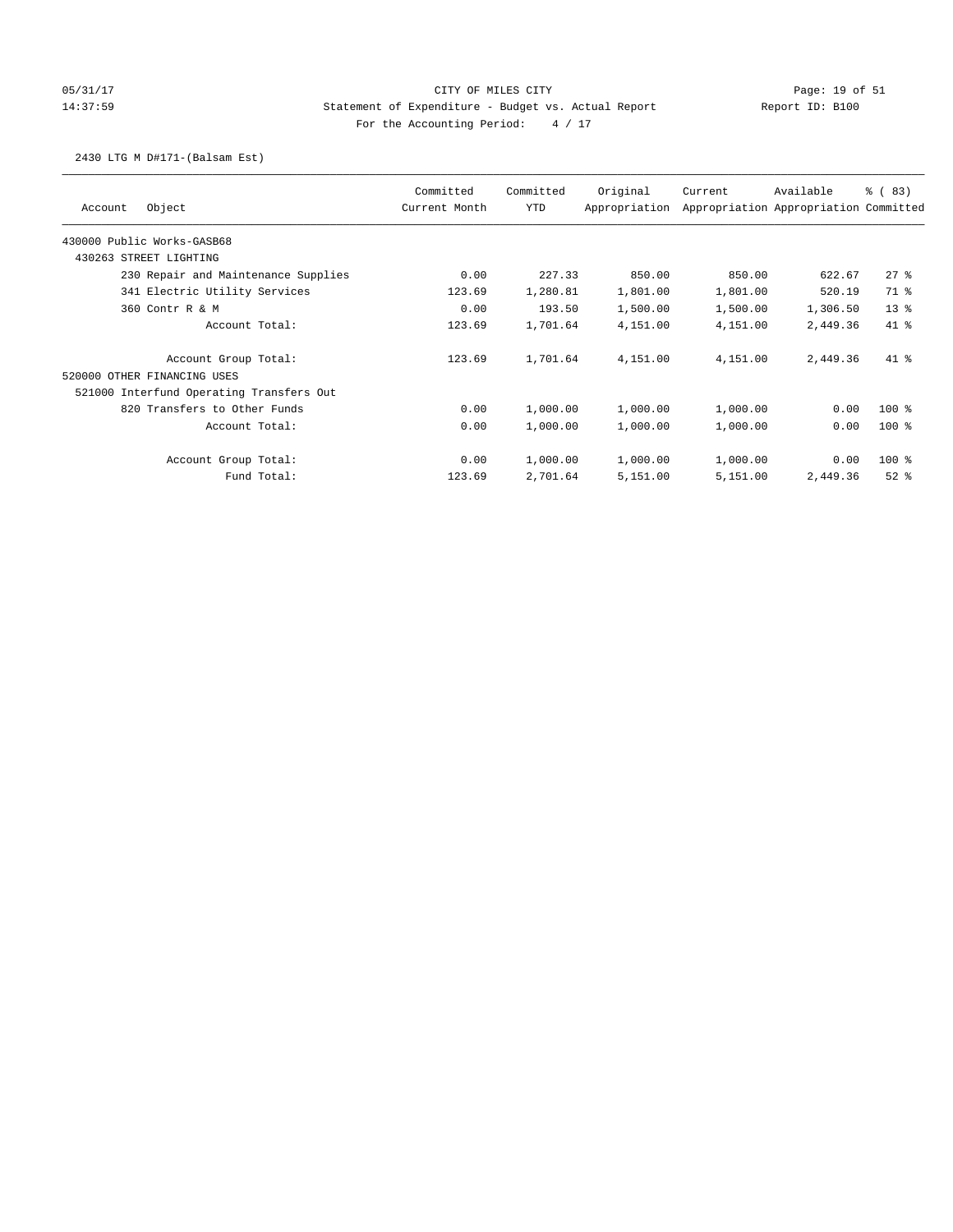CITY OF MILES CITY

Statement of Expenditure - Budget vs. Actual Report

Report ID: B100

For the Accounting Period: 4 / 17

05/31/17
14:37:59

2430 LTG M D#171-(Balsam Est)

| Account | Object | Committed Current Month | Committed YTD | Original Appropriation | Current Appropriation | Available Appropriation | % ( 83) Committed |
|---|---|---|---|---|---|---|---|
| 430000 Public Works-GASB68 | | | | | | | |
| 430263 STREET LIGHTING | | | | | | | |
| | 230 Repair and Maintenance Supplies | 0.00 | 227.33 | 850.00 | 850.00 | 622.67 | 27 % |
| | 341 Electric Utility Services | 123.69 | 1,280.81 | 1,801.00 | 1,801.00 | 520.19 | 71 % |
| | 360 Contr R & M | 0.00 | 193.50 | 1,500.00 | 1,500.00 | 1,306.50 | 13 % |
| | Account Total: | 123.69 | 1,701.64 | 4,151.00 | 4,151.00 | 2,449.36 | 41 % |
| | Account Group Total: | 123.69 | 1,701.64 | 4,151.00 | 4,151.00 | 2,449.36 | 41 % |
| 520000 OTHER FINANCING USES | | | | | | | |
| 521000 Interfund Operating Transfers Out | | | | | | | |
| | 820 Transfers to Other Funds | 0.00 | 1,000.00 | 1,000.00 | 1,000.00 | 0.00 | 100 % |
| | Account Total: | 0.00 | 1,000.00 | 1,000.00 | 1,000.00 | 0.00 | 100 % |
| | Account Group Total: | 0.00 | 1,000.00 | 1,000.00 | 1,000.00 | 0.00 | 100 % |
| | Fund Total: | 123.69 | 2,701.64 | 5,151.00 | 5,151.00 | 2,449.36 | 52 % |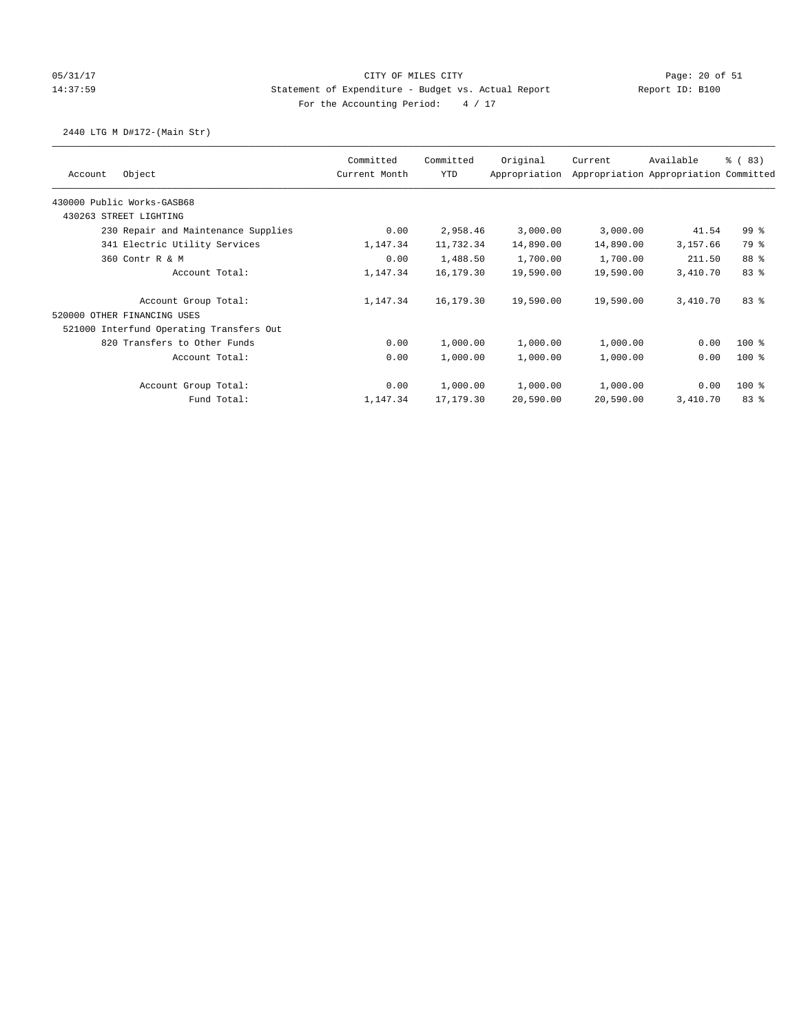CITY OF MILES CITY

Statement of Expenditure - Budget vs. Actual Report

For the Accounting Period: 4 / 17

05/31/17 14:37:59 Report ID: B100

2440 LTG M D#172-(Main Str)

| Account Object | Committed Current Month | Committed YTD | Original Appropriation | Current Appropriation | Available Appropriation | % ( 83) Committed |
|---|---|---|---|---|---|---|
| 430000 Public Works-GASB68 | | | | | | |
| 430263 STREET LIGHTING | | | | | | |
| 230 Repair and Maintenance Supplies | 0.00 | 2,958.46 | 3,000.00 | 3,000.00 | 41.54 | 99 % |
| 341 Electric Utility Services | 1,147.34 | 11,732.34 | 14,890.00 | 14,890.00 | 3,157.66 | 79 % |
| 360 Contr R & M | 0.00 | 1,488.50 | 1,700.00 | 1,700.00 | 211.50 | 88 % |
| Account Total: | 1,147.34 | 16,179.30 | 19,590.00 | 19,590.00 | 3,410.70 | 83 % |
| Account Group Total: | 1,147.34 | 16,179.30 | 19,590.00 | 19,590.00 | 3,410.70 | 83 % |
| 520000 OTHER FINANCING USES | | | | | | |
| 521000 Interfund Operating Transfers Out | | | | | | |
| 820 Transfers to Other Funds | 0.00 | 1,000.00 | 1,000.00 | 1,000.00 | 0.00 | 100 % |
| Account Total: | 0.00 | 1,000.00 | 1,000.00 | 1,000.00 | 0.00 | 100 % |
| Account Group Total: | 0.00 | 1,000.00 | 1,000.00 | 1,000.00 | 0.00 | 100 % |
| Fund Total: | 1,147.34 | 17,179.30 | 20,590.00 | 20,590.00 | 3,410.70 | 83 % |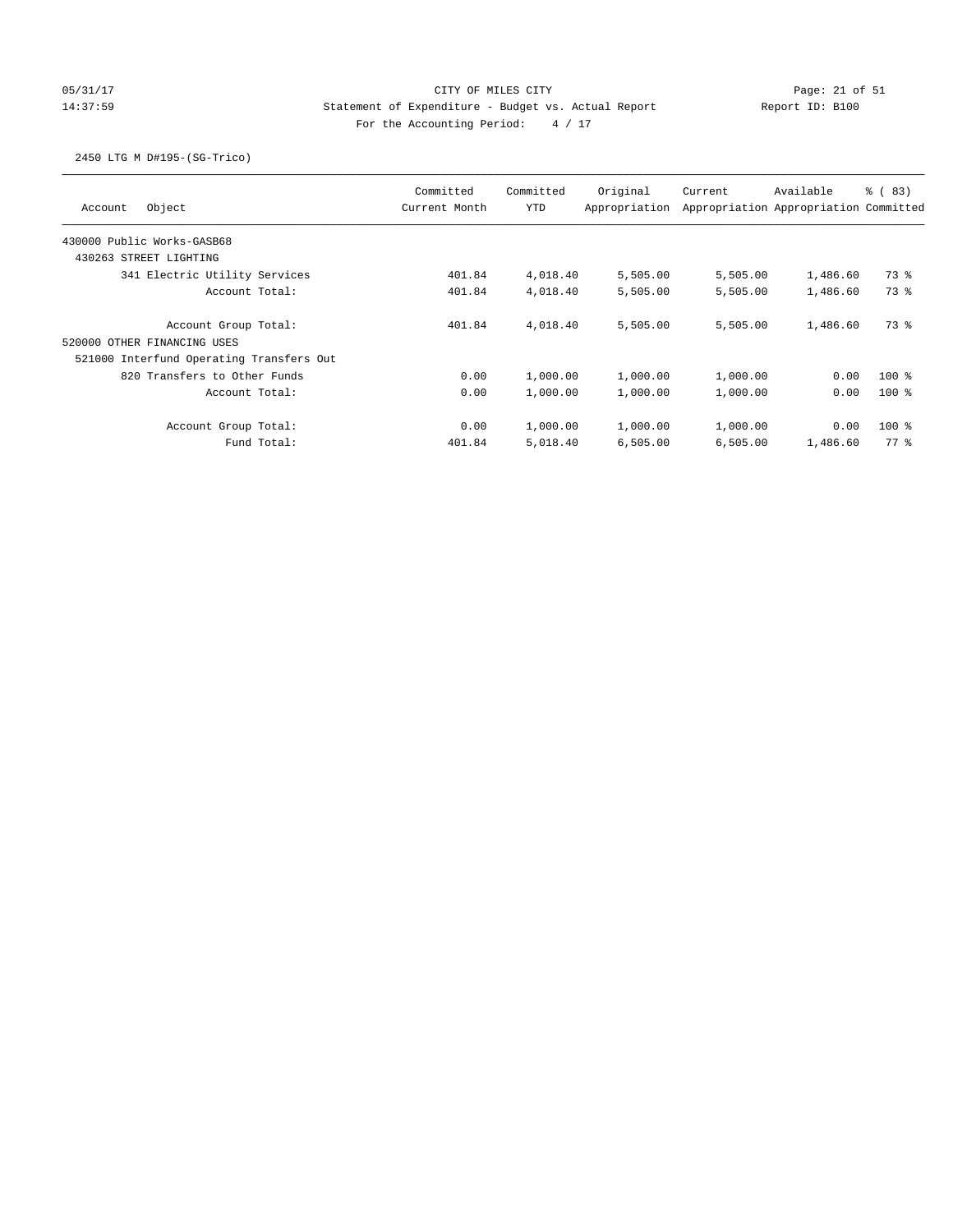CITY OF MILES CITY

Statement of Expenditure - Budget vs. Actual Report

Report ID: B100

For the Accounting Period: 4 / 17

05/31/17
14:37:59

2450 LTG M D#195-(SG-Trico)

| Account Object | Committed Current Month | Committed YTD | Original Appropriation | Current Appropriation | Available Appropriation | % ( 83) Committed |
|---|---|---|---|---|---|---|
| 430000 Public Works-GASB68 | | | | | | |
| 430263 STREET LIGHTING | | | | | | |
| 341 Electric Utility Services | 401.84 | 4,018.40 | 5,505.00 | 5,505.00 | 1,486.60 | 73 % |
| Account Total: | 401.84 | 4,018.40 | 5,505.00 | 5,505.00 | 1,486.60 | 73 % |
| Account Group Total: | 401.84 | 4,018.40 | 5,505.00 | 5,505.00 | 1,486.60 | 73 % |
| 520000 OTHER FINANCING USES | | | | | | |
| 521000 Interfund Operating Transfers Out | | | | | | |
| 820 Transfers to Other Funds | 0.00 | 1,000.00 | 1,000.00 | 1,000.00 | 0.00 | 100 % |
| Account Total: | 0.00 | 1,000.00 | 1,000.00 | 1,000.00 | 0.00 | 100 % |
| Account Group Total: | 0.00 | 1,000.00 | 1,000.00 | 1,000.00 | 0.00 | 100 % |
| Fund Total: | 401.84 | 5,018.40 | 6,505.00 | 6,505.00 | 1,486.60 | 77 % |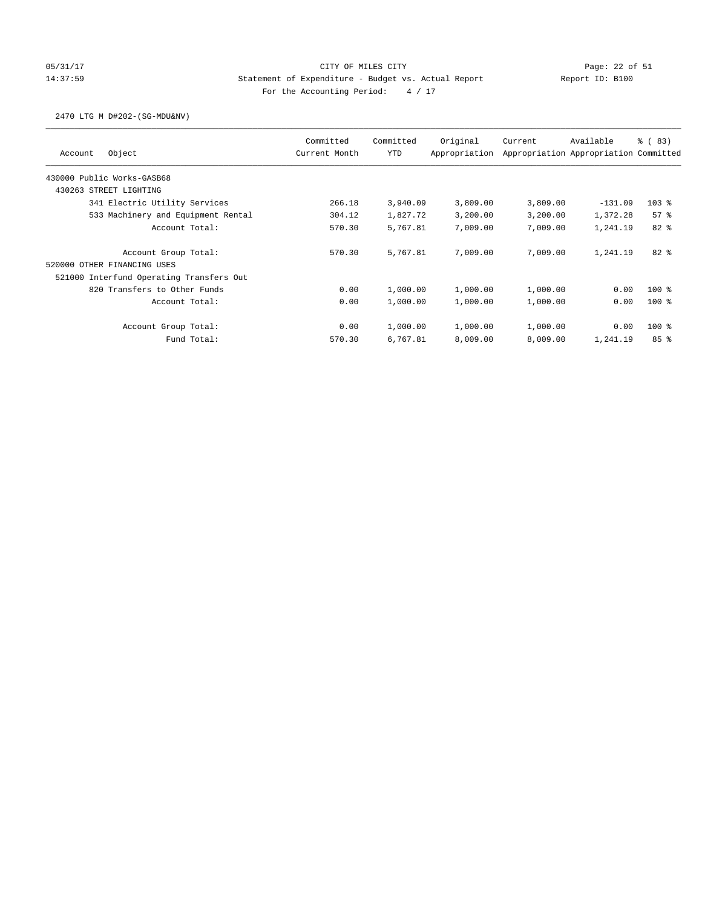CITY OF MILES CITY

Statement of Expenditure - Budget vs. Actual Report

Report ID: B100

For the Accounting Period: 4 / 17

05/31/17 14:37:59

2470 LTG M D#202-(SG-MDU&NV)

| Account | Object | Committed Current Month | Committed YTD | Original Appropriation | Current Appropriation | Available Appropriation | % ( 83) Committed |
|---|---|---|---|---|---|---|---|
| 430000 Public Works-GASB68 | | | | | | | |
| 430263 STREET LIGHTING | | | | | | | |
| | 341 Electric Utility Services | 266.18 | 3,940.09 | 3,809.00 | 3,809.00 | -131.09 | 103 % |
| | 533 Machinery and Equipment Rental | 304.12 | 1,827.72 | 3,200.00 | 3,200.00 | 1,372.28 | 57 % |
| | Account Total: | 570.30 | 5,767.81 | 7,009.00 | 7,009.00 | 1,241.19 | 82 % |
| | Account Group Total: | 570.30 | 5,767.81 | 7,009.00 | 7,009.00 | 1,241.19 | 82 % |
| 520000 OTHER FINANCING USES | | | | | | | |
| 521000 Interfund Operating Transfers Out | | | | | | | |
| | 820 Transfers to Other Funds | 0.00 | 1,000.00 | 1,000.00 | 1,000.00 | 0.00 | 100 % |
| | Account Total: | 0.00 | 1,000.00 | 1,000.00 | 1,000.00 | 0.00 | 100 % |
| | Account Group Total: | 0.00 | 1,000.00 | 1,000.00 | 1,000.00 | 0.00 | 100 % |
| | Fund Total: | 570.30 | 6,767.81 | 8,009.00 | 8,009.00 | 1,241.19 | 85 % |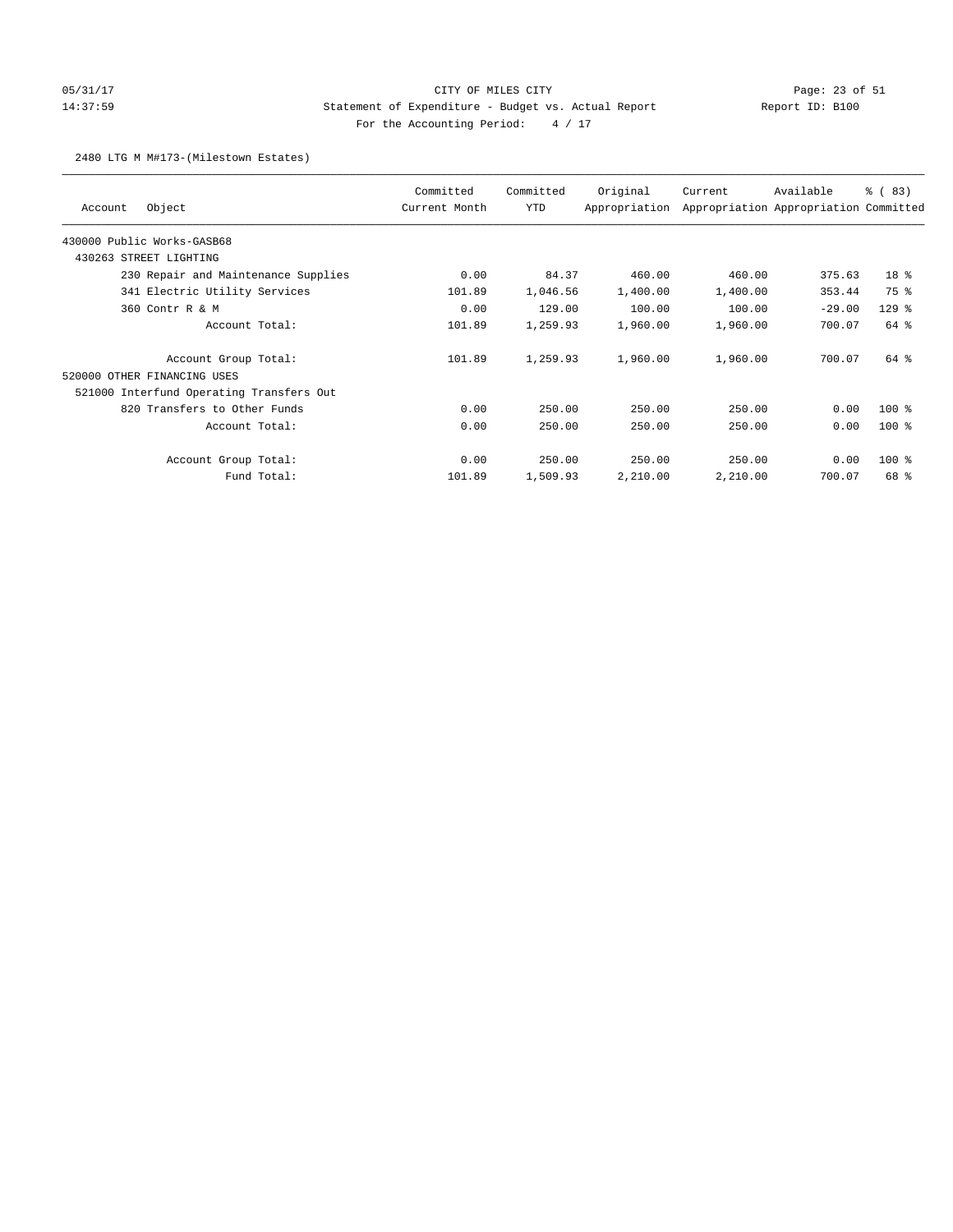CITY OF MILES CITY

Statement of Expenditure - Budget vs. Actual Report

Report ID: B100

For the Accounting Period: 4 / 17

2480 LTG M M#173-(Milestown Estates)

| Account Object | Committed Current Month | Committed YTD | Original Appropriation | Current Appropriation | Available Appropriation | % ( 83) Committed |
|---|---|---|---|---|---|---|
| 430000 Public Works-GASB68 | | | | | | |
| 430263 STREET LIGHTING | | | | | | |
| 230 Repair and Maintenance Supplies | 0.00 | 84.37 | 460.00 | 460.00 | 375.63 | 18 % |
| 341 Electric Utility Services | 101.89 | 1,046.56 | 1,400.00 | 1,400.00 | 353.44 | 75 % |
| 360 Contr R & M | 0.00 | 129.00 | 100.00 | 100.00 | -29.00 | 129 % |
| Account Total: | 101.89 | 1,259.93 | 1,960.00 | 1,960.00 | 700.07 | 64 % |
| Account Group Total: | 101.89 | 1,259.93 | 1,960.00 | 1,960.00 | 700.07 | 64 % |
| 520000 OTHER FINANCING USES | | | | | | |
| 521000 Interfund Operating Transfers Out | | | | | | |
| 820 Transfers to Other Funds | 0.00 | 250.00 | 250.00 | 250.00 | 0.00 | 100 % |
| Account Total: | 0.00 | 250.00 | 250.00 | 250.00 | 0.00 | 100 % |
| Account Group Total: | 0.00 | 250.00 | 250.00 | 250.00 | 0.00 | 100 % |
| Fund Total: | 101.89 | 1,509.93 | 2,210.00 | 2,210.00 | 700.07 | 68 % |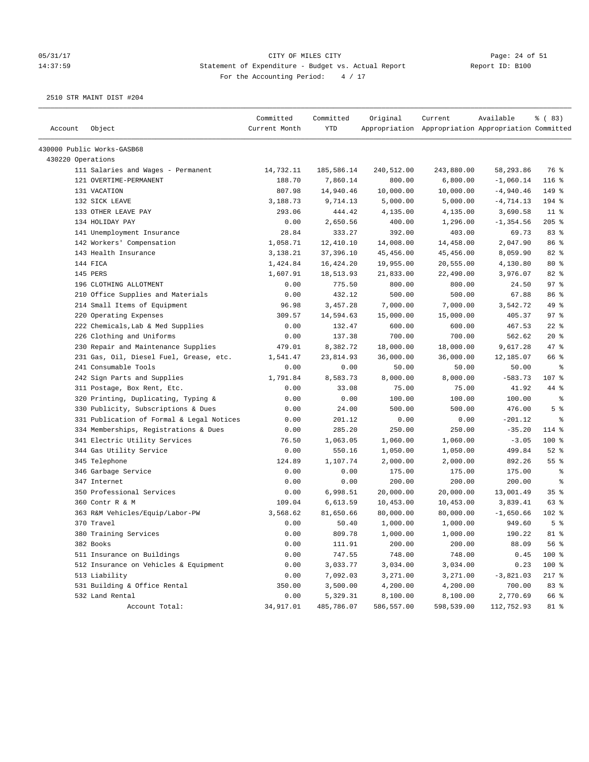CITY OF MILES CITY

Statement of Expenditure - Budget vs. Actual Report

For the Accounting Period: 4 / 17

05/31/17 14:37:59 Report ID: B100

2510 STR MAINT DIST #204

| Account | Object | Committed Current Month | Committed YTD | Original Appropriation | Current Appropriation | Available Appropriation | % ( 83) Committed |
|---|---|---|---|---|---|---|---|
| 430000 Public Works-GASB68 | | | | | | | |
| 430220 Operations | | | | | | | |
| | 111 Salaries and Wages - Permanent | 14,732.11 | 185,586.14 | 240,512.00 | 243,880.00 | 58,293.86 | 76 % |
| | 121 OVERTIME-PERMANENT | 188.70 | 7,860.14 | 800.00 | 6,800.00 | -1,060.14 | 116 % |
| | 131 VACATION | 807.98 | 14,940.46 | 10,000.00 | 10,000.00 | -4,940.46 | 149 % |
| | 132 SICK LEAVE | 3,188.73 | 9,714.13 | 5,000.00 | 5,000.00 | -4,714.13 | 194 % |
| | 133 OTHER LEAVE PAY | 293.06 | 444.42 | 4,135.00 | 4,135.00 | 3,690.58 | 11 % |
| | 134 HOLIDAY PAY | 0.00 | 2,650.56 | 400.00 | 1,296.00 | -1,354.56 | 205 % |
| | 141 Unemployment Insurance | 28.84 | 333.27 | 392.00 | 403.00 | 69.73 | 83 % |
| | 142 Workers' Compensation | 1,058.71 | 12,410.10 | 14,008.00 | 14,458.00 | 2,047.90 | 86 % |
| | 143 Health Insurance | 3,138.21 | 37,396.10 | 45,456.00 | 45,456.00 | 8,059.90 | 82 % |
| | 144 FICA | 1,424.84 | 16,424.20 | 19,955.00 | 20,555.00 | 4,130.80 | 80 % |
| | 145 PERS | 1,607.91 | 18,513.93 | 21,833.00 | 22,490.00 | 3,976.07 | 82 % |
| | 196 CLOTHING ALLOTMENT | 0.00 | 775.50 | 800.00 | 800.00 | 24.50 | 97 % |
| | 210 Office Supplies and Materials | 0.00 | 432.12 | 500.00 | 500.00 | 67.88 | 86 % |
| | 214 Small Items of Equipment | 96.98 | 3,457.28 | 7,000.00 | 7,000.00 | 3,542.72 | 49 % |
| | 220 Operating Expenses | 309.57 | 14,594.63 | 15,000.00 | 15,000.00 | 405.37 | 97 % |
| | 222 Chemicals,Lab & Med Supplies | 0.00 | 132.47 | 600.00 | 600.00 | 467.53 | 22 % |
| | 226 Clothing and Uniforms | 0.00 | 137.38 | 700.00 | 700.00 | 562.62 | 20 % |
| | 230 Repair and Maintenance Supplies | 479.01 | 8,382.72 | 18,000.00 | 18,000.00 | 9,617.28 | 47 % |
| | 231 Gas, Oil, Diesel Fuel, Grease, etc. | 1,541.47 | 23,814.93 | 36,000.00 | 36,000.00 | 12,185.07 | 66 % |
| | 241 Consumable Tools | 0.00 | 0.00 | 50.00 | 50.00 | 50.00 | % |
| | 242 Sign Parts and Supplies | 1,791.84 | 8,583.73 | 8,000.00 | 8,000.00 | -583.73 | 107 % |
| | 311 Postage, Box Rent, Etc. | 0.00 | 33.08 | 75.00 | 75.00 | 41.92 | 44 % |
| | 320 Printing, Duplicating, Typing & | 0.00 | 0.00 | 100.00 | 100.00 | 100.00 | % |
| | 330 Publicity, Subscriptions & Dues | 0.00 | 24.00 | 500.00 | 500.00 | 476.00 | 5 % |
| | 331 Publication of Formal & Legal Notices | 0.00 | 201.12 | 0.00 | 0.00 | -201.12 | % |
| | 334 Memberships, Registrations & Dues | 0.00 | 285.20 | 250.00 | 250.00 | -35.20 | 114 % |
| | 341 Electric Utility Services | 76.50 | 1,063.05 | 1,060.00 | 1,060.00 | -3.05 | 100 % |
| | 344 Gas Utility Service | 0.00 | 550.16 | 1,050.00 | 1,050.00 | 499.84 | 52 % |
| | 345 Telephone | 124.89 | 1,107.74 | 2,000.00 | 2,000.00 | 892.26 | 55 % |
| | 346 Garbage Service | 0.00 | 0.00 | 175.00 | 175.00 | 175.00 | % |
| | 347 Internet | 0.00 | 0.00 | 200.00 | 200.00 | 200.00 | % |
| | 350 Professional Services | 0.00 | 6,998.51 | 20,000.00 | 20,000.00 | 13,001.49 | 35 % |
| | 360 Contr R & M | 109.04 | 6,613.59 | 10,453.00 | 10,453.00 | 3,839.41 | 63 % |
| | 363 R&M Vehicles/Equip/Labor-PW | 3,568.62 | 81,650.66 | 80,000.00 | 80,000.00 | -1,650.66 | 102 % |
| | 370 Travel | 0.00 | 50.40 | 1,000.00 | 1,000.00 | 949.60 | 5 % |
| | 380 Training Services | 0.00 | 809.78 | 1,000.00 | 1,000.00 | 190.22 | 81 % |
| | 382 Books | 0.00 | 111.91 | 200.00 | 200.00 | 88.09 | 56 % |
| | 511 Insurance on Buildings | 0.00 | 747.55 | 748.00 | 748.00 | 0.45 | 100 % |
| | 512 Insurance on Vehicles & Equipment | 0.00 | 3,033.77 | 3,034.00 | 3,034.00 | 0.23 | 100 % |
| | 513 Liability | 0.00 | 7,092.03 | 3,271.00 | 3,271.00 | -3,821.03 | 217 % |
| | 531 Building & Office Rental | 350.00 | 3,500.00 | 4,200.00 | 4,200.00 | 700.00 | 83 % |
| | 532 Land Rental | 0.00 | 5,329.31 | 8,100.00 | 8,100.00 | 2,770.69 | 66 % |
| | Account Total: | 34,917.01 | 485,786.07 | 586,557.00 | 598,539.00 | 112,752.93 | 81 % |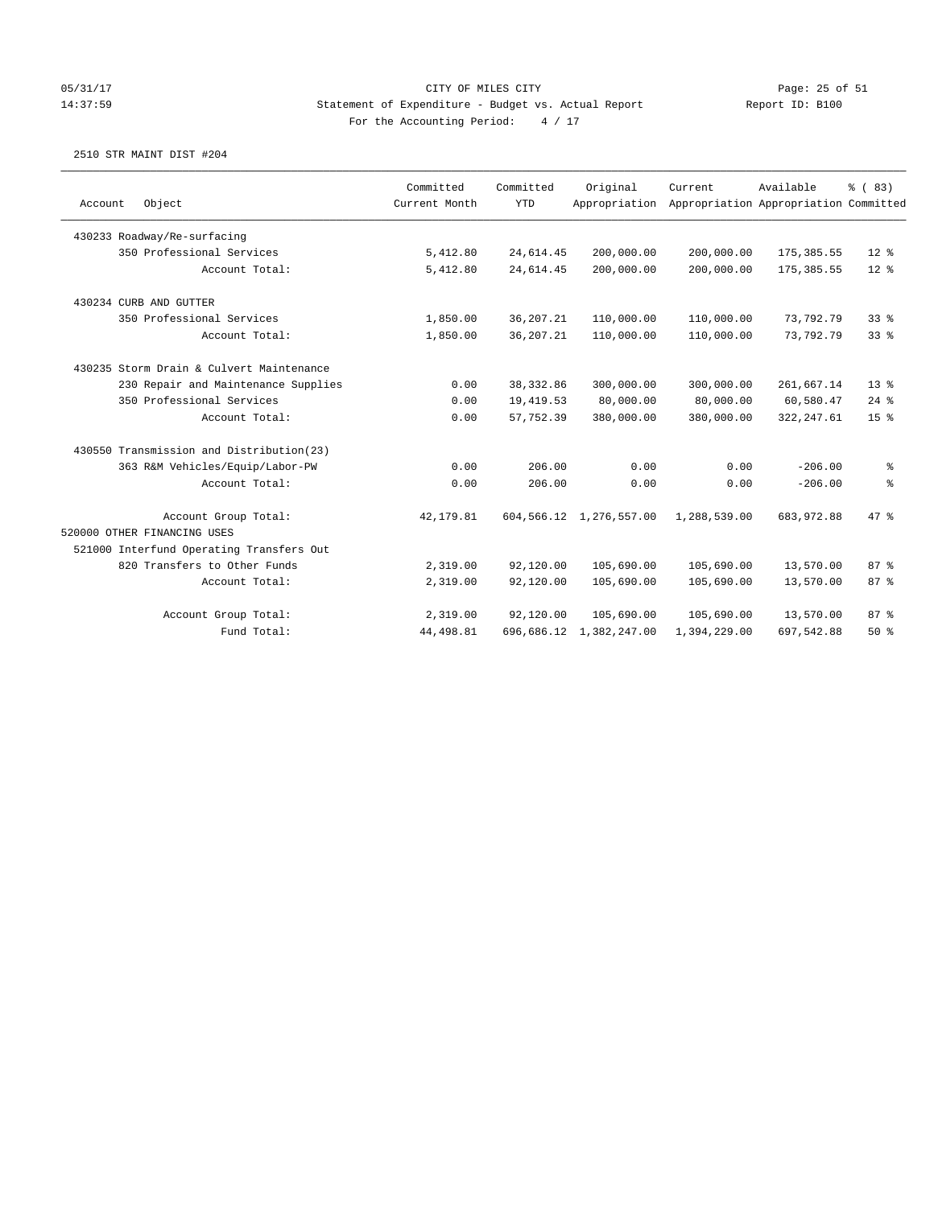CITY OF MILES CITY
Statement of Expenditure - Budget vs. Actual Report
Report ID: B100
For the Accounting Period: 4 / 17

05/31/17
14:37:59

2510 STR MAINT DIST #204

| Account Object | Committed Current Month | Committed YTD | Original Appropriation | Current Appropriation | Available Appropriation | % ( 83) Committed |
|---|---|---|---|---|---|---|
| 430233 Roadway/Re-surfacing | | | | | | |
| 350 Professional Services | 5,412.80 | 24,614.45 | 200,000.00 | 200,000.00 | 175,385.55 | 12 % |
| Account Total: | 5,412.80 | 24,614.45 | 200,000.00 | 200,000.00 | 175,385.55 | 12 % |
| 430234 CURB AND GUTTER | | | | | | |
| 350 Professional Services | 1,850.00 | 36,207.21 | 110,000.00 | 110,000.00 | 73,792.79 | 33 % |
| Account Total: | 1,850.00 | 36,207.21 | 110,000.00 | 110,000.00 | 73,792.79 | 33 % |
| 430235 Storm Drain & Culvert Maintenance | | | | | | |
| 230 Repair and Maintenance Supplies | 0.00 | 38,332.86 | 300,000.00 | 300,000.00 | 261,667.14 | 13 % |
| 350 Professional Services | 0.00 | 19,419.53 | 80,000.00 | 80,000.00 | 60,580.47 | 24 % |
| Account Total: | 0.00 | 57,752.39 | 380,000.00 | 380,000.00 | 322,247.61 | 15 % |
| 430550 Transmission and Distribution(23) | | | | | | |
| 363 R&M Vehicles/Equip/Labor-PW | 0.00 | 206.00 | 0.00 | 0.00 | -206.00 | % |
| Account Total: | 0.00 | 206.00 | 0.00 | 0.00 | -206.00 | % |
| Account Group Total: | 42,179.81 | 604,566.12 | 1,276,557.00 | 1,288,539.00 | 683,972.88 | 47 % |
| 520000 OTHER FINANCING USES | | | | | | |
| 521000 Interfund Operating Transfers Out | | | | | | |
| 820 Transfers to Other Funds | 2,319.00 | 92,120.00 | 105,690.00 | 105,690.00 | 13,570.00 | 87 % |
| Account Total: | 2,319.00 | 92,120.00 | 105,690.00 | 105,690.00 | 13,570.00 | 87 % |
| Account Group Total: | 2,319.00 | 92,120.00 | 105,690.00 | 105,690.00 | 13,570.00 | 87 % |
| Fund Total: | 44,498.81 | 696,686.12 | 1,382,247.00 | 1,394,229.00 | 697,542.88 | 50 % |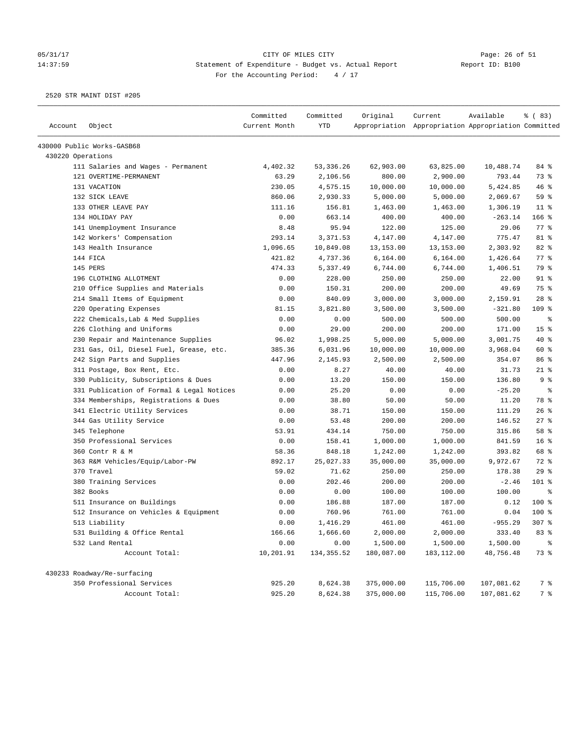CITY OF MILES CITY

Statement of Expenditure - Budget vs. Actual Report

Report ID: B100

For the Accounting Period: 4 / 17

05/31/17
14:37:59

2520 STR MAINT DIST #205

| Account | Object | Committed Current Month | Committed YTD | Original Appropriation | Current Appropriation | Available Appropriation | % ( 83) Committed |
|---|---|---|---|---|---|---|---|
| 430000 Public Works-GASB68 | | | | | | | |
| 430220 Operations | | | | | | | |
| | 111 Salaries and Wages - Permanent | 4,402.32 | 53,336.26 | 62,903.00 | 63,825.00 | 10,488.74 | 84 % |
| | 121 OVERTIME-PERMANENT | 63.29 | 2,106.56 | 800.00 | 2,900.00 | 793.44 | 73 % |
| | 131 VACATION | 230.05 | 4,575.15 | 10,000.00 | 10,000.00 | 5,424.85 | 46 % |
| | 132 SICK LEAVE | 860.06 | 2,930.33 | 5,000.00 | 5,000.00 | 2,069.67 | 59 % |
| | 133 OTHER LEAVE PAY | 111.16 | 156.81 | 1,463.00 | 1,463.00 | 1,306.19 | 11 % |
| | 134 HOLIDAY PAY | 0.00 | 663.14 | 400.00 | 400.00 | -263.14 | 166 % |
| | 141 Unemployment Insurance | 8.48 | 95.94 | 122.00 | 125.00 | 29.06 | 77 % |
| | 142 Workers' Compensation | 293.14 | 3,371.53 | 4,147.00 | 4,147.00 | 775.47 | 81 % |
| | 143 Health Insurance | 1,096.65 | 10,849.08 | 13,153.00 | 13,153.00 | 2,303.92 | 82 % |
| | 144 FICA | 421.82 | 4,737.36 | 6,164.00 | 6,164.00 | 1,426.64 | 77 % |
| | 145 PERS | 474.33 | 5,337.49 | 6,744.00 | 6,744.00 | 1,406.51 | 79 % |
| | 196 CLOTHING ALLOTMENT | 0.00 | 228.00 | 250.00 | 250.00 | 22.00 | 91 % |
| | 210 Office Supplies and Materials | 0.00 | 150.31 | 200.00 | 200.00 | 49.69 | 75 % |
| | 214 Small Items of Equipment | 0.00 | 840.09 | 3,000.00 | 3,000.00 | 2,159.91 | 28 % |
| | 220 Operating Expenses | 81.15 | 3,821.80 | 3,500.00 | 3,500.00 | -321.80 | 109 % |
| | 222 Chemicals,Lab & Med Supplies | 0.00 | 0.00 | 500.00 | 500.00 | 500.00 | % |
| | 226 Clothing and Uniforms | 0.00 | 29.00 | 200.00 | 200.00 | 171.00 | 15 % |
| | 230 Repair and Maintenance Supplies | 96.02 | 1,998.25 | 5,000.00 | 5,000.00 | 3,001.75 | 40 % |
| | 231 Gas, Oil, Diesel Fuel, Grease, etc. | 385.36 | 6,031.96 | 10,000.00 | 10,000.00 | 3,968.04 | 60 % |
| | 242 Sign Parts and Supplies | 447.96 | 2,145.93 | 2,500.00 | 2,500.00 | 354.07 | 86 % |
| | 311 Postage, Box Rent, Etc. | 0.00 | 8.27 | 40.00 | 40.00 | 31.73 | 21 % |
| | 330 Publicity, Subscriptions & Dues | 0.00 | 13.20 | 150.00 | 150.00 | 136.80 | 9 % |
| | 331 Publication of Formal & Legal Notices | 0.00 | 25.20 | 0.00 | 0.00 | -25.20 | % |
| | 334 Memberships, Registrations & Dues | 0.00 | 38.80 | 50.00 | 50.00 | 11.20 | 78 % |
| | 341 Electric Utility Services | 0.00 | 38.71 | 150.00 | 150.00 | 111.29 | 26 % |
| | 344 Gas Utility Service | 0.00 | 53.48 | 200.00 | 200.00 | 146.52 | 27 % |
| | 345 Telephone | 53.91 | 434.14 | 750.00 | 750.00 | 315.86 | 58 % |
| | 350 Professional Services | 0.00 | 158.41 | 1,000.00 | 1,000.00 | 841.59 | 16 % |
| | 360 Contr R & M | 58.36 | 848.18 | 1,242.00 | 1,242.00 | 393.82 | 68 % |
| | 363 R&M Vehicles/Equip/Labor-PW | 892.17 | 25,027.33 | 35,000.00 | 35,000.00 | 9,972.67 | 72 % |
| | 370 Travel | 59.02 | 71.62 | 250.00 | 250.00 | 178.38 | 29 % |
| | 380 Training Services | 0.00 | 202.46 | 200.00 | 200.00 | -2.46 | 101 % |
| | 382 Books | 0.00 | 0.00 | 100.00 | 100.00 | 100.00 | % |
| | 511 Insurance on Buildings | 0.00 | 186.88 | 187.00 | 187.00 | 0.12 | 100 % |
| | 512 Insurance on Vehicles & Equipment | 0.00 | 760.96 | 761.00 | 761.00 | 0.04 | 100 % |
| | 513 Liability | 0.00 | 1,416.29 | 461.00 | 461.00 | -955.29 | 307 % |
| | 531 Building & Office Rental | 166.66 | 1,666.60 | 2,000.00 | 2,000.00 | 333.40 | 83 % |
| | 532 Land Rental | 0.00 | 0.00 | 1,500.00 | 1,500.00 | 1,500.00 | % |
| | Account Total: | 10,201.91 | 134,355.52 | 180,087.00 | 183,112.00 | 48,756.48 | 73 % |
| 430233 Roadway/Re-surfacing | | | | | | | |
| | 350 Professional Services | 925.20 | 8,624.38 | 375,000.00 | 115,706.00 | 107,081.62 | 7 % |
| | Account Total: | 925.20 | 8,624.38 | 375,000.00 | 115,706.00 | 107,081.62 | 7 % |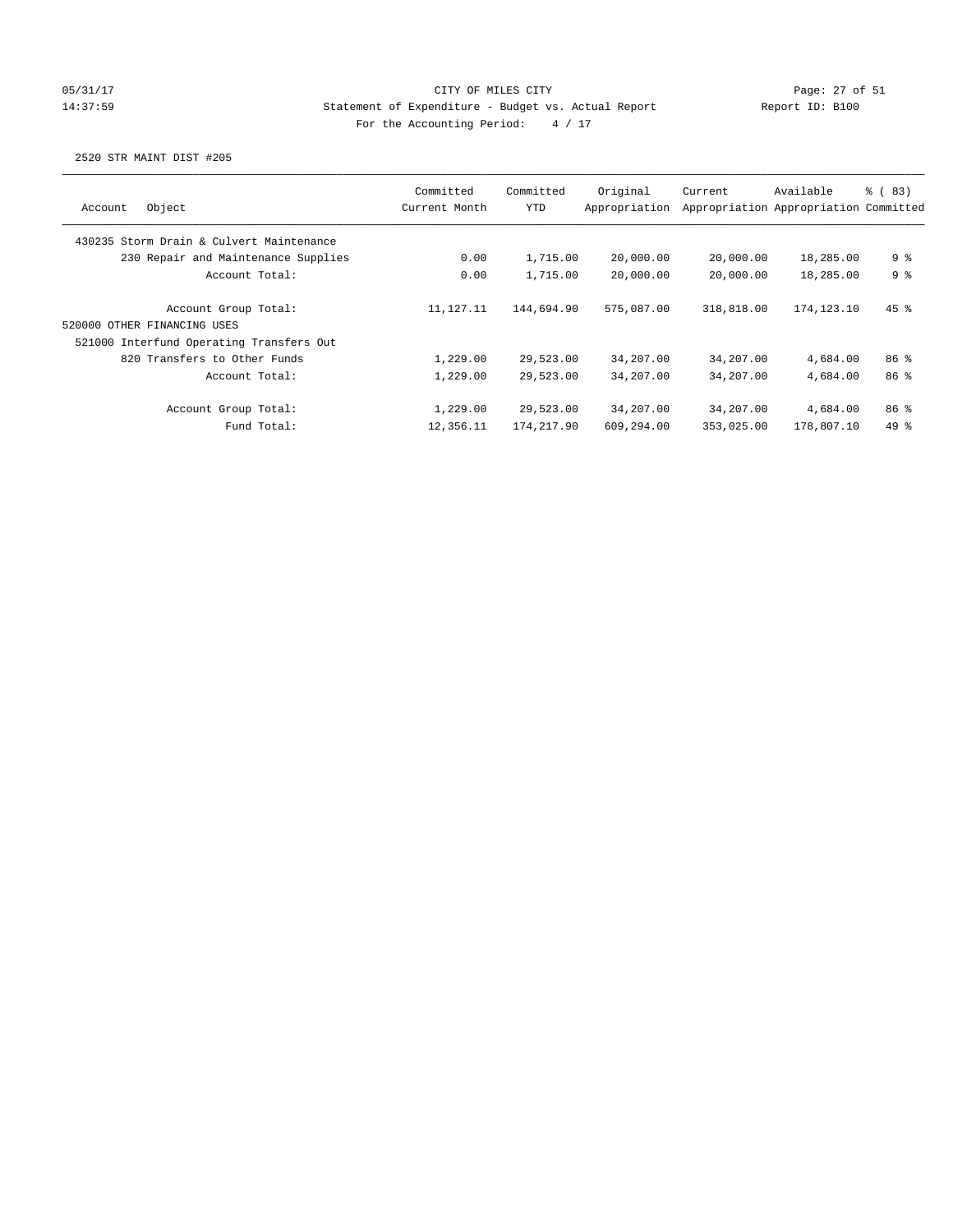CITY OF MILES CITY

Statement of Expenditure - Budget vs. Actual Report

Report ID: B100

For the Accounting Period: 4 / 17

05/31/17 14:37:59

2520 STR MAINT DIST #205

| Account Object | Committed Current Month | Committed YTD | Original Appropriation | Current Appropriation | Available Appropriation | % ( 83) Committed |
|---|---|---|---|---|---|---|
| 430235 Storm Drain & Culvert Maintenance | | | | | | |
| 230 Repair and Maintenance Supplies | 0.00 | 1,715.00 | 20,000.00 | 20,000.00 | 18,285.00 | 9 % |
| Account Total: | 0.00 | 1,715.00 | 20,000.00 | 20,000.00 | 18,285.00 | 9 % |
| Account Group Total: | 11,127.11 | 144,694.90 | 575,087.00 | 318,818.00 | 174,123.10 | 45 % |
| 520000 OTHER FINANCING USES | | | | | | |
| 521000 Interfund Operating Transfers Out | | | | | | |
| 820 Transfers to Other Funds | 1,229.00 | 29,523.00 | 34,207.00 | 34,207.00 | 4,684.00 | 86 % |
| Account Total: | 1,229.00 | 29,523.00 | 34,207.00 | 34,207.00 | 4,684.00 | 86 % |
| Account Group Total: | 1,229.00 | 29,523.00 | 34,207.00 | 34,207.00 | 4,684.00 | 86 % |
| Fund Total: | 12,356.11 | 174,217.90 | 609,294.00 | 353,025.00 | 178,807.10 | 49 % |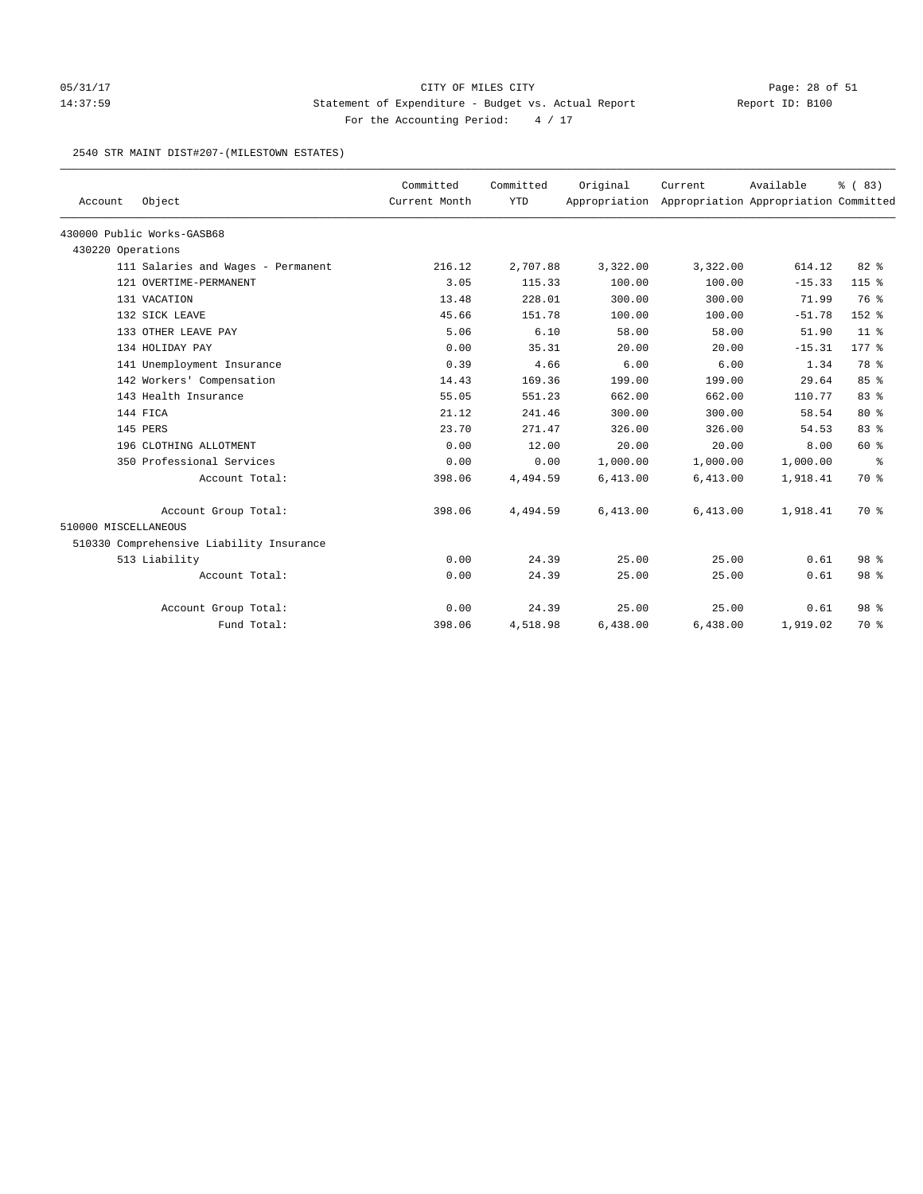CITY OF MILES CITY
Statement of Expenditure - Budget vs. Actual Report
Report ID: B100
For the Accounting Period: 4 / 17

05/31/17
14:37:59

2540 STR MAINT DIST#207-(MILESTOWN ESTATES)

| Account | Object | Committed Current Month | Committed YTD | Original Appropriation | Current Appropriation | Available Appropriation | % ( 83) Committed |
|---|---|---|---|---|---|---|---|
| 430000 Public Works-GASB68 | | | | | | | |
| 430220 Operations | | | | | | | |
| | 111 Salaries and Wages - Permanent | 216.12 | 2,707.88 | 3,322.00 | 3,322.00 | 614.12 | 82 % |
| | 121 OVERTIME-PERMANENT | 3.05 | 115.33 | 100.00 | 100.00 | -15.33 | 115 % |
| | 131 VACATION | 13.48 | 228.01 | 300.00 | 300.00 | 71.99 | 76 % |
| | 132 SICK LEAVE | 45.66 | 151.78 | 100.00 | 100.00 | -51.78 | 152 % |
| | 133 OTHER LEAVE PAY | 5.06 | 6.10 | 58.00 | 58.00 | 51.90 | 11 % |
| | 134 HOLIDAY PAY | 0.00 | 35.31 | 20.00 | 20.00 | -15.31 | 177 % |
| | 141 Unemployment Insurance | 0.39 | 4.66 | 6.00 | 6.00 | 1.34 | 78 % |
| | 142 Workers' Compensation | 14.43 | 169.36 | 199.00 | 199.00 | 29.64 | 85 % |
| | 143 Health Insurance | 55.05 | 551.23 | 662.00 | 662.00 | 110.77 | 83 % |
| | 144 FICA | 21.12 | 241.46 | 300.00 | 300.00 | 58.54 | 80 % |
| | 145 PERS | 23.70 | 271.47 | 326.00 | 326.00 | 54.53 | 83 % |
| | 196 CLOTHING ALLOTMENT | 0.00 | 12.00 | 20.00 | 20.00 | 8.00 | 60 % |
| | 350 Professional Services | 0.00 | 0.00 | 1,000.00 | 1,000.00 | 1,000.00 | % |
| | Account Total: | 398.06 | 4,494.59 | 6,413.00 | 6,413.00 | 1,918.41 | 70 % |
| | Account Group Total: | 398.06 | 4,494.59 | 6,413.00 | 6,413.00 | 1,918.41 | 70 % |
| 510000 MISCELLANEOUS | | | | | | | |
| 510330 Comprehensive Liability Insurance | | | | | | | |
| | 513 Liability | 0.00 | 24.39 | 25.00 | 25.00 | 0.61 | 98 % |
| | Account Total: | 0.00 | 24.39 | 25.00 | 25.00 | 0.61 | 98 % |
| | Account Group Total: | 0.00 | 24.39 | 25.00 | 25.00 | 0.61 | 98 % |
| | Fund Total: | 398.06 | 4,518.98 | 6,438.00 | 6,438.00 | 1,919.02 | 70 % |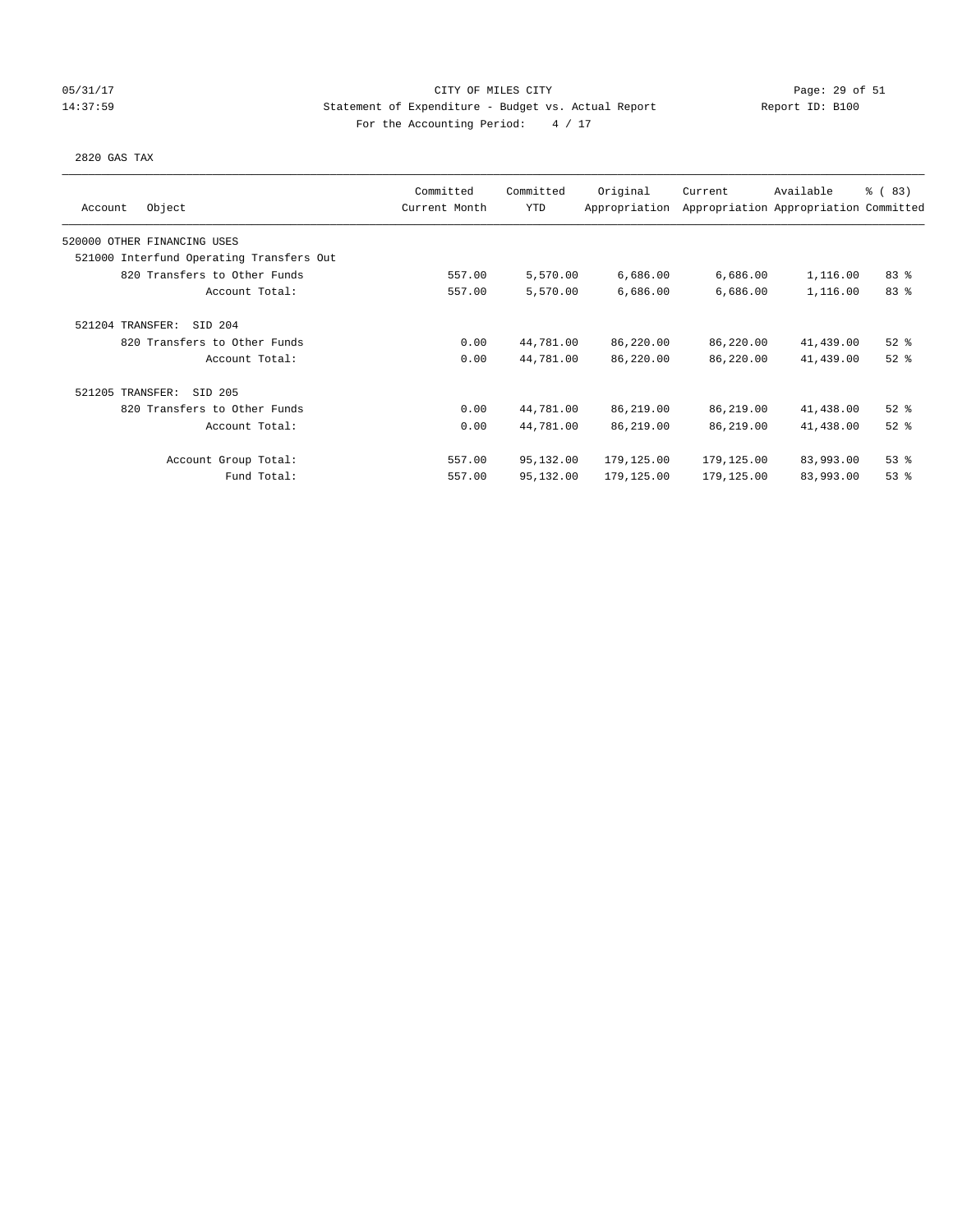CITY OF MILES CITY

Statement of Expenditure - Budget vs. Actual Report

Report ID: B100

For the Accounting Period: 4 / 17

05/31/17
14:37:59

2820 GAS TAX

| Account Object | Committed Current Month | Committed YTD | Original Appropriation | Current Appropriation | Available Appropriation | % ( 83) Committed |
|---|---|---|---|---|---|---|
| 520000 OTHER FINANCING USES | | | | | | |
| 521000 Interfund Operating Transfers Out | | | | | | |
| 820 Transfers to Other Funds | 557.00 | 5,570.00 | 6,686.00 | 6,686.00 | 1,116.00 | 83 % |
| Account Total: | 557.00 | 5,570.00 | 6,686.00 | 6,686.00 | 1,116.00 | 83 % |
| 521204 TRANSFER: SID 204 | | | | | | |
| 820 Transfers to Other Funds | 0.00 | 44,781.00 | 86,220.00 | 86,220.00 | 41,439.00 | 52 % |
| Account Total: | 0.00 | 44,781.00 | 86,220.00 | 86,220.00 | 41,439.00 | 52 % |
| 521205 TRANSFER: SID 205 | | | | | | |
| 820 Transfers to Other Funds | 0.00 | 44,781.00 | 86,219.00 | 86,219.00 | 41,438.00 | 52 % |
| Account Total: | 0.00 | 44,781.00 | 86,219.00 | 86,219.00 | 41,438.00 | 52 % |
| Account Group Total: | 557.00 | 95,132.00 | 179,125.00 | 179,125.00 | 83,993.00 | 53 % |
| Fund Total: | 557.00 | 95,132.00 | 179,125.00 | 179,125.00 | 83,993.00 | 53 % |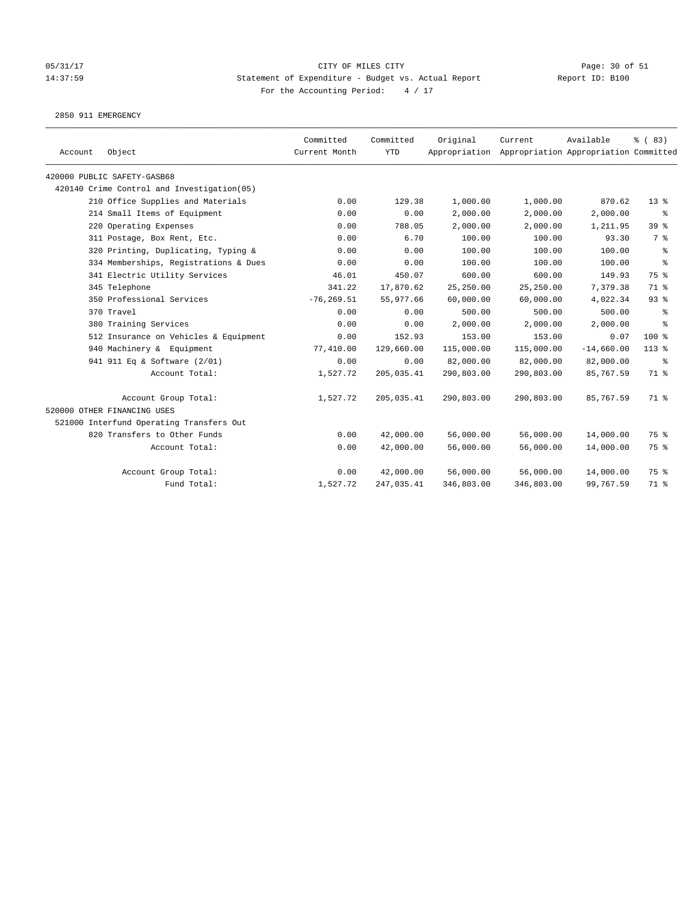CITY OF MILES CITY
Statement of Expenditure - Budget vs. Actual Report
For the Accounting Period: 4 / 17

05/31/17
14:37:59

Report ID: B100

2850 911 EMERGENCY

| Account Object | Committed Current Month | Committed YTD | Original Appropriation | Current Appropriation | Available Appropriation | % ( 83) Committed |
|---|---|---|---|---|---|---|
| 420000 PUBLIC SAFETY-GASB68 | | | | | | |
| 420140 Crime Control and Investigation(05) | | | | | | |
| 210 Office Supplies and Materials | 0.00 | 129.38 | 1,000.00 | 1,000.00 | 870.62 | 13 % |
| 214 Small Items of Equipment | 0.00 | 0.00 | 2,000.00 | 2,000.00 | 2,000.00 | % |
| 220 Operating Expenses | 0.00 | 788.05 | 2,000.00 | 2,000.00 | 1,211.95 | 39 % |
| 311 Postage, Box Rent, Etc. | 0.00 | 6.70 | 100.00 | 100.00 | 93.30 | 7 % |
| 320 Printing, Duplicating, Typing & | 0.00 | 0.00 | 100.00 | 100.00 | 100.00 | % |
| 334 Memberships, Registrations & Dues | 0.00 | 0.00 | 100.00 | 100.00 | 100.00 | % |
| 341 Electric Utility Services | 46.01 | 450.07 | 600.00 | 600.00 | 149.93 | 75 % |
| 345 Telephone | 341.22 | 17,870.62 | 25,250.00 | 25,250.00 | 7,379.38 | 71 % |
| 350 Professional Services | -76,269.51 | 55,977.66 | 60,000.00 | 60,000.00 | 4,022.34 | 93 % |
| 370 Travel | 0.00 | 0.00 | 500.00 | 500.00 | 500.00 | % |
| 380 Training Services | 0.00 | 0.00 | 2,000.00 | 2,000.00 | 2,000.00 | % |
| 512 Insurance on Vehicles & Equipment | 0.00 | 152.93 | 153.00 | 153.00 | 0.07 | 100 % |
| 940 Machinery & Equipment | 77,410.00 | 129,660.00 | 115,000.00 | 115,000.00 | -14,660.00 | 113 % |
| 941 911 Eq & Software (2/01) | 0.00 | 0.00 | 82,000.00 | 82,000.00 | 82,000.00 | % |
| Account Total: | 1,527.72 | 205,035.41 | 290,803.00 | 290,803.00 | 85,767.59 | 71 % |
| Account Group Total: | 1,527.72 | 205,035.41 | 290,803.00 | 290,803.00 | 85,767.59 | 71 % |
| 520000 OTHER FINANCING USES | | | | | | |
| 521000 Interfund Operating Transfers Out | | | | | | |
| 820 Transfers to Other Funds | 0.00 | 42,000.00 | 56,000.00 | 56,000.00 | 14,000.00 | 75 % |
| Account Total: | 0.00 | 42,000.00 | 56,000.00 | 56,000.00 | 14,000.00 | 75 % |
| Account Group Total: | 0.00 | 42,000.00 | 56,000.00 | 56,000.00 | 14,000.00 | 75 % |
| Fund Total: | 1,527.72 | 247,035.41 | 346,803.00 | 346,803.00 | 99,767.59 | 71 % |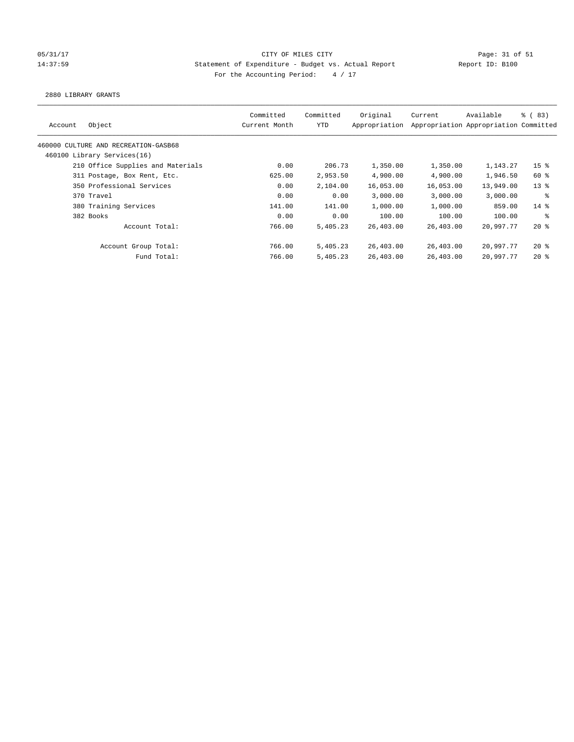CITY OF MILES CITY

Statement of Expenditure - Budget vs. Actual Report

Report ID: B100

For the Accounting Period: 4 / 17

05/31/17 14:37:59

2880 LIBRARY GRANTS

| Account | Object | Committed Current Month | Committed YTD | Original Appropriation | Current Appropriation | Available Appropriation | % ( 83) Committed |
|---|---|---|---|---|---|---|---|
| 460000 CULTURE AND RECREATION-GASB68 | | | | | | | |
| 460100 Library Services(16) | | | | | | | |
| | 210 Office Supplies and Materials | 0.00 | 206.73 | 1,350.00 | 1,350.00 | 1,143.27 | 15 % |
| | 311 Postage, Box Rent, Etc. | 625.00 | 2,953.50 | 4,900.00 | 4,900.00 | 1,946.50 | 60 % |
| | 350 Professional Services | 0.00 | 2,104.00 | 16,053.00 | 16,053.00 | 13,949.00 | 13 % |
| | 370 Travel | 0.00 | 0.00 | 3,000.00 | 3,000.00 | 3,000.00 | % |
| | 380 Training Services | 141.00 | 141.00 | 1,000.00 | 1,000.00 | 859.00 | 14 % |
| | 382 Books | 0.00 | 0.00 | 100.00 | 100.00 | 100.00 | % |
| | Account Total: | 766.00 | 5,405.23 | 26,403.00 | 26,403.00 | 20,997.77 | 20 % |
| | Account Group Total: | 766.00 | 5,405.23 | 26,403.00 | 26,403.00 | 20,997.77 | 20 % |
| | Fund Total: | 766.00 | 5,405.23 | 26,403.00 | 26,403.00 | 20,997.77 | 20 % |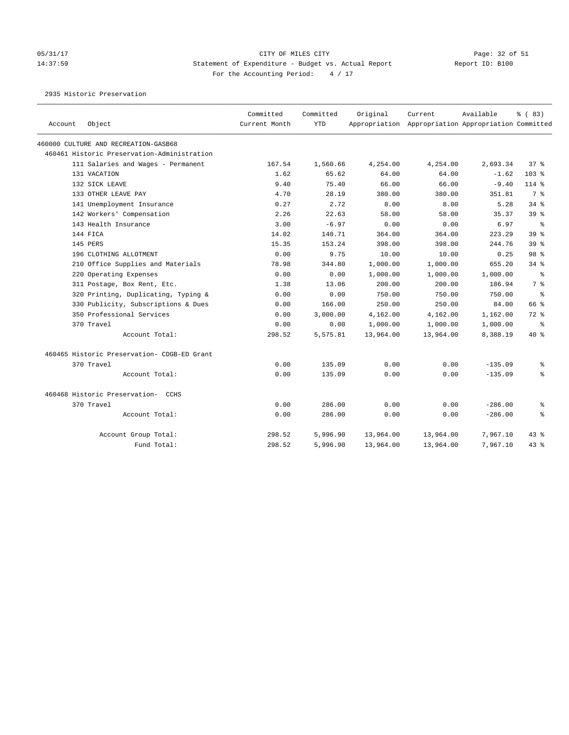CITY OF MILES CITY
Statement of Expenditure - Budget vs. Actual Report
For the Accounting Period: 4 / 17

05/31/17
14:37:59
Report ID: B100

2935 Historic Preservation

| Account | Object | Committed Current Month | Committed YTD | Original Appropriation | Current Appropriation | Available Appropriation | % ( 83) Committed |
|---|---|---|---|---|---|---|---|
| 460000 CULTURE AND RECREATION-GASB68 | | | | | | | |
| 460461 Historic Preservation-Administration | | | | | | | |
| | 111 Salaries and Wages - Permanent | 167.54 | 1,560.66 | 4,254.00 | 4,254.00 | 2,693.34 | 37 % |
| | 131 VACATION | 1.62 | 65.62 | 64.00 | 64.00 | -1.62 | 103 % |
| | 132 SICK LEAVE | 9.40 | 75.40 | 66.00 | 66.00 | -9.40 | 114 % |
| | 133 OTHER LEAVE PAY | 4.70 | 28.19 | 380.00 | 380.00 | 351.81 | 7 % |
| | 141 Unemployment Insurance | 0.27 | 2.72 | 8.00 | 8.00 | 5.28 | 34 % |
| | 142 Workers' Compensation | 2.26 | 22.63 | 58.00 | 58.00 | 35.37 | 39 % |
| | 143 Health Insurance | 3.00 | -6.97 | 0.00 | 0.00 | 6.97 | % |
| | 144 FICA | 14.02 | 140.71 | 364.00 | 364.00 | 223.29 | 39 % |
| | 145 PERS | 15.35 | 153.24 | 398.00 | 398.00 | 244.76 | 39 % |
| | 196 CLOTHING ALLOTMENT | 0.00 | 9.75 | 10.00 | 10.00 | 0.25 | 98 % |
| | 210 Office Supplies and Materials | 78.98 | 344.80 | 1,000.00 | 1,000.00 | 655.20 | 34 % |
| | 220 Operating Expenses | 0.00 | 0.00 | 1,000.00 | 1,000.00 | 1,000.00 | % |
| | 311 Postage, Box Rent, Etc. | 1.38 | 13.06 | 200.00 | 200.00 | 186.94 | 7 % |
| | 320 Printing, Duplicating, Typing & | 0.00 | 0.00 | 750.00 | 750.00 | 750.00 | % |
| | 330 Publicity, Subscriptions & Dues | 0.00 | 166.00 | 250.00 | 250.00 | 84.00 | 66 % |
| | 350 Professional Services | 0.00 | 3,000.00 | 4,162.00 | 4,162.00 | 1,162.00 | 72 % |
| | 370 Travel | 0.00 | 0.00 | 1,000.00 | 1,000.00 | 1,000.00 | % |
| | Account Total: | 298.52 | 5,575.81 | 13,964.00 | 13,964.00 | 8,388.19 | 40 % |
| 460465 Historic Preservation- CDGB-ED Grant | | | | | | | |
| | 370 Travel | 0.00 | 135.09 | 0.00 | 0.00 | -135.09 | % |
| | Account Total: | 0.00 | 135.09 | 0.00 | 0.00 | -135.09 | % |
| 460468 Historic Preservation- CCHS | | | | | | | |
| | 370 Travel | 0.00 | 286.00 | 0.00 | 0.00 | -286.00 | % |
| | Account Total: | 0.00 | 286.00 | 0.00 | 0.00 | -286.00 | % |
| | Account Group Total: | 298.52 | 5,996.90 | 13,964.00 | 13,964.00 | 7,967.10 | 43 % |
| | Fund Total: | 298.52 | 5,996.90 | 13,964.00 | 13,964.00 | 7,967.10 | 43 % |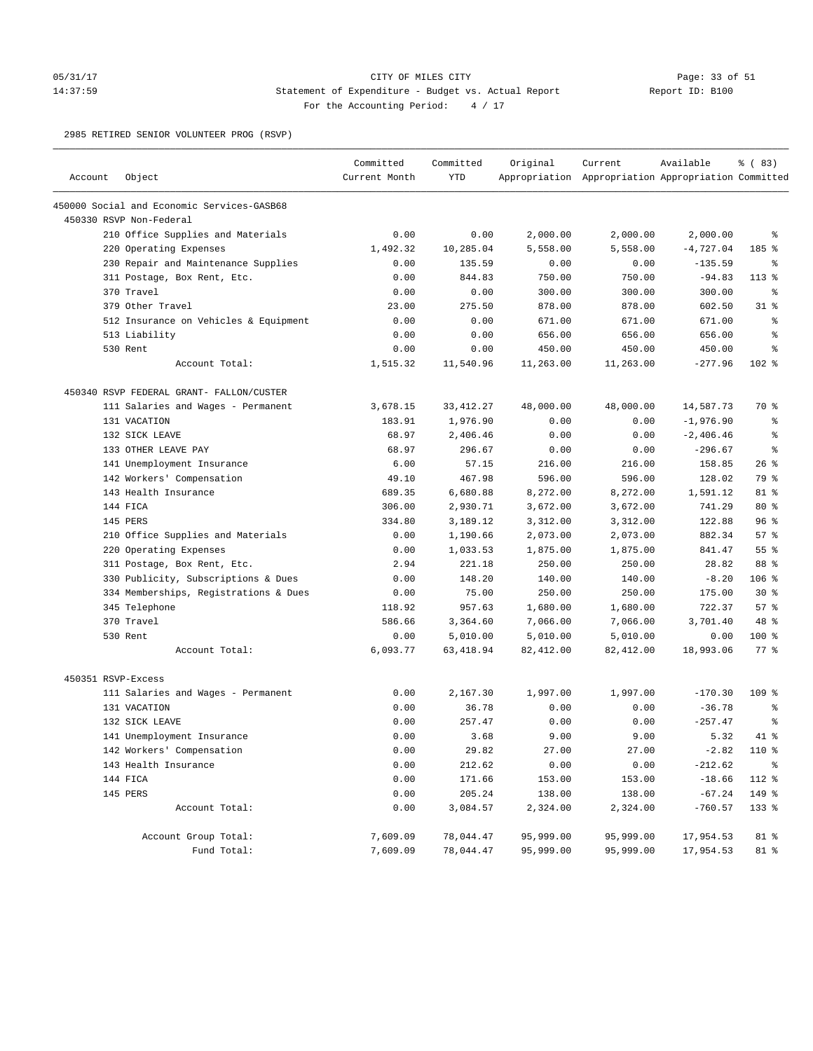CITY OF MILES CITY
Statement of Expenditure - Budget vs. Actual Report
Report ID: B100
For the Accounting Period: 4 / 17

2985 RETIRED SENIOR VOLUNTEER PROG (RSVP)

| Account | Object | Committed Current Month | Committed YTD | Original Appropriation | Current Appropriation | Available Appropriation | % ( 83) Committed |
|---|---|---|---|---|---|---|---|
| 450000 Social and Economic Services-GASB68 | | | | | | | |
| 450330 RSVP Non-Federal | | | | | | | |
| | 210 Office Supplies and Materials | 0.00 | 0.00 | 2,000.00 | 2,000.00 | 2,000.00 | % |
| | 220 Operating Expenses | 1,492.32 | 10,285.04 | 5,558.00 | 5,558.00 | -4,727.04 | 185 % |
| | 230 Repair and Maintenance Supplies | 0.00 | 135.59 | 0.00 | 0.00 | -135.59 | % |
| | 311 Postage, Box Rent, Etc. | 0.00 | 844.83 | 750.00 | 750.00 | -94.83 | 113 % |
| | 370 Travel | 0.00 | 0.00 | 300.00 | 300.00 | 300.00 | % |
| | 379 Other Travel | 23.00 | 275.50 | 878.00 | 878.00 | 602.50 | 31 % |
| | 512 Insurance on Vehicles & Equipment | 0.00 | 0.00 | 671.00 | 671.00 | 671.00 | % |
| | 513 Liability | 0.00 | 0.00 | 656.00 | 656.00 | 656.00 | % |
| | 530 Rent | 0.00 | 0.00 | 450.00 | 450.00 | 450.00 | % |
| | Account Total: | 1,515.32 | 11,540.96 | 11,263.00 | 11,263.00 | -277.96 | 102 % |
| 450340 RSVP FEDERAL GRANT- FALLON/CUSTER | | | | | | | |
| | 111 Salaries and Wages - Permanent | 3,678.15 | 33,412.27 | 48,000.00 | 48,000.00 | 14,587.73 | 70 % |
| | 131 VACATION | 183.91 | 1,976.90 | 0.00 | 0.00 | -1,976.90 | % |
| | 132 SICK LEAVE | 68.97 | 2,406.46 | 0.00 | 0.00 | -2,406.46 | % |
| | 133 OTHER LEAVE PAY | 68.97 | 296.67 | 0.00 | 0.00 | -296.67 | % |
| | 141 Unemployment Insurance | 6.00 | 57.15 | 216.00 | 216.00 | 158.85 | 26 % |
| | 142 Workers' Compensation | 49.10 | 467.98 | 596.00 | 596.00 | 128.02 | 79 % |
| | 143 Health Insurance | 689.35 | 6,680.88 | 8,272.00 | 8,272.00 | 1,591.12 | 81 % |
| | 144 FICA | 306.00 | 2,930.71 | 3,672.00 | 3,672.00 | 741.29 | 80 % |
| | 145 PERS | 334.80 | 3,189.12 | 3,312.00 | 3,312.00 | 122.88 | 96 % |
| | 210 Office Supplies and Materials | 0.00 | 1,190.66 | 2,073.00 | 2,073.00 | 882.34 | 57 % |
| | 220 Operating Expenses | 0.00 | 1,033.53 | 1,875.00 | 1,875.00 | 841.47 | 55 % |
| | 311 Postage, Box Rent, Etc. | 2.94 | 221.18 | 250.00 | 250.00 | 28.82 | 88 % |
| | 330 Publicity, Subscriptions & Dues | 0.00 | 148.20 | 140.00 | 140.00 | -8.20 | 106 % |
| | 334 Memberships, Registrations & Dues | 0.00 | 75.00 | 250.00 | 250.00 | 175.00 | 30 % |
| | 345 Telephone | 118.92 | 957.63 | 1,680.00 | 1,680.00 | 722.37 | 57 % |
| | 370 Travel | 586.66 | 3,364.60 | 7,066.00 | 7,066.00 | 3,701.40 | 48 % |
| | 530 Rent | 0.00 | 5,010.00 | 5,010.00 | 5,010.00 | 0.00 | 100 % |
| | Account Total: | 6,093.77 | 63,418.94 | 82,412.00 | 82,412.00 | 18,993.06 | 77 % |
| 450351 RSVP-Excess | | | | | | | |
| | 111 Salaries and Wages - Permanent | 0.00 | 2,167.30 | 1,997.00 | 1,997.00 | -170.30 | 109 % |
| | 131 VACATION | 0.00 | 36.78 | 0.00 | 0.00 | -36.78 | % |
| | 132 SICK LEAVE | 0.00 | 257.47 | 0.00 | 0.00 | -257.47 | % |
| | 141 Unemployment Insurance | 0.00 | 3.68 | 9.00 | 9.00 | 5.32 | 41 % |
| | 142 Workers' Compensation | 0.00 | 29.82 | 27.00 | 27.00 | -2.82 | 110 % |
| | 143 Health Insurance | 0.00 | 212.62 | 0.00 | 0.00 | -212.62 | % |
| | 144 FICA | 0.00 | 171.66 | 153.00 | 153.00 | -18.66 | 112 % |
| | 145 PERS | 0.00 | 205.24 | 138.00 | 138.00 | -67.24 | 149 % |
| | Account Total: | 0.00 | 3,084.57 | 2,324.00 | 2,324.00 | -760.57 | 133 % |
| | Account Group Total: | 7,609.09 | 78,044.47 | 95,999.00 | 95,999.00 | 17,954.53 | 81 % |
| | Fund Total: | 7,609.09 | 78,044.47 | 95,999.00 | 95,999.00 | 17,954.53 | 81 % |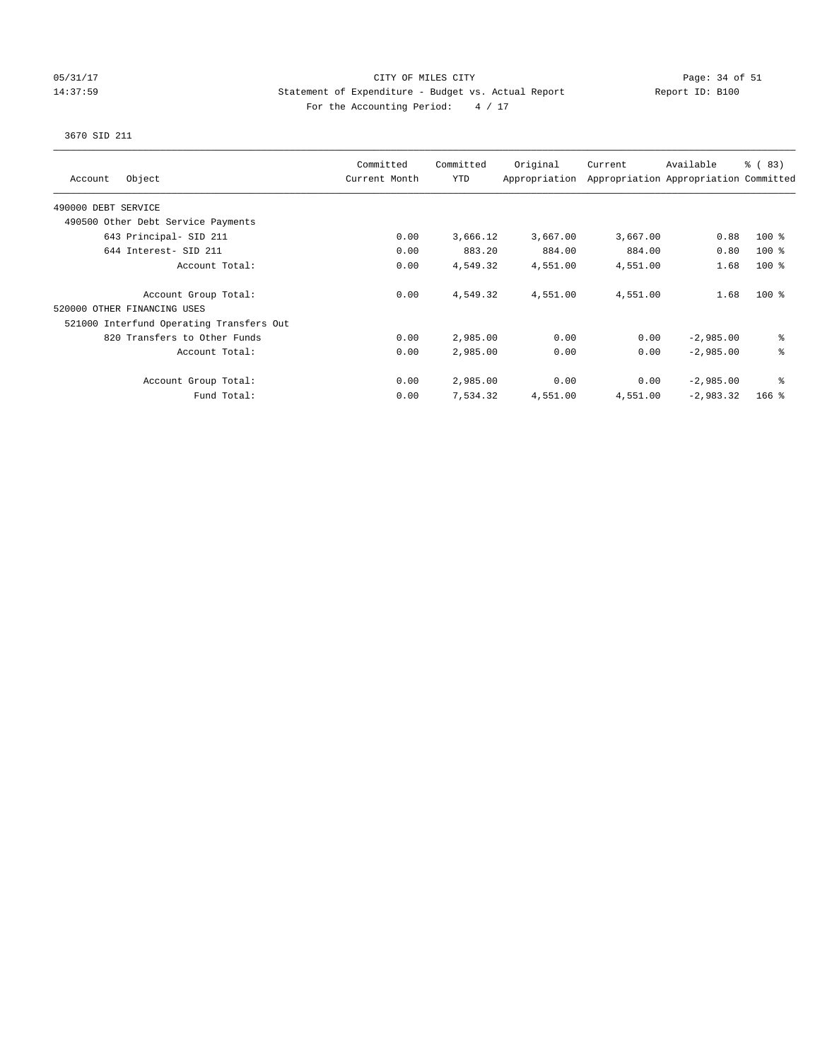CITY OF MILES CITY

Statement of Expenditure - Budget vs. Actual Report

Report ID: B100

For the Accounting Period: 4 / 17

05/31/17
14:37:59

3670 SID 211

| Account Object | Committed Current Month | Committed YTD | Original Appropriation | Current Appropriation | Available Appropriation | % ( 83) Committed |
|---|---|---|---|---|---|---|
| 490000 DEBT SERVICE | | | | | | |
| 490500 Other Debt Service Payments | | | | | | |
| 643 Principal- SID 211 | 0.00 | 3,666.12 | 3,667.00 | 3,667.00 | 0.88 | 100 % |
| 644 Interest- SID 211 | 0.00 | 883.20 | 884.00 | 884.00 | 0.80 | 100 % |
| Account Total: | 0.00 | 4,549.32 | 4,551.00 | 4,551.00 | 1.68 | 100 % |
| Account Group Total: | 0.00 | 4,549.32 | 4,551.00 | 4,551.00 | 1.68 | 100 % |
| 520000 OTHER FINANCING USES | | | | | | |
| 521000 Interfund Operating Transfers Out | | | | | | |
| 820 Transfers to Other Funds | 0.00 | 2,985.00 | 0.00 | 0.00 | -2,985.00 | % |
| Account Total: | 0.00 | 2,985.00 | 0.00 | 0.00 | -2,985.00 | % |
| Account Group Total: | 0.00 | 2,985.00 | 0.00 | 0.00 | -2,985.00 | % |
| Fund Total: | 0.00 | 7,534.32 | 4,551.00 | 4,551.00 | -2,983.32 | 166 % |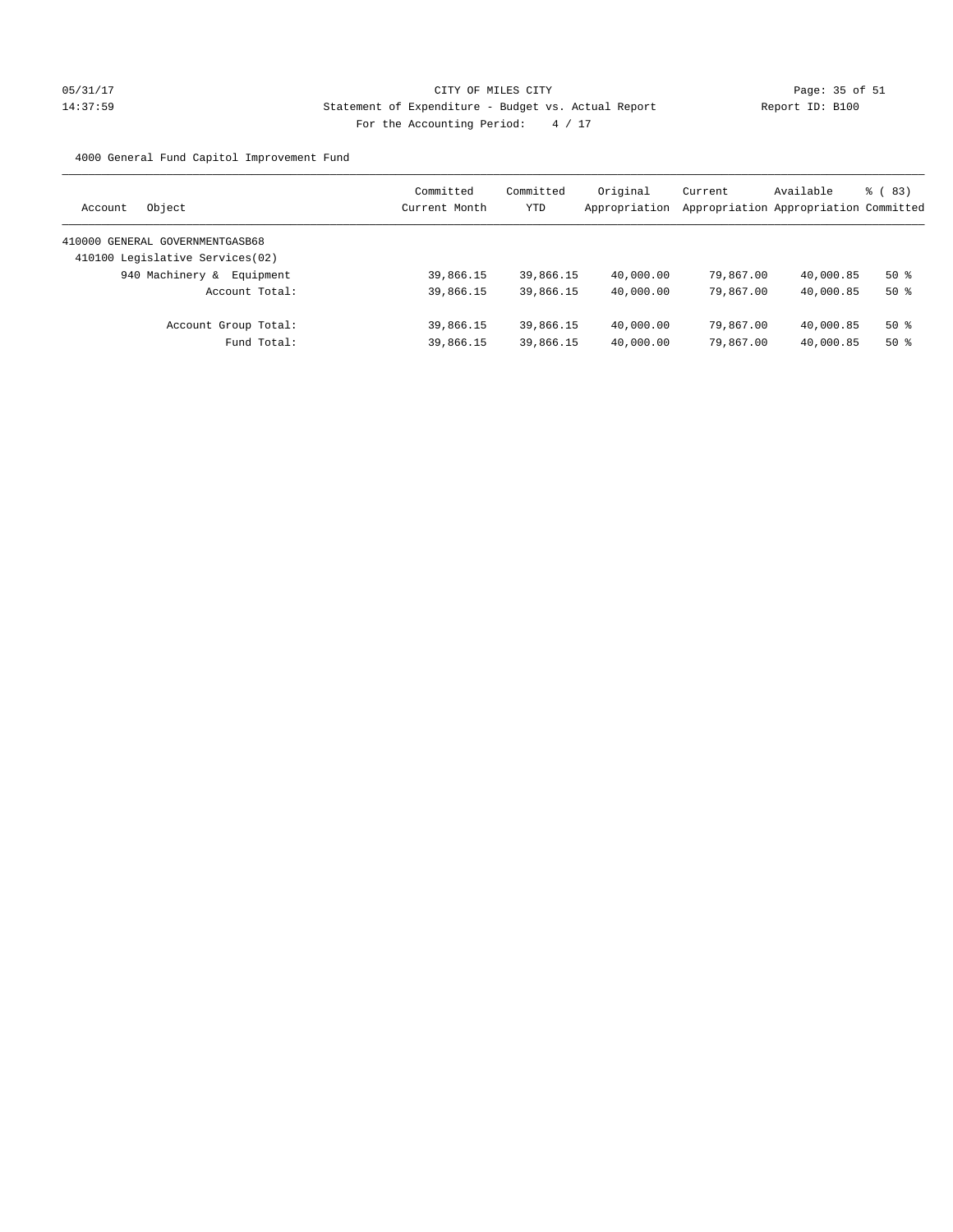CITY OF MILES CITY

Statement of Expenditure - Budget vs. Actual Report

Report ID: B100

For the Accounting Period: 4 / 17

05/31/17
14:37:59

4000 General Fund Capitol Improvement Fund

| Account | Object | Committed Current Month | Committed YTD | Original Appropriation | Current Appropriation | Available Appropriation | % ( 83) Committed |
|---|---|---|---|---|---|---|---|
| 410000 GENERAL GOVERNMENTGASB68 | | | | | | | |
| 410100 Legislative Services(02) | | | | | | | |
| | 940 Machinery & Equipment | 39,866.15 | 39,866.15 | 40,000.00 | 79,867.00 | 40,000.85 | 50 % |
| | Account Total: | 39,866.15 | 39,866.15 | 40,000.00 | 79,867.00 | 40,000.85 | 50 % |
| | Account Group Total: | 39,866.15 | 39,866.15 | 40,000.00 | 79,867.00 | 40,000.85 | 50 % |
| | Fund Total: | 39,866.15 | 39,866.15 | 40,000.00 | 79,867.00 | 40,000.85 | 50 % |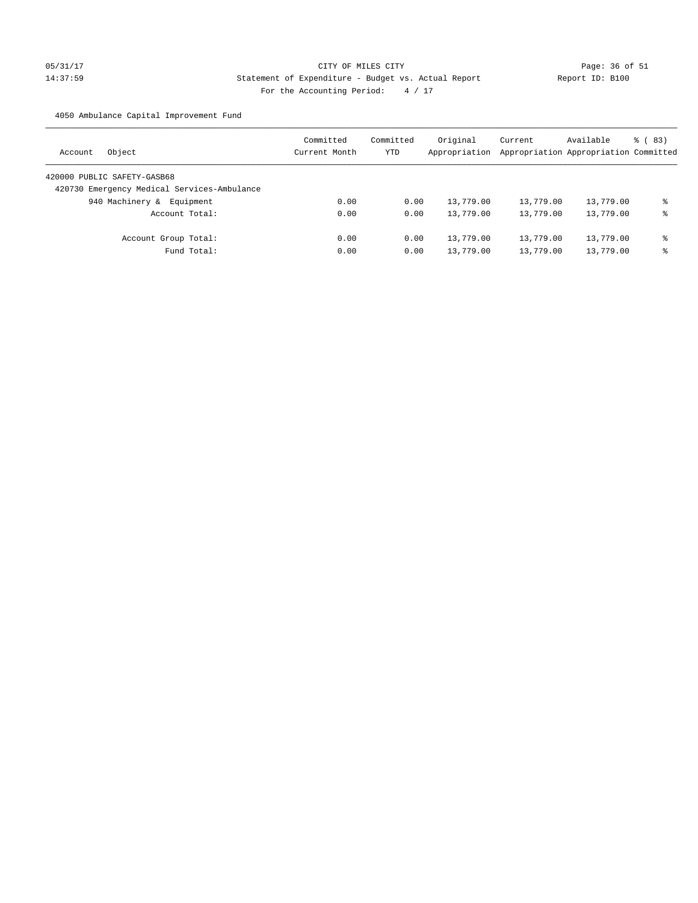CITY OF MILES CITY

Statement of Expenditure - Budget vs. Actual Report

Report ID: B100

05/31/17 14:37:59

For the Accounting Period: 4 / 17

4050 Ambulance Capital Improvement Fund

| Account Object | Committed Current Month | Committed YTD | Original Appropriation | Current Appropriation | Available Appropriation | % ( 83) Committed |
|---|---|---|---|---|---|---|
| 420000 PUBLIC SAFETY-GASB68 | | | | | | |
| 420730 Emergency Medical Services-Ambulance | | | | | | |
| 940 Machinery & Equipment | 0.00 | 0.00 | 13,779.00 | 13,779.00 | 13,779.00 | % |
| Account Total: | 0.00 | 0.00 | 13,779.00 | 13,779.00 | 13,779.00 | % |
| Account Group Total: | 0.00 | 0.00 | 13,779.00 | 13,779.00 | 13,779.00 | % |
| Fund Total: | 0.00 | 0.00 | 13,779.00 | 13,779.00 | 13,779.00 | % |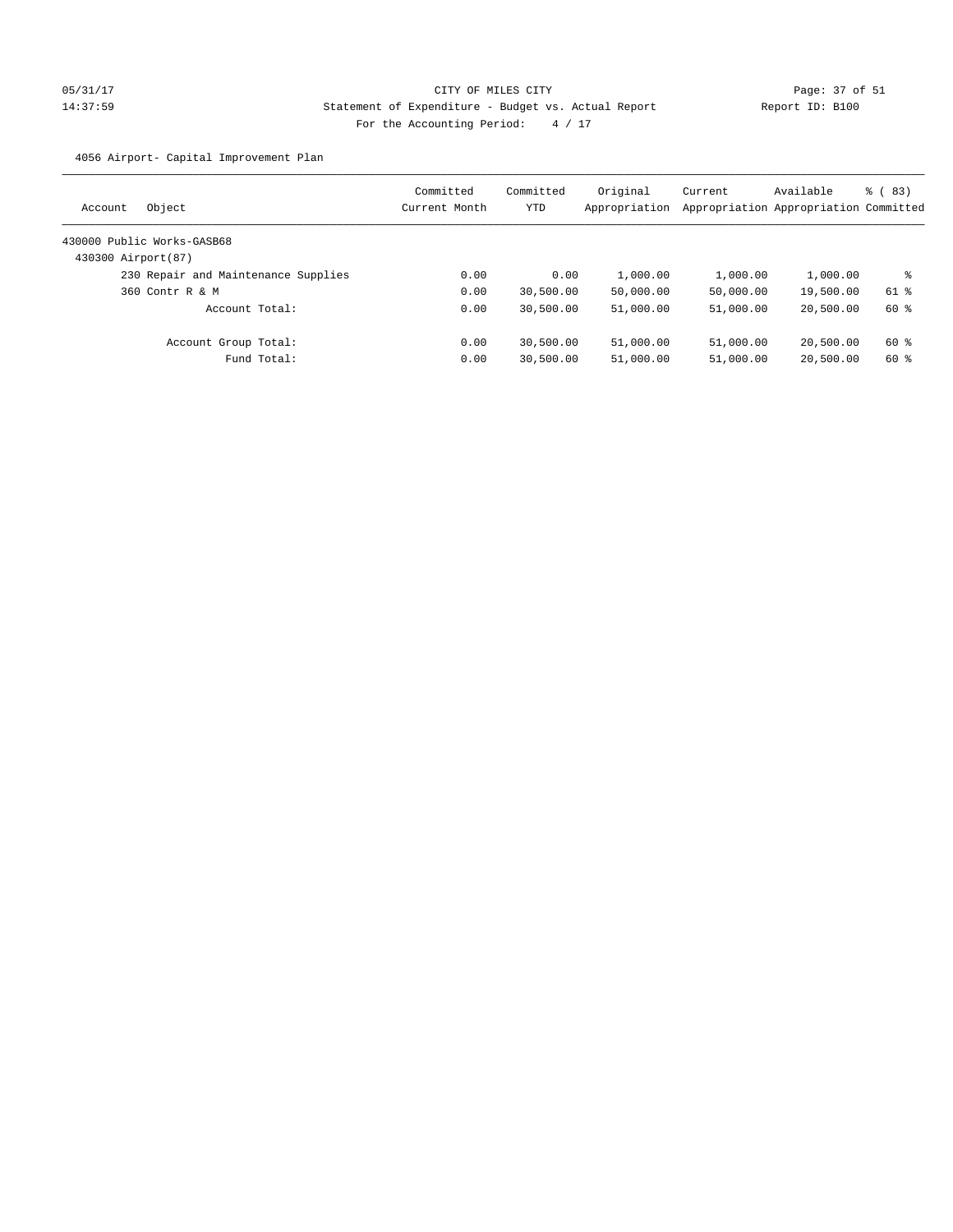CITY OF MILES CITY
Statement of Expenditure - Budget vs. Actual Report
Report ID: B100
For the Accounting Period: 4 / 17

05/31/17
14:37:59

4056 Airport- Capital Improvement Plan

| Account | Object | Committed Current Month | Committed YTD | Original Appropriation | Current Appropriation | Available Appropriation | % ( 83) Committed |
|---|---|---|---|---|---|---|---|
| 430000 Public Works-GASB68 | | | | | | | |
| 430300 Airport(87) | | | | | | | |
| | 230 Repair and Maintenance Supplies | 0.00 | 0.00 | 1,000.00 | 1,000.00 | 1,000.00 | % |
| | 360 Contr R & M | 0.00 | 30,500.00 | 50,000.00 | 50,000.00 | 19,500.00 | 61 % |
| | Account Total: | 0.00 | 30,500.00 | 51,000.00 | 51,000.00 | 20,500.00 | 60 % |
| | Account Group Total: | 0.00 | 30,500.00 | 51,000.00 | 51,000.00 | 20,500.00 | 60 % |
| | Fund Total: | 0.00 | 30,500.00 | 51,000.00 | 51,000.00 | 20,500.00 | 60 % |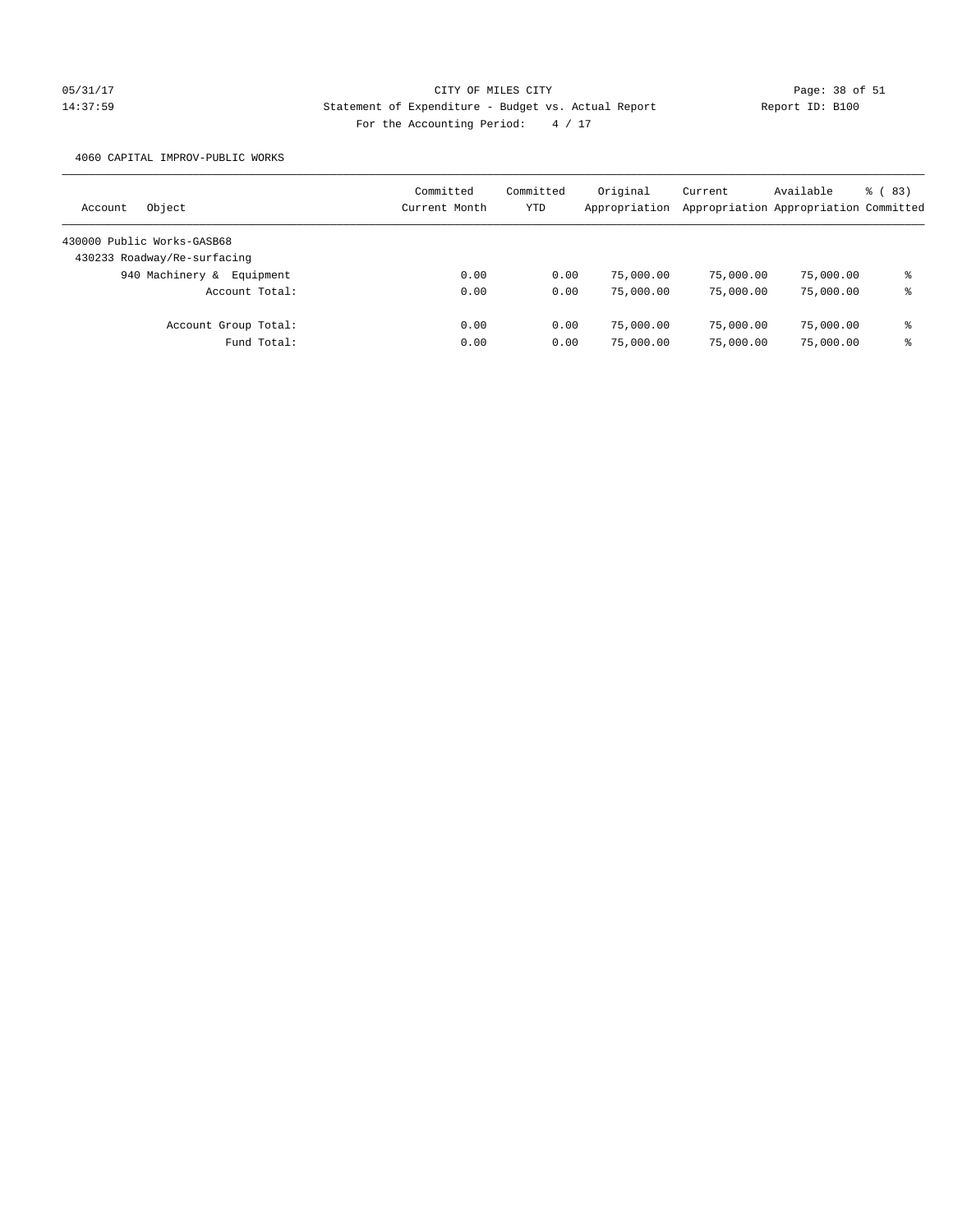CITY OF MILES CITY

Statement of Expenditure - Budget vs. Actual Report

Report ID: B100

For the Accounting Period: 4 / 17

05/31/17
14:37:59

4060 CAPITAL IMPROV-PUBLIC WORKS

| Account Object | Committed Current Month | Committed YTD | Original Appropriation | Current Appropriation | Available Appropriation | % ( 83) Committed |
|---|---|---|---|---|---|---|
| 430000 Public Works-GASB68 | | | | | | |
| 430233 Roadway/Re-surfacing | | | | | | |
| 940 Machinery & Equipment | 0.00 | 0.00 | 75,000.00 | 75,000.00 | 75,000.00 | % |
| Account Total: | 0.00 | 0.00 | 75,000.00 | 75,000.00 | 75,000.00 | % |
| Account Group Total: | 0.00 | 0.00 | 75,000.00 | 75,000.00 | 75,000.00 | % |
| Fund Total: | 0.00 | 0.00 | 75,000.00 | 75,000.00 | 75,000.00 | % |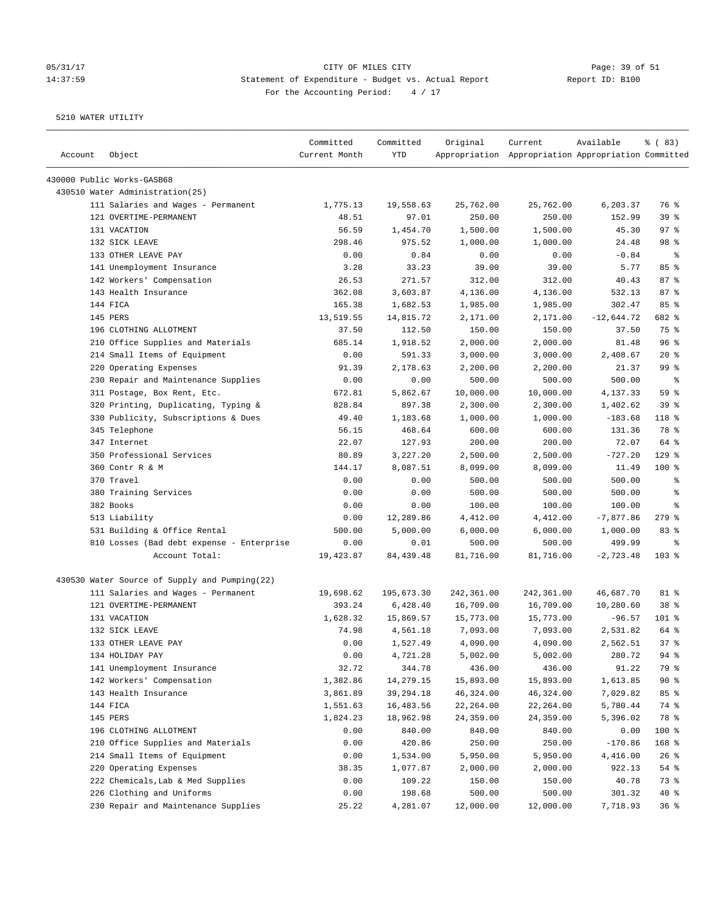CITY OF MILES CITY
Statement of Expenditure - Budget vs. Actual Report
For the Accounting Period: 4 / 17

05/31/17 14:37:59 — Report ID: B100

5210 WATER UTILITY

| Account | Object | Committed Current Month | Committed YTD | Original Appropriation | Current Appropriation | Available Appropriation | % ( 83) Committed |
|---|---|---|---|---|---|---|---|
| 430000 Public Works-GASB68 | | | | | | | |
| 430510 Water Administration(25) | | | | | | | |
| | 111 Salaries and Wages - Permanent | 1,775.13 | 19,558.63 | 25,762.00 | 25,762.00 | 6,203.37 | 76 % |
| | 121 OVERTIME-PERMANENT | 48.51 | 97.01 | 250.00 | 250.00 | 152.99 | 39 % |
| | 131 VACATION | 56.59 | 1,454.70 | 1,500.00 | 1,500.00 | 45.30 | 97 % |
| | 132 SICK LEAVE | 298.46 | 975.52 | 1,000.00 | 1,000.00 | 24.48 | 98 % |
| | 133 OTHER LEAVE PAY | 0.00 | 0.84 | 0.00 | 0.00 | -0.84 | % |
| | 141 Unemployment Insurance | 3.28 | 33.23 | 39.00 | 39.00 | 5.77 | 85 % |
| | 142 Workers' Compensation | 26.53 | 271.57 | 312.00 | 312.00 | 40.43 | 87 % |
| | 143 Health Insurance | 362.08 | 3,603.87 | 4,136.00 | 4,136.00 | 532.13 | 87 % |
| | 144 FICA | 165.38 | 1,682.53 | 1,985.00 | 1,985.00 | 302.47 | 85 % |
| | 145 PERS | 13,519.55 | 14,815.72 | 2,171.00 | 2,171.00 | -12,644.72 | 682 % |
| | 196 CLOTHING ALLOTMENT | 37.50 | 112.50 | 150.00 | 150.00 | 37.50 | 75 % |
| | 210 Office Supplies and Materials | 685.14 | 1,918.52 | 2,000.00 | 2,000.00 | 81.48 | 96 % |
| | 214 Small Items of Equipment | 0.00 | 591.33 | 3,000.00 | 3,000.00 | 2,408.67 | 20 % |
| | 220 Operating Expenses | 91.39 | 2,178.63 | 2,200.00 | 2,200.00 | 21.37 | 99 % |
| | 230 Repair and Maintenance Supplies | 0.00 | 0.00 | 500.00 | 500.00 | 500.00 | % |
| | 311 Postage, Box Rent, Etc. | 672.81 | 5,862.67 | 10,000.00 | 10,000.00 | 4,137.33 | 59 % |
| | 320 Printing, Duplicating, Typing & | 828.84 | 897.38 | 2,300.00 | 2,300.00 | 1,402.62 | 39 % |
| | 330 Publicity, Subscriptions & Dues | 49.40 | 1,183.68 | 1,000.00 | 1,000.00 | -183.68 | 118 % |
| | 345 Telephone | 56.15 | 468.64 | 600.00 | 600.00 | 131.36 | 78 % |
| | 347 Internet | 22.07 | 127.93 | 200.00 | 200.00 | 72.07 | 64 % |
| | 350 Professional Services | 80.89 | 3,227.20 | 2,500.00 | 2,500.00 | -727.20 | 129 % |
| | 360 Contr R & M | 144.17 | 8,087.51 | 8,099.00 | 8,099.00 | 11.49 | 100 % |
| | 370 Travel | 0.00 | 0.00 | 500.00 | 500.00 | 500.00 | % |
| | 380 Training Services | 0.00 | 0.00 | 500.00 | 500.00 | 500.00 | % |
| | 382 Books | 0.00 | 0.00 | 100.00 | 100.00 | 100.00 | % |
| | 513 Liability | 0.00 | 12,289.86 | 4,412.00 | 4,412.00 | -7,877.86 | 279 % |
| | 531 Building & Office Rental | 500.00 | 5,000.00 | 6,000.00 | 6,000.00 | 1,000.00 | 83 % |
| | 810 Losses (Bad debt expense - Enterprise | 0.00 | 0.01 | 500.00 | 500.00 | 499.99 | % |
| | Account Total: | 19,423.87 | 84,439.48 | 81,716.00 | 81,716.00 | -2,723.48 | 103 % |
| 430530 Water Source of Supply and Pumping(22) | | | | | | | |
| | 111 Salaries and Wages - Permanent | 19,698.62 | 195,673.30 | 242,361.00 | 242,361.00 | 46,687.70 | 81 % |
| | 121 OVERTIME-PERMANENT | 393.24 | 6,428.40 | 16,709.00 | 16,709.00 | 10,280.60 | 38 % |
| | 131 VACATION | 1,628.32 | 15,869.57 | 15,773.00 | 15,773.00 | -96.57 | 101 % |
| | 132 SICK LEAVE | 74.98 | 4,561.18 | 7,093.00 | 7,093.00 | 2,531.82 | 64 % |
| | 133 OTHER LEAVE PAY | 0.00 | 1,527.49 | 4,090.00 | 4,090.00 | 2,562.51 | 37 % |
| | 134 HOLIDAY PAY | 0.00 | 4,721.28 | 5,002.00 | 5,002.00 | 280.72 | 94 % |
| | 141 Unemployment Insurance | 32.72 | 344.78 | 436.00 | 436.00 | 91.22 | 79 % |
| | 142 Workers' Compensation | 1,382.86 | 14,279.15 | 15,893.00 | 15,893.00 | 1,613.85 | 90 % |
| | 143 Health Insurance | 3,861.89 | 39,294.18 | 46,324.00 | 46,324.00 | 7,029.82 | 85 % |
| | 144 FICA | 1,551.63 | 16,483.56 | 22,264.00 | 22,264.00 | 5,780.44 | 74 % |
| | 145 PERS | 1,824.23 | 18,962.98 | 24,359.00 | 24,359.00 | 5,396.02 | 78 % |
| | 196 CLOTHING ALLOTMENT | 0.00 | 840.00 | 840.00 | 840.00 | 0.00 | 100 % |
| | 210 Office Supplies and Materials | 0.00 | 420.86 | 250.00 | 250.00 | -170.86 | 168 % |
| | 214 Small Items of Equipment | 0.00 | 1,534.00 | 5,950.00 | 5,950.00 | 4,416.00 | 26 % |
| | 220 Operating Expenses | 38.35 | 1,077.87 | 2,000.00 | 2,000.00 | 922.13 | 54 % |
| | 222 Chemicals,Lab & Med Supplies | 0.00 | 109.22 | 150.00 | 150.00 | 40.78 | 73 % |
| | 226 Clothing and Uniforms | 0.00 | 198.68 | 500.00 | 500.00 | 301.32 | 40 % |
| | 230 Repair and Maintenance Supplies | 25.22 | 4,281.07 | 12,000.00 | 12,000.00 | 7,718.93 | 36 % |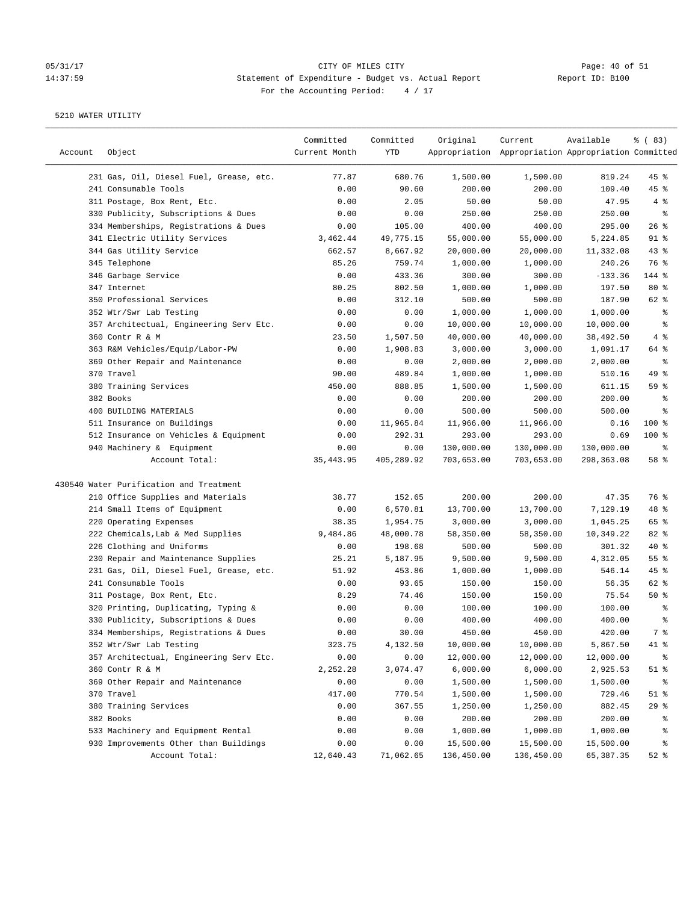05/31/17 CITY OF MILES CITY
14:37:59 Statement of Expenditure - Budget vs. Actual Report Report ID: B100
For the Accounting Period: 4 / 17

5210 WATER UTILITY

| Account | Object | Committed Current Month | Committed YTD | Original Appropriation | Current Appropriation | Available Appropriation | % ( 83) Committed |
|---|---|---|---|---|---|---|---|
| | 231 Gas, Oil, Diesel Fuel, Grease, etc. | 77.87 | 680.76 | 1,500.00 | 1,500.00 | 819.24 | 45 % |
| | 241 Consumable Tools | 0.00 | 90.60 | 200.00 | 200.00 | 109.40 | 45 % |
| | 311 Postage, Box Rent, Etc. | 0.00 | 2.05 | 50.00 | 50.00 | 47.95 | 4 % |
| | 330 Publicity, Subscriptions & Dues | 0.00 | 0.00 | 250.00 | 250.00 | 250.00 | % |
| | 334 Memberships, Registrations & Dues | 0.00 | 105.00 | 400.00 | 400.00 | 295.00 | 26 % |
| | 341 Electric Utility Services | 3,462.44 | 49,775.15 | 55,000.00 | 55,000.00 | 5,224.85 | 91 % |
| | 344 Gas Utility Service | 662.57 | 8,667.92 | 20,000.00 | 20,000.00 | 11,332.08 | 43 % |
| | 345 Telephone | 85.26 | 759.74 | 1,000.00 | 1,000.00 | 240.26 | 76 % |
| | 346 Garbage Service | 0.00 | 433.36 | 300.00 | 300.00 | -133.36 | 144 % |
| | 347 Internet | 80.25 | 802.50 | 1,000.00 | 1,000.00 | 197.50 | 80 % |
| | 350 Professional Services | 0.00 | 312.10 | 500.00 | 500.00 | 187.90 | 62 % |
| | 352 Wtr/Swr Lab Testing | 0.00 | 0.00 | 1,000.00 | 1,000.00 | 1,000.00 | % |
| | 357 Architectual, Engineering Serv Etc. | 0.00 | 0.00 | 10,000.00 | 10,000.00 | 10,000.00 | % |
| | 360 Contr R & M | 23.50 | 1,507.50 | 40,000.00 | 40,000.00 | 38,492.50 | 4 % |
| | 363 R&M Vehicles/Equip/Labor-PW | 0.00 | 1,908.83 | 3,000.00 | 3,000.00 | 1,091.17 | 64 % |
| | 369 Other Repair and Maintenance | 0.00 | 0.00 | 2,000.00 | 2,000.00 | 2,000.00 | % |
| | 370 Travel | 90.00 | 489.84 | 1,000.00 | 1,000.00 | 510.16 | 49 % |
| | 380 Training Services | 450.00 | 888.85 | 1,500.00 | 1,500.00 | 611.15 | 59 % |
| | 382 Books | 0.00 | 0.00 | 200.00 | 200.00 | 200.00 | % |
| | 400 BUILDING MATERIALS | 0.00 | 0.00 | 500.00 | 500.00 | 500.00 | % |
| | 511 Insurance on Buildings | 0.00 | 11,965.84 | 11,966.00 | 11,966.00 | 0.16 | 100 % |
| | 512 Insurance on Vehicles & Equipment | 0.00 | 292.31 | 293.00 | 293.00 | 0.69 | 100 % |
| | 940 Machinery & Equipment | 0.00 | 0.00 | 130,000.00 | 130,000.00 | 130,000.00 | % |
| | Account Total: | 35,443.95 | 405,289.92 | 703,653.00 | 703,653.00 | 298,363.08 | 58 % |
| 430540 Water Purification and Treatment | | | | | | | |
| | 210 Office Supplies and Materials | 38.77 | 152.65 | 200.00 | 200.00 | 47.35 | 76 % |
| | 214 Small Items of Equipment | 0.00 | 6,570.81 | 13,700.00 | 13,700.00 | 7,129.19 | 48 % |
| | 220 Operating Expenses | 38.35 | 1,954.75 | 3,000.00 | 3,000.00 | 1,045.25 | 65 % |
| | 222 Chemicals,Lab & Med Supplies | 9,484.86 | 48,000.78 | 58,350.00 | 58,350.00 | 10,349.22 | 82 % |
| | 226 Clothing and Uniforms | 0.00 | 198.68 | 500.00 | 500.00 | 301.32 | 40 % |
| | 230 Repair and Maintenance Supplies | 25.21 | 5,187.95 | 9,500.00 | 9,500.00 | 4,312.05 | 55 % |
| | 231 Gas, Oil, Diesel Fuel, Grease, etc. | 51.92 | 453.86 | 1,000.00 | 1,000.00 | 546.14 | 45 % |
| | 241 Consumable Tools | 0.00 | 93.65 | 150.00 | 150.00 | 56.35 | 62 % |
| | 311 Postage, Box Rent, Etc. | 8.29 | 74.46 | 150.00 | 150.00 | 75.54 | 50 % |
| | 320 Printing, Duplicating, Typing & | 0.00 | 0.00 | 100.00 | 100.00 | 100.00 | % |
| | 330 Publicity, Subscriptions & Dues | 0.00 | 0.00 | 400.00 | 400.00 | 400.00 | % |
| | 334 Memberships, Registrations & Dues | 0.00 | 30.00 | 450.00 | 450.00 | 420.00 | 7 % |
| | 352 Wtr/Swr Lab Testing | 323.75 | 4,132.50 | 10,000.00 | 10,000.00 | 5,867.50 | 41 % |
| | 357 Architectual, Engineering Serv Etc. | 0.00 | 0.00 | 12,000.00 | 12,000.00 | 12,000.00 | % |
| | 360 Contr R & M | 2,252.28 | 3,074.47 | 6,000.00 | 6,000.00 | 2,925.53 | 51 % |
| | 369 Other Repair and Maintenance | 0.00 | 0.00 | 1,500.00 | 1,500.00 | 1,500.00 | % |
| | 370 Travel | 417.00 | 770.54 | 1,500.00 | 1,500.00 | 729.46 | 51 % |
| | 380 Training Services | 0.00 | 367.55 | 1,250.00 | 1,250.00 | 882.45 | 29 % |
| | 382 Books | 0.00 | 0.00 | 200.00 | 200.00 | 200.00 | % |
| | 533 Machinery and Equipment Rental | 0.00 | 0.00 | 1,000.00 | 1,000.00 | 1,000.00 | % |
| | 930 Improvements Other than Buildings | 0.00 | 0.00 | 15,500.00 | 15,500.00 | 15,500.00 | % |
| | Account Total: | 12,640.43 | 71,062.65 | 136,450.00 | 136,450.00 | 65,387.35 | 52 % |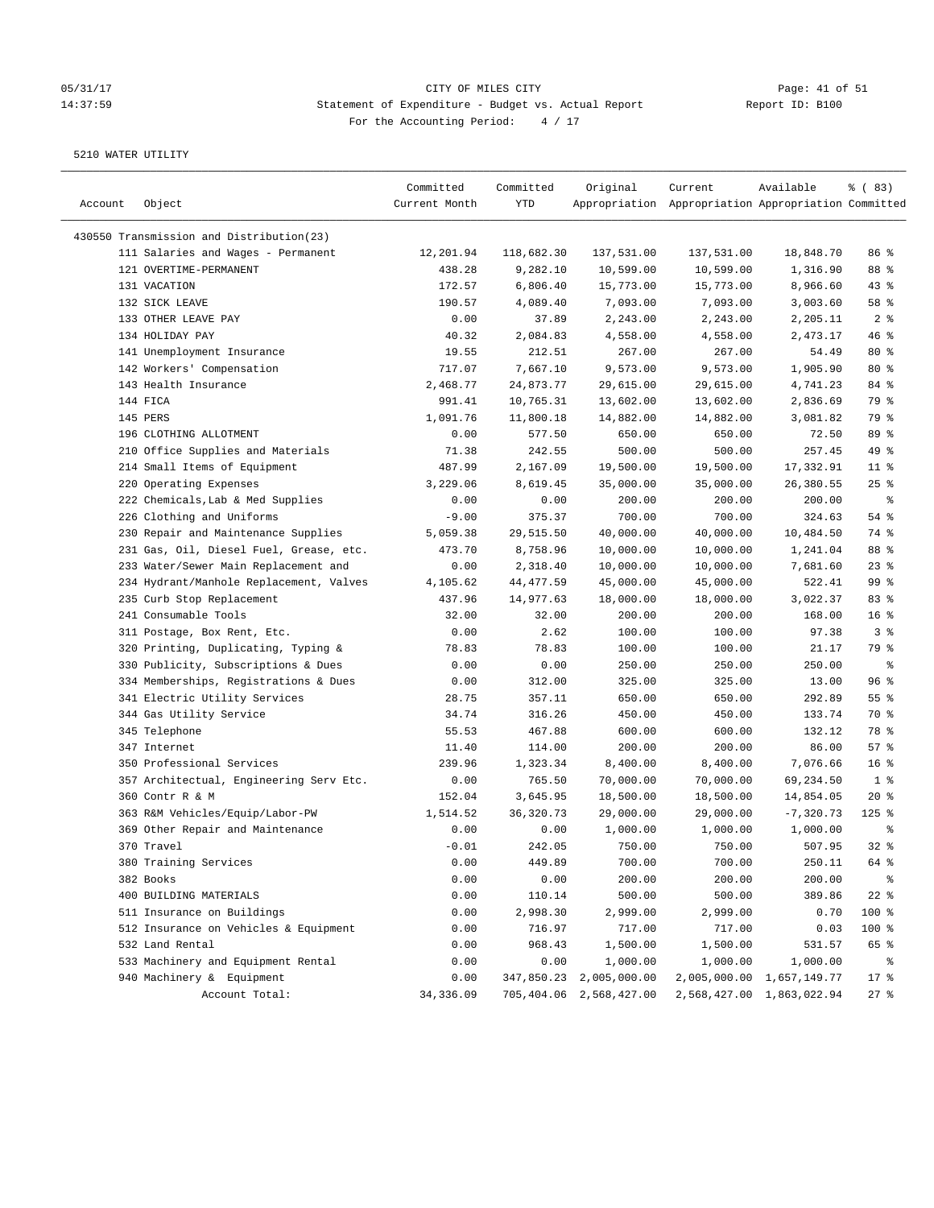CITY OF MILES CITY
Statement of Expenditure - Budget vs. Actual Report
For the Accounting Period: 4 / 17

05/31/17 14:37:59 Report ID: B100

5210 WATER UTILITY

| Account | Object | Committed Current Month | Committed YTD | Original Appropriation | Current Appropriation | Available Appropriation | % ( 83) Committed |
|---|---|---|---|---|---|---|---|
| 430550 Transmission and Distribution(23) | | | | | | | |
| | 111 Salaries and Wages - Permanent | 12,201.94 | 118,682.30 | 137,531.00 | 137,531.00 | 18,848.70 | 86 % |
| | 121 OVERTIME-PERMANENT | 438.28 | 9,282.10 | 10,599.00 | 10,599.00 | 1,316.90 | 88 % |
| | 131 VACATION | 172.57 | 6,806.40 | 15,773.00 | 15,773.00 | 8,966.60 | 43 % |
| | 132 SICK LEAVE | 190.57 | 4,089.40 | 7,093.00 | 7,093.00 | 3,003.60 | 58 % |
| | 133 OTHER LEAVE PAY | 0.00 | 37.89 | 2,243.00 | 2,243.00 | 2,205.11 | 2 % |
| | 134 HOLIDAY PAY | 40.32 | 2,084.83 | 4,558.00 | 4,558.00 | 2,473.17 | 46 % |
| | 141 Unemployment Insurance | 19.55 | 212.51 | 267.00 | 267.00 | 54.49 | 80 % |
| | 142 Workers' Compensation | 717.07 | 7,667.10 | 9,573.00 | 9,573.00 | 1,905.90 | 80 % |
| | 143 Health Insurance | 2,468.77 | 24,873.77 | 29,615.00 | 29,615.00 | 4,741.23 | 84 % |
| | 144 FICA | 991.41 | 10,765.31 | 13,602.00 | 13,602.00 | 2,836.69 | 79 % |
| | 145 PERS | 1,091.76 | 11,800.18 | 14,882.00 | 14,882.00 | 3,081.82 | 79 % |
| | 196 CLOTHING ALLOTMENT | 0.00 | 577.50 | 650.00 | 650.00 | 72.50 | 89 % |
| | 210 Office Supplies and Materials | 71.38 | 242.55 | 500.00 | 500.00 | 257.45 | 49 % |
| | 214 Small Items of Equipment | 487.99 | 2,167.09 | 19,500.00 | 19,500.00 | 17,332.91 | 11 % |
| | 220 Operating Expenses | 3,229.06 | 8,619.45 | 35,000.00 | 35,000.00 | 26,380.55 | 25 % |
| | 222 Chemicals,Lab & Med Supplies | 0.00 | 0.00 | 200.00 | 200.00 | 200.00 | % |
| | 226 Clothing and Uniforms | -9.00 | 375.37 | 700.00 | 700.00 | 324.63 | 54 % |
| | 230 Repair and Maintenance Supplies | 5,059.38 | 29,515.50 | 40,000.00 | 40,000.00 | 10,484.50 | 74 % |
| | 231 Gas, Oil, Diesel Fuel, Grease, etc. | 473.70 | 8,758.96 | 10,000.00 | 10,000.00 | 1,241.04 | 88 % |
| | 233 Water/Sewer Main Replacement and | 0.00 | 2,318.40 | 10,000.00 | 10,000.00 | 7,681.60 | 23 % |
| | 234 Hydrant/Manhole Replacement, Valves | 4,105.62 | 44,477.59 | 45,000.00 | 45,000.00 | 522.41 | 99 % |
| | 235 Curb Stop Replacement | 437.96 | 14,977.63 | 18,000.00 | 18,000.00 | 3,022.37 | 83 % |
| | 241 Consumable Tools | 32.00 | 32.00 | 200.00 | 200.00 | 168.00 | 16 % |
| | 311 Postage, Box Rent, Etc. | 0.00 | 2.62 | 100.00 | 100.00 | 97.38 | 3 % |
| | 320 Printing, Duplicating, Typing & | 78.83 | 78.83 | 100.00 | 100.00 | 21.17 | 79 % |
| | 330 Publicity, Subscriptions & Dues | 0.00 | 0.00 | 250.00 | 250.00 | 250.00 | % |
| | 334 Memberships, Registrations & Dues | 0.00 | 312.00 | 325.00 | 325.00 | 13.00 | 96 % |
| | 341 Electric Utility Services | 28.75 | 357.11 | 650.00 | 650.00 | 292.89 | 55 % |
| | 344 Gas Utility Service | 34.74 | 316.26 | 450.00 | 450.00 | 133.74 | 70 % |
| | 345 Telephone | 55.53 | 467.88 | 600.00 | 600.00 | 132.12 | 78 % |
| | 347 Internet | 11.40 | 114.00 | 200.00 | 200.00 | 86.00 | 57 % |
| | 350 Professional Services | 239.96 | 1,323.34 | 8,400.00 | 8,400.00 | 7,076.66 | 16 % |
| | 357 Architectual, Engineering Serv Etc. | 0.00 | 765.50 | 70,000.00 | 70,000.00 | 69,234.50 | 1 % |
| | 360 Contr R & M | 152.04 | 3,645.95 | 18,500.00 | 18,500.00 | 14,854.05 | 20 % |
| | 363 R&M Vehicles/Equip/Labor-PW | 1,514.52 | 36,320.73 | 29,000.00 | 29,000.00 | -7,320.73 | 125 % |
| | 369 Other Repair and Maintenance | 0.00 | 0.00 | 1,000.00 | 1,000.00 | 1,000.00 | % |
| | 370 Travel | -0.01 | 242.05 | 750.00 | 750.00 | 507.95 | 32 % |
| | 380 Training Services | 0.00 | 449.89 | 700.00 | 700.00 | 250.11 | 64 % |
| | 382 Books | 0.00 | 0.00 | 200.00 | 200.00 | 200.00 | % |
| | 400 BUILDING MATERIALS | 0.00 | 110.14 | 500.00 | 500.00 | 389.86 | 22 % |
| | 511 Insurance on Buildings | 0.00 | 2,998.30 | 2,999.00 | 2,999.00 | 0.70 | 100 % |
| | 512 Insurance on Vehicles & Equipment | 0.00 | 716.97 | 717.00 | 717.00 | 0.03 | 100 % |
| | 532 Land Rental | 0.00 | 968.43 | 1,500.00 | 1,500.00 | 531.57 | 65 % |
| | 533 Machinery and Equipment Rental | 0.00 | 0.00 | 1,000.00 | 1,000.00 | 1,000.00 | % |
| | 940 Machinery & Equipment | 0.00 | 347,850.23 | 2,005,000.00 | 2,005,000.00 | 1,657,149.77 | 17 % |
| | Account Total: | 34,336.09 | 705,404.06 | 2,568,427.00 | 2,568,427.00 | 1,863,022.94 | 27 % |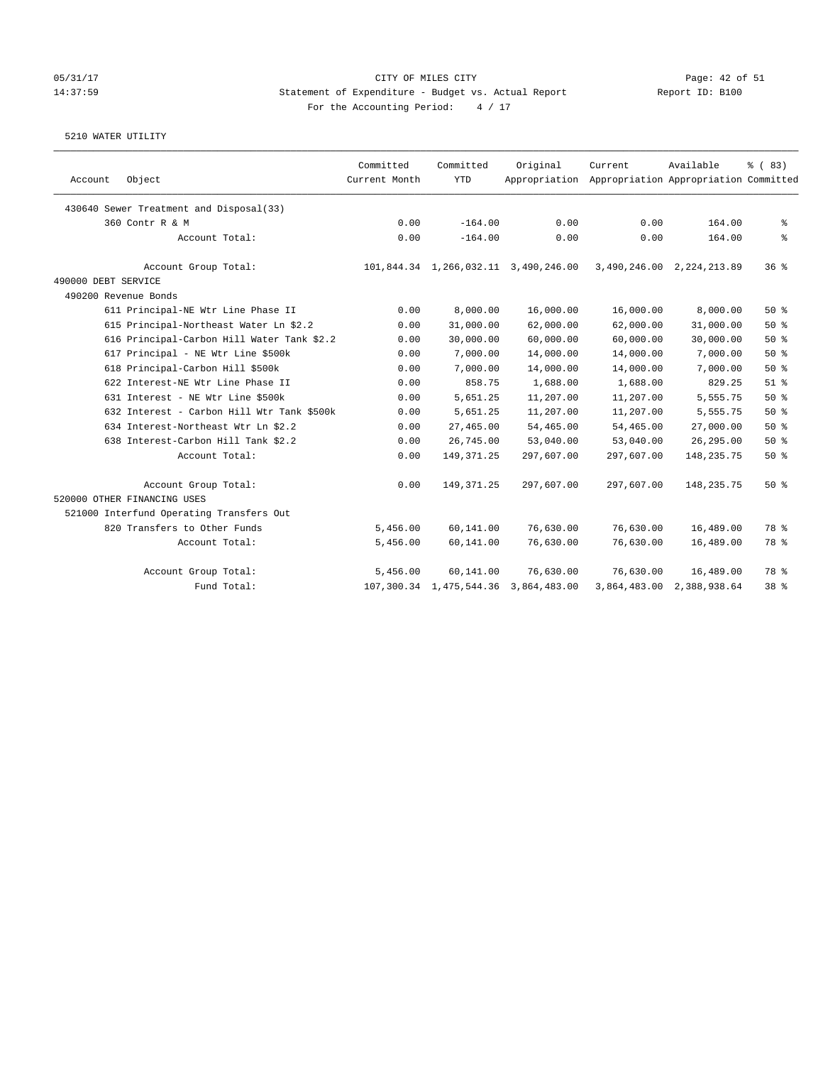05/31/17 CITY OF MILES CITY
14:37:59 Statement of Expenditure - Budget vs. Actual Report Report ID: B100
For the Accounting Period: 4 / 17

5210 WATER UTILITY

| Account Object | Committed Current Month | Committed YTD | Original Appropriation | Current Appropriation | Available Appropriation | % ( 83) Committed |
|---|---|---|---|---|---|---|
| 430640 Sewer Treatment and Disposal(33) | | | | | | |
| 360 Contr R & M | 0.00 | -164.00 | 0.00 | 0.00 | 164.00 | % |
| Account Total: | 0.00 | -164.00 | 0.00 | 0.00 | 164.00 | % |
| Account Group Total: | 101,844.34 | 1,266,032.11 | 3,490,246.00 | 3,490,246.00 | 2,224,213.89 | 36 % |
| 490000 DEBT SERVICE | | | | | | |
| 490200 Revenue Bonds | | | | | | |
| 611 Principal-NE Wtr Line Phase II | 0.00 | 8,000.00 | 16,000.00 | 16,000.00 | 8,000.00 | 50 % |
| 615 Principal-Northeast Water Ln $2.2 | 0.00 | 31,000.00 | 62,000.00 | 62,000.00 | 31,000.00 | 50 % |
| 616 Principal-Carbon Hill Water Tank $2.2 | 0.00 | 30,000.00 | 60,000.00 | 60,000.00 | 30,000.00 | 50 % |
| 617 Principal - NE Wtr Line $500k | 0.00 | 7,000.00 | 14,000.00 | 14,000.00 | 7,000.00 | 50 % |
| 618 Principal-Carbon Hill $500k | 0.00 | 7,000.00 | 14,000.00 | 14,000.00 | 7,000.00 | 50 % |
| 622 Interest-NE Wtr Line Phase II | 0.00 | 858.75 | 1,688.00 | 1,688.00 | 829.25 | 51 % |
| 631 Interest - NE Wtr Line $500k | 0.00 | 5,651.25 | 11,207.00 | 11,207.00 | 5,555.75 | 50 % |
| 632 Interest - Carbon Hill Wtr Tank $500k | 0.00 | 5,651.25 | 11,207.00 | 11,207.00 | 5,555.75 | 50 % |
| 634 Interest-Northeast Wtr Ln $2.2 | 0.00 | 27,465.00 | 54,465.00 | 54,465.00 | 27,000.00 | 50 % |
| 638 Interest-Carbon Hill Tank $2.2 | 0.00 | 26,745.00 | 53,040.00 | 53,040.00 | 26,295.00 | 50 % |
| Account Total: | 0.00 | 149,371.25 | 297,607.00 | 297,607.00 | 148,235.75 | 50 % |
| Account Group Total: | 0.00 | 149,371.25 | 297,607.00 | 297,607.00 | 148,235.75 | 50 % |
| 520000 OTHER FINANCING USES | | | | | | |
| 521000 Interfund Operating Transfers Out | | | | | | |
| 820 Transfers to Other Funds | 5,456.00 | 60,141.00 | 76,630.00 | 76,630.00 | 16,489.00 | 78 % |
| Account Total: | 5,456.00 | 60,141.00 | 76,630.00 | 76,630.00 | 16,489.00 | 78 % |
| Account Group Total: | 5,456.00 | 60,141.00 | 76,630.00 | 76,630.00 | 16,489.00 | 78 % |
| Fund Total: | 107,300.34 | 1,475,544.36 | 3,864,483.00 | 3,864,483.00 | 2,388,938.64 | 38 % |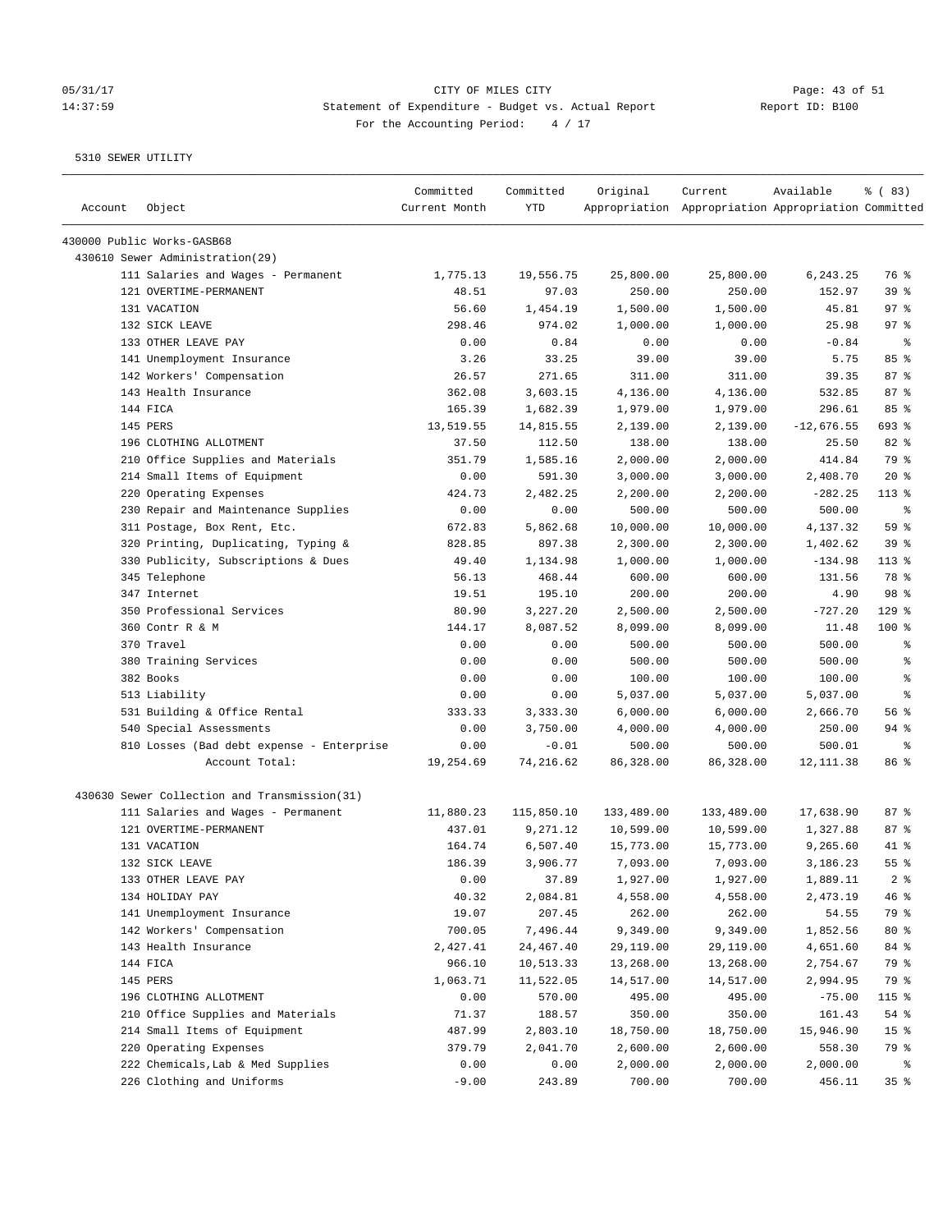CITY OF MILES CITY
Statement of Expenditure - Budget vs. Actual Report
For the Accounting Period: 4 / 17

05/31/17
14:37:59

Report ID: B100

5310 SEWER UTILITY

| Account | Object | Committed Current Month | Committed YTD | Original Appropriation | Current Appropriation | Available Appropriation | % ( 83) Committed |
|---|---|---|---|---|---|---|---|
| 430000 Public Works-GASB68 | | | | | | | |
| 430610 Sewer Administration(29) | | | | | | | |
| | 111 Salaries and Wages - Permanent | 1,775.13 | 19,556.75 | 25,800.00 | 25,800.00 | 6,243.25 | 76 % |
| | 121 OVERTIME-PERMANENT | 48.51 | 97.03 | 250.00 | 250.00 | 152.97 | 39 % |
| | 131 VACATION | 56.60 | 1,454.19 | 1,500.00 | 1,500.00 | 45.81 | 97 % |
| | 132 SICK LEAVE | 298.46 | 974.02 | 1,000.00 | 1,000.00 | 25.98 | 97 % |
| | 133 OTHER LEAVE PAY | 0.00 | 0.84 | 0.00 | 0.00 | -0.84 | % |
| | 141 Unemployment Insurance | 3.26 | 33.25 | 39.00 | 39.00 | 5.75 | 85 % |
| | 142 Workers' Compensation | 26.57 | 271.65 | 311.00 | 311.00 | 39.35 | 87 % |
| | 143 Health Insurance | 362.08 | 3,603.15 | 4,136.00 | 4,136.00 | 532.85 | 87 % |
| | 144 FICA | 165.39 | 1,682.39 | 1,979.00 | 1,979.00 | 296.61 | 85 % |
| | 145 PERS | 13,519.55 | 14,815.55 | 2,139.00 | 2,139.00 | -12,676.55 | 693 % |
| | 196 CLOTHING ALLOTMENT | 37.50 | 112.50 | 138.00 | 138.00 | 25.50 | 82 % |
| | 210 Office Supplies and Materials | 351.79 | 1,585.16 | 2,000.00 | 2,000.00 | 414.84 | 79 % |
| | 214 Small Items of Equipment | 0.00 | 591.30 | 3,000.00 | 3,000.00 | 2,408.70 | 20 % |
| | 220 Operating Expenses | 424.73 | 2,482.25 | 2,200.00 | 2,200.00 | -282.25 | 113 % |
| | 230 Repair and Maintenance Supplies | 0.00 | 0.00 | 500.00 | 500.00 | 500.00 | % |
| | 311 Postage, Box Rent, Etc. | 672.83 | 5,862.68 | 10,000.00 | 10,000.00 | 4,137.32 | 59 % |
| | 320 Printing, Duplicating, Typing & | 828.85 | 897.38 | 2,300.00 | 2,300.00 | 1,402.62 | 39 % |
| | 330 Publicity, Subscriptions & Dues | 49.40 | 1,134.98 | 1,000.00 | 1,000.00 | -134.98 | 113 % |
| | 345 Telephone | 56.13 | 468.44 | 600.00 | 600.00 | 131.56 | 78 % |
| | 347 Internet | 19.51 | 195.10 | 200.00 | 200.00 | 4.90 | 98 % |
| | 350 Professional Services | 80.90 | 3,227.20 | 2,500.00 | 2,500.00 | -727.20 | 129 % |
| | 360 Contr R & M | 144.17 | 8,087.52 | 8,099.00 | 8,099.00 | 11.48 | 100 % |
| | 370 Travel | 0.00 | 0.00 | 500.00 | 500.00 | 500.00 | % |
| | 380 Training Services | 0.00 | 0.00 | 500.00 | 500.00 | 500.00 | % |
| | 382 Books | 0.00 | 0.00 | 100.00 | 100.00 | 100.00 | % |
| | 513 Liability | 0.00 | 0.00 | 5,037.00 | 5,037.00 | 5,037.00 | % |
| | 531 Building & Office Rental | 333.33 | 3,333.30 | 6,000.00 | 6,000.00 | 2,666.70 | 56 % |
| | 540 Special Assessments | 0.00 | 3,750.00 | 4,000.00 | 4,000.00 | 250.00 | 94 % |
| | 810 Losses (Bad debt expense - Enterprise | 0.00 | -0.01 | 500.00 | 500.00 | 500.01 | % |
| | Account Total: | 19,254.69 | 74,216.62 | 86,328.00 | 86,328.00 | 12,111.38 | 86 % |
| 430630 Sewer Collection and Transmission(31) | | | | | | | |
| | 111 Salaries and Wages - Permanent | 11,880.23 | 115,850.10 | 133,489.00 | 133,489.00 | 17,638.90 | 87 % |
| | 121 OVERTIME-PERMANENT | 437.01 | 9,271.12 | 10,599.00 | 10,599.00 | 1,327.88 | 87 % |
| | 131 VACATION | 164.74 | 6,507.40 | 15,773.00 | 15,773.00 | 9,265.60 | 41 % |
| | 132 SICK LEAVE | 186.39 | 3,906.77 | 7,093.00 | 7,093.00 | 3,186.23 | 55 % |
| | 133 OTHER LEAVE PAY | 0.00 | 37.89 | 1,927.00 | 1,927.00 | 1,889.11 | 2 % |
| | 134 HOLIDAY PAY | 40.32 | 2,084.81 | 4,558.00 | 4,558.00 | 2,473.19 | 46 % |
| | 141 Unemployment Insurance | 19.07 | 207.45 | 262.00 | 262.00 | 54.55 | 79 % |
| | 142 Workers' Compensation | 700.05 | 7,496.44 | 9,349.00 | 9,349.00 | 1,852.56 | 80 % |
| | 143 Health Insurance | 2,427.41 | 24,467.40 | 29,119.00 | 29,119.00 | 4,651.60 | 84 % |
| | 144 FICA | 966.10 | 10,513.33 | 13,268.00 | 13,268.00 | 2,754.67 | 79 % |
| | 145 PERS | 1,063.71 | 11,522.05 | 14,517.00 | 14,517.00 | 2,994.95 | 79 % |
| | 196 CLOTHING ALLOTMENT | 0.00 | 570.00 | 495.00 | 495.00 | -75.00 | 115 % |
| | 210 Office Supplies and Materials | 71.37 | 188.57 | 350.00 | 350.00 | 161.43 | 54 % |
| | 214 Small Items of Equipment | 487.99 | 2,803.10 | 18,750.00 | 18,750.00 | 15,946.90 | 15 % |
| | 220 Operating Expenses | 379.79 | 2,041.70 | 2,600.00 | 2,600.00 | 558.30 | 79 % |
| | 222 Chemicals,Lab & Med Supplies | 0.00 | 0.00 | 2,000.00 | 2,000.00 | 2,000.00 | % |
| | 226 Clothing and Uniforms | -9.00 | 243.89 | 700.00 | 700.00 | 456.11 | 35 % |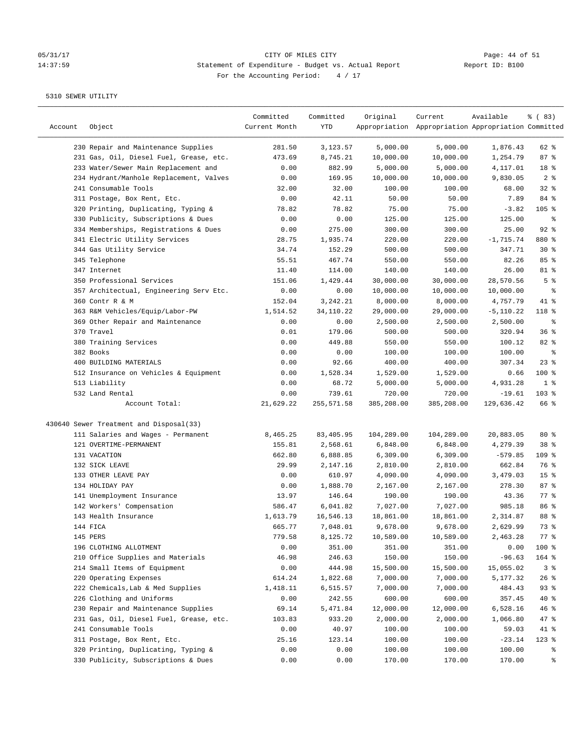CITY OF MILES CITY
Statement of Expenditure - Budget vs. Actual Report
Report ID: B100
For the Accounting Period: 4 / 17

05/31/17
14:37:59

5310 SEWER UTILITY

| Account | Object | Committed Current Month | Committed YTD | Original Appropriation | Current Appropriation | Available Appropriation | % ( 83) Committed |
|---|---|---|---|---|---|---|---|
| | 230 Repair and Maintenance Supplies | 281.50 | 3,123.57 | 5,000.00 | 5,000.00 | 1,876.43 | 62 % |
| | 231 Gas, Oil, Diesel Fuel, Grease, etc. | 473.69 | 8,745.21 | 10,000.00 | 10,000.00 | 1,254.79 | 87 % |
| | 233 Water/Sewer Main Replacement and | 0.00 | 882.99 | 5,000.00 | 5,000.00 | 4,117.01 | 18 % |
| | 234 Hydrant/Manhole Replacement, Valves | 0.00 | 169.95 | 10,000.00 | 10,000.00 | 9,830.05 | 2 % |
| | 241 Consumable Tools | 32.00 | 32.00 | 100.00 | 100.00 | 68.00 | 32 % |
| | 311 Postage, Box Rent, Etc. | 0.00 | 42.11 | 50.00 | 50.00 | 7.89 | 84 % |
| | 320 Printing, Duplicating, Typing & | 78.82 | 78.82 | 75.00 | 75.00 | -3.82 | 105 % |
| | 330 Publicity, Subscriptions & Dues | 0.00 | 0.00 | 125.00 | 125.00 | 125.00 | % |
| | 334 Memberships, Registrations & Dues | 0.00 | 275.00 | 300.00 | 300.00 | 25.00 | 92 % |
| | 341 Electric Utility Services | 28.75 | 1,935.74 | 220.00 | 220.00 | -1,715.74 | 880 % |
| | 344 Gas Utility Service | 34.74 | 152.29 | 500.00 | 500.00 | 347.71 | 30 % |
| | 345 Telephone | 55.51 | 467.74 | 550.00 | 550.00 | 82.26 | 85 % |
| | 347 Internet | 11.40 | 114.00 | 140.00 | 140.00 | 26.00 | 81 % |
| | 350 Professional Services | 151.06 | 1,429.44 | 30,000.00 | 30,000.00 | 28,570.56 | 5 % |
| | 357 Architectual, Engineering Serv Etc. | 0.00 | 0.00 | 10,000.00 | 10,000.00 | 10,000.00 | % |
| | 360 Contr R & M | 152.04 | 3,242.21 | 8,000.00 | 8,000.00 | 4,757.79 | 41 % |
| | 363 R&M Vehicles/Equip/Labor-PW | 1,514.52 | 34,110.22 | 29,000.00 | 29,000.00 | -5,110.22 | 118 % |
| | 369 Other Repair and Maintenance | 0.00 | 0.00 | 2,500.00 | 2,500.00 | 2,500.00 | % |
| | 370 Travel | 0.01 | 179.06 | 500.00 | 500.00 | 320.94 | 36 % |
| | 380 Training Services | 0.00 | 449.88 | 550.00 | 550.00 | 100.12 | 82 % |
| | 382 Books | 0.00 | 0.00 | 100.00 | 100.00 | 100.00 | % |
| | 400 BUILDING MATERIALS | 0.00 | 92.66 | 400.00 | 400.00 | 307.34 | 23 % |
| | 512 Insurance on Vehicles & Equipment | 0.00 | 1,528.34 | 1,529.00 | 1,529.00 | 0.66 | 100 % |
| | 513 Liability | 0.00 | 68.72 | 5,000.00 | 5,000.00 | 4,931.28 | 1 % |
| | 532 Land Rental | 0.00 | 739.61 | 720.00 | 720.00 | -19.61 | 103 % |
| | Account Total: | 21,629.22 | 255,571.58 | 385,208.00 | 385,208.00 | 129,636.42 | 66 % |
| 430640 Sewer Treatment and Disposal(33) | | | | | | | |
| | 111 Salaries and Wages - Permanent | 8,465.25 | 83,405.95 | 104,289.00 | 104,289.00 | 20,883.05 | 80 % |
| | 121 OVERTIME-PERMANENT | 155.81 | 2,568.61 | 6,848.00 | 6,848.00 | 4,279.39 | 38 % |
| | 131 VACATION | 662.80 | 6,888.85 | 6,309.00 | 6,309.00 | -579.85 | 109 % |
| | 132 SICK LEAVE | 29.99 | 2,147.16 | 2,810.00 | 2,810.00 | 662.84 | 76 % |
| | 133 OTHER LEAVE PAY | 0.00 | 610.97 | 4,090.00 | 4,090.00 | 3,479.03 | 15 % |
| | 134 HOLIDAY PAY | 0.00 | 1,888.70 | 2,167.00 | 2,167.00 | 278.30 | 87 % |
| | 141 Unemployment Insurance | 13.97 | 146.64 | 190.00 | 190.00 | 43.36 | 77 % |
| | 142 Workers' Compensation | 586.47 | 6,041.82 | 7,027.00 | 7,027.00 | 985.18 | 86 % |
| | 143 Health Insurance | 1,613.79 | 16,546.13 | 18,861.00 | 18,861.00 | 2,314.87 | 88 % |
| | 144 FICA | 665.77 | 7,048.01 | 9,678.00 | 9,678.00 | 2,629.99 | 73 % |
| | 145 PERS | 779.58 | 8,125.72 | 10,589.00 | 10,589.00 | 2,463.28 | 77 % |
| | 196 CLOTHING ALLOTMENT | 0.00 | 351.00 | 351.00 | 351.00 | 0.00 | 100 % |
| | 210 Office Supplies and Materials | 46.98 | 246.63 | 150.00 | 150.00 | -96.63 | 164 % |
| | 214 Small Items of Equipment | 0.00 | 444.98 | 15,500.00 | 15,500.00 | 15,055.02 | 3 % |
| | 220 Operating Expenses | 614.24 | 1,822.68 | 7,000.00 | 7,000.00 | 5,177.32 | 26 % |
| | 222 Chemicals,Lab & Med Supplies | 1,418.11 | 6,515.57 | 7,000.00 | 7,000.00 | 484.43 | 93 % |
| | 226 Clothing and Uniforms | 0.00 | 242.55 | 600.00 | 600.00 | 357.45 | 40 % |
| | 230 Repair and Maintenance Supplies | 69.14 | 5,471.84 | 12,000.00 | 12,000.00 | 6,528.16 | 46 % |
| | 231 Gas, Oil, Diesel Fuel, Grease, etc. | 103.83 | 933.20 | 2,000.00 | 2,000.00 | 1,066.80 | 47 % |
| | 241 Consumable Tools | 0.00 | 40.97 | 100.00 | 100.00 | 59.03 | 41 % |
| | 311 Postage, Box Rent, Etc. | 25.16 | 123.14 | 100.00 | 100.00 | -23.14 | 123 % |
| | 320 Printing, Duplicating, Typing & | 0.00 | 0.00 | 100.00 | 100.00 | 100.00 | % |
| | 330 Publicity, Subscriptions & Dues | 0.00 | 0.00 | 170.00 | 170.00 | 170.00 | % |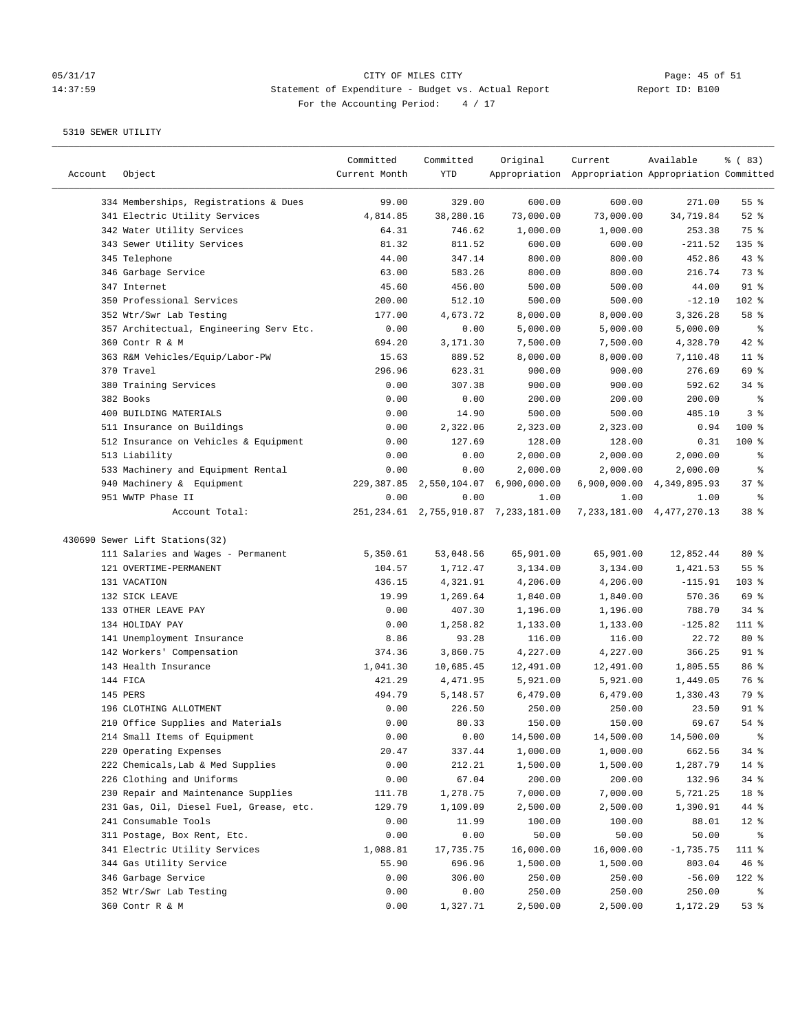CITY OF MILES CITY
Statement of Expenditure - Budget vs. Actual Report
For the Accounting Period: 4 / 17

5310 SEWER UTILITY

| Account | Object | Committed Current Month | Committed YTD | Original Appropriation | Current Appropriation | Available Appropriation | % ( 83) Committed |
|---|---|---|---|---|---|---|---|
| | 334 Memberships, Registrations & Dues | 99.00 | 329.00 | 600.00 | 600.00 | 271.00 | 55 % |
| | 341 Electric Utility Services | 4,814.85 | 38,280.16 | 73,000.00 | 73,000.00 | 34,719.84 | 52 % |
| | 342 Water Utility Services | 64.31 | 746.62 | 1,000.00 | 1,000.00 | 253.38 | 75 % |
| | 343 Sewer Utility Services | 81.32 | 811.52 | 600.00 | 600.00 | -211.52 | 135 % |
| | 345 Telephone | 44.00 | 347.14 | 800.00 | 800.00 | 452.86 | 43 % |
| | 346 Garbage Service | 63.00 | 583.26 | 800.00 | 800.00 | 216.74 | 73 % |
| | 347 Internet | 45.60 | 456.00 | 500.00 | 500.00 | 44.00 | 91 % |
| | 350 Professional Services | 200.00 | 512.10 | 500.00 | 500.00 | -12.10 | 102 % |
| | 352 Wtr/Swr Lab Testing | 177.00 | 4,673.72 | 8,000.00 | 8,000.00 | 3,326.28 | 58 % |
| | 357 Architectual, Engineering Serv Etc. | 0.00 | 0.00 | 5,000.00 | 5,000.00 | 5,000.00 | % |
| | 360 Contr R & M | 694.20 | 3,171.30 | 7,500.00 | 7,500.00 | 4,328.70 | 42 % |
| | 363 R&M Vehicles/Equip/Labor-PW | 15.63 | 889.52 | 8,000.00 | 8,000.00 | 7,110.48 | 11 % |
| | 370 Travel | 296.96 | 623.31 | 900.00 | 900.00 | 276.69 | 69 % |
| | 380 Training Services | 0.00 | 307.38 | 900.00 | 900.00 | 592.62 | 34 % |
| | 382 Books | 0.00 | 0.00 | 200.00 | 200.00 | 200.00 | % |
| | 400 BUILDING MATERIALS | 0.00 | 14.90 | 500.00 | 500.00 | 485.10 | 3 % |
| | 511 Insurance on Buildings | 0.00 | 2,322.06 | 2,323.00 | 2,323.00 | 0.94 | 100 % |
| | 512 Insurance on Vehicles & Equipment | 0.00 | 127.69 | 128.00 | 128.00 | 0.31 | 100 % |
| | 513 Liability | 0.00 | 0.00 | 2,000.00 | 2,000.00 | 2,000.00 | % |
| | 533 Machinery and Equipment Rental | 0.00 | 0.00 | 2,000.00 | 2,000.00 | 2,000.00 | % |
| | 940 Machinery & Equipment | 229,387.85 | 2,550,104.07 | 6,900,000.00 | 6,900,000.00 | 4,349,895.93 | 37 % |
| | 951 WWTP Phase II | 0.00 | 0.00 | 1.00 | 1.00 | 1.00 | % |
| | Account Total: | 251,234.61 | 2,755,910.87 | 7,233,181.00 | 7,233,181.00 | 4,477,270.13 | 38 % |
| 430690 Sewer Lift Stations(32) | | | | | | | |
| | 111 Salaries and Wages - Permanent | 5,350.61 | 53,048.56 | 65,901.00 | 65,901.00 | 12,852.44 | 80 % |
| | 121 OVERTIME-PERMANENT | 104.57 | 1,712.47 | 3,134.00 | 3,134.00 | 1,421.53 | 55 % |
| | 131 VACATION | 436.15 | 4,321.91 | 4,206.00 | 4,206.00 | -115.91 | 103 % |
| | 132 SICK LEAVE | 19.99 | 1,269.64 | 1,840.00 | 1,840.00 | 570.36 | 69 % |
| | 133 OTHER LEAVE PAY | 0.00 | 407.30 | 1,196.00 | 1,196.00 | 788.70 | 34 % |
| | 134 HOLIDAY PAY | 0.00 | 1,258.82 | 1,133.00 | 1,133.00 | -125.82 | 111 % |
| | 141 Unemployment Insurance | 8.86 | 93.28 | 116.00 | 116.00 | 22.72 | 80 % |
| | 142 Workers' Compensation | 374.36 | 3,860.75 | 4,227.00 | 4,227.00 | 366.25 | 91 % |
| | 143 Health Insurance | 1,041.30 | 10,685.45 | 12,491.00 | 12,491.00 | 1,805.55 | 86 % |
| | 144 FICA | 421.29 | 4,471.95 | 5,921.00 | 5,921.00 | 1,449.05 | 76 % |
| | 145 PERS | 494.79 | 5,148.57 | 6,479.00 | 6,479.00 | 1,330.43 | 79 % |
| | 196 CLOTHING ALLOTMENT | 0.00 | 226.50 | 250.00 | 250.00 | 23.50 | 91 % |
| | 210 Office Supplies and Materials | 0.00 | 80.33 | 150.00 | 150.00 | 69.67 | 54 % |
| | 214 Small Items of Equipment | 0.00 | 0.00 | 14,500.00 | 14,500.00 | 14,500.00 | % |
| | 220 Operating Expenses | 20.47 | 337.44 | 1,000.00 | 1,000.00 | 662.56 | 34 % |
| | 222 Chemicals,Lab & Med Supplies | 0.00 | 212.21 | 1,500.00 | 1,500.00 | 1,287.79 | 14 % |
| | 226 Clothing and Uniforms | 0.00 | 67.04 | 200.00 | 200.00 | 132.96 | 34 % |
| | 230 Repair and Maintenance Supplies | 111.78 | 1,278.75 | 7,000.00 | 7,000.00 | 5,721.25 | 18 % |
| | 231 Gas, Oil, Diesel Fuel, Grease, etc. | 129.79 | 1,109.09 | 2,500.00 | 2,500.00 | 1,390.91 | 44 % |
| | 241 Consumable Tools | 0.00 | 11.99 | 100.00 | 100.00 | 88.01 | 12 % |
| | 311 Postage, Box Rent, Etc. | 0.00 | 0.00 | 50.00 | 50.00 | 50.00 | % |
| | 341 Electric Utility Services | 1,088.81 | 17,735.75 | 16,000.00 | 16,000.00 | -1,735.75 | 111 % |
| | 344 Gas Utility Service | 55.90 | 696.96 | 1,500.00 | 1,500.00 | 803.04 | 46 % |
| | 346 Garbage Service | 0.00 | 306.00 | 250.00 | 250.00 | -56.00 | 122 % |
| | 352 Wtr/Swr Lab Testing | 0.00 | 0.00 | 250.00 | 250.00 | 250.00 | % |
| | 360 Contr R & M | 0.00 | 1,327.71 | 2,500.00 | 2,500.00 | 1,172.29 | 53 % |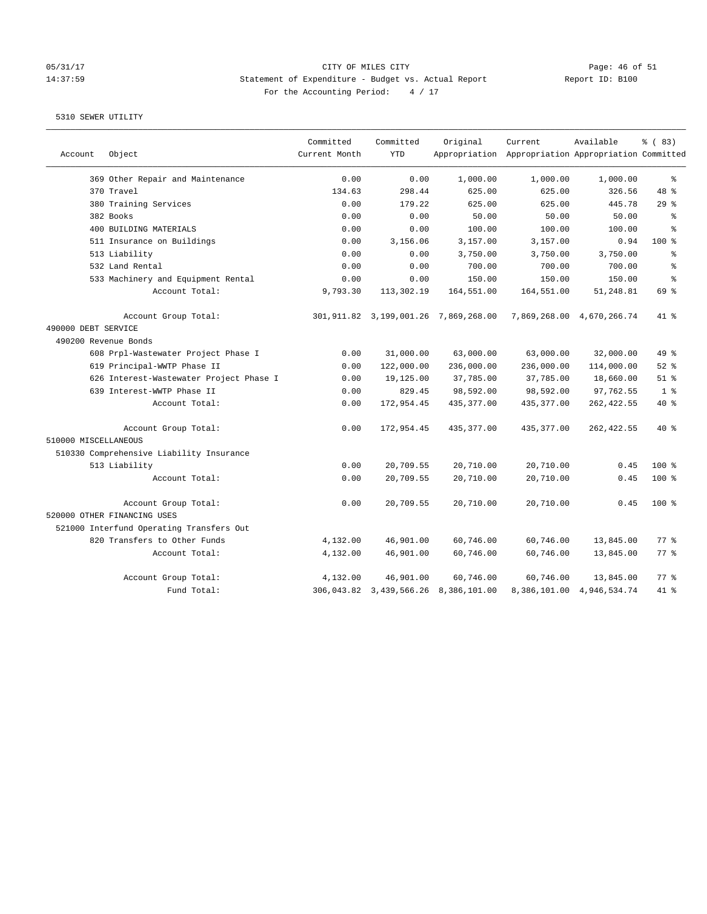CITY OF MILES CITY
Statement of Expenditure - Budget vs. Actual Report
For the Accounting Period: 4 / 17

5310 SEWER UTILITY

| Account | Object | Committed Current Month | Committed YTD | Original Appropriation | Current Appropriation | Available Appropriation | % ( 83) Committed |
|---|---|---|---|---|---|---|---|
| | 369 Other Repair and Maintenance | 0.00 | 0.00 | 1,000.00 | 1,000.00 | 1,000.00 | % |
| | 370 Travel | 134.63 | 298.44 | 625.00 | 625.00 | 326.56 | 48 % |
| | 380 Training Services | 0.00 | 179.22 | 625.00 | 625.00 | 445.78 | 29 % |
| | 382 Books | 0.00 | 0.00 | 50.00 | 50.00 | 50.00 | % |
| | 400 BUILDING MATERIALS | 0.00 | 0.00 | 100.00 | 100.00 | 100.00 | % |
| | 511 Insurance on Buildings | 0.00 | 3,156.06 | 3,157.00 | 3,157.00 | 0.94 | 100 % |
| | 513 Liability | 0.00 | 0.00 | 3,750.00 | 3,750.00 | 3,750.00 | % |
| | 532 Land Rental | 0.00 | 0.00 | 700.00 | 700.00 | 700.00 | % |
| | 533 Machinery and Equipment Rental | 0.00 | 0.00 | 150.00 | 150.00 | 150.00 | % |
| | Account Total: | 9,793.30 | 113,302.19 | 164,551.00 | 164,551.00 | 51,248.81 | 69 % |
| | Account Group Total: | 301,911.82 | 3,199,001.26 | 7,869,268.00 | 7,869,268.00 | 4,670,266.74 | 41 % |
| 490000 DEBT SERVICE | | | | | | | |
| 490200 Revenue Bonds | | | | | | | |
| | 608 Prpl-Wastewater Project Phase I | 0.00 | 31,000.00 | 63,000.00 | 63,000.00 | 32,000.00 | 49 % |
| | 619 Principal-WWTP Phase II | 0.00 | 122,000.00 | 236,000.00 | 236,000.00 | 114,000.00 | 52 % |
| | 626 Interest-Wastewater Project Phase I | 0.00 | 19,125.00 | 37,785.00 | 37,785.00 | 18,660.00 | 51 % |
| | 639 Interest-WWTP Phase II | 0.00 | 829.45 | 98,592.00 | 98,592.00 | 97,762.55 | 1 % |
| | Account Total: | 0.00 | 172,954.45 | 435,377.00 | 435,377.00 | 262,422.55 | 40 % |
| | Account Group Total: | 0.00 | 172,954.45 | 435,377.00 | 435,377.00 | 262,422.55 | 40 % |
| 510000 MISCELLANEOUS | | | | | | | |
| 510330 Comprehensive Liability Insurance | | | | | | | |
| | 513 Liability | 0.00 | 20,709.55 | 20,710.00 | 20,710.00 | 0.45 | 100 % |
| | Account Total: | 0.00 | 20,709.55 | 20,710.00 | 20,710.00 | 0.45 | 100 % |
| | Account Group Total: | 0.00 | 20,709.55 | 20,710.00 | 20,710.00 | 0.45 | 100 % |
| 520000 OTHER FINANCING USES | | | | | | | |
| 521000 Interfund Operating Transfers Out | | | | | | | |
| | 820 Transfers to Other Funds | 4,132.00 | 46,901.00 | 60,746.00 | 60,746.00 | 13,845.00 | 77 % |
| | Account Total: | 4,132.00 | 46,901.00 | 60,746.00 | 60,746.00 | 13,845.00 | 77 % |
| | Account Group Total: | 4,132.00 | 46,901.00 | 60,746.00 | 60,746.00 | 13,845.00 | 77 % |
| | Fund Total: | 306,043.82 | 3,439,566.26 | 8,386,101.00 | 8,386,101.00 | 4,946,534.74 | 41 % |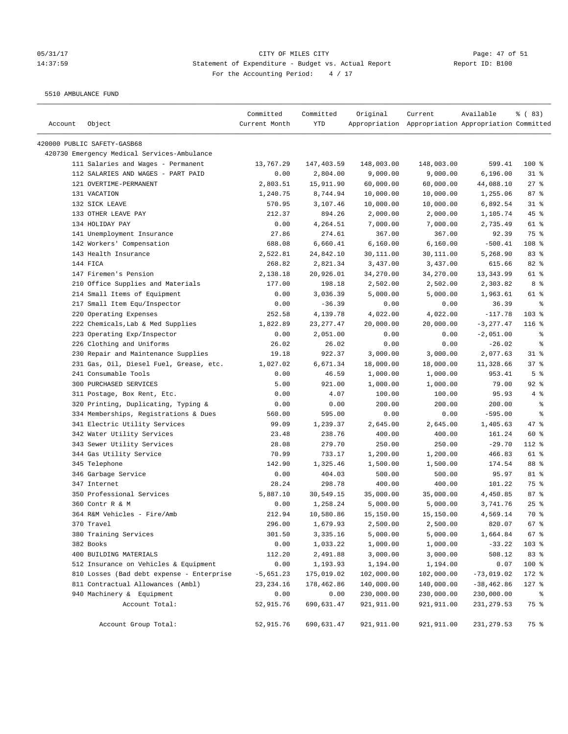05/31/17 CITY OF MILES CITY
14:37:59 Statement of Expenditure - Budget vs. Actual Report Report ID: B100
For the Accounting Period: 4 / 17

5510 AMBULANCE FUND

| Account | Object | Committed Current Month | Committed YTD | Original Appropriation | Current Appropriation | Available Appropriation | % ( 83) Committed |
|---|---|---|---|---|---|---|---|
| 420000 PUBLIC SAFETY-GASB68 | | | | | | | |
| 420730 Emergency Medical Services-Ambulance | | | | | | | |
| | 111 Salaries and Wages - Permanent | 13,767.29 | 147,403.59 | 148,003.00 | 148,003.00 | 599.41 | 100 % |
| | 112 SALARIES AND WAGES - PART PAID | 0.00 | 2,804.00 | 9,000.00 | 9,000.00 | 6,196.00 | 31 % |
| | 121 OVERTIME-PERMANENT | 2,803.51 | 15,911.90 | 60,000.00 | 60,000.00 | 44,088.10 | 27 % |
| | 131 VACATION | 1,240.75 | 8,744.94 | 10,000.00 | 10,000.00 | 1,255.06 | 87 % |
| | 132 SICK LEAVE | 570.95 | 3,107.46 | 10,000.00 | 10,000.00 | 6,892.54 | 31 % |
| | 133 OTHER LEAVE PAY | 212.37 | 894.26 | 2,000.00 | 2,000.00 | 1,105.74 | 45 % |
| | 134 HOLIDAY PAY | 0.00 | 4,264.51 | 7,000.00 | 7,000.00 | 2,735.49 | 61 % |
| | 141 Unemployment Insurance | 27.86 | 274.61 | 367.00 | 367.00 | 92.39 | 75 % |
| | 142 Workers' Compensation | 688.08 | 6,660.41 | 6,160.00 | 6,160.00 | -500.41 | 108 % |
| | 143 Health Insurance | 2,522.81 | 24,842.10 | 30,111.00 | 30,111.00 | 5,268.90 | 83 % |
| | 144 FICA | 268.82 | 2,821.34 | 3,437.00 | 3,437.00 | 615.66 | 82 % |
| | 147 Firemen's Pension | 2,138.18 | 20,926.01 | 34,270.00 | 34,270.00 | 13,343.99 | 61 % |
| | 210 Office Supplies and Materials | 177.00 | 198.18 | 2,502.00 | 2,502.00 | 2,303.82 | 8 % |
| | 214 Small Items of Equipment | 0.00 | 3,036.39 | 5,000.00 | 5,000.00 | 1,963.61 | 61 % |
| | 217 Small Item Equ/Inspector | 0.00 | -36.39 | 0.00 | 0.00 | 36.39 | % |
| | 220 Operating Expenses | 252.58 | 4,139.78 | 4,022.00 | 4,022.00 | -117.78 | 103 % |
| | 222 Chemicals,Lab & Med Supplies | 1,822.89 | 23,277.47 | 20,000.00 | 20,000.00 | -3,277.47 | 116 % |
| | 223 Operating Exp/Inspector | 0.00 | 2,051.00 | 0.00 | 0.00 | -2,051.00 | % |
| | 226 Clothing and Uniforms | 26.02 | 26.02 | 0.00 | 0.00 | -26.02 | % |
| | 230 Repair and Maintenance Supplies | 19.18 | 922.37 | 3,000.00 | 3,000.00 | 2,077.63 | 31 % |
| | 231 Gas, Oil, Diesel Fuel, Grease, etc. | 1,027.02 | 6,671.34 | 18,000.00 | 18,000.00 | 11,328.66 | 37 % |
| | 241 Consumable Tools | 0.00 | 46.59 | 1,000.00 | 1,000.00 | 953.41 | 5 % |
| | 300 PURCHASED SERVICES | 5.00 | 921.00 | 1,000.00 | 1,000.00 | 79.00 | 92 % |
| | 311 Postage, Box Rent, Etc. | 0.00 | 4.07 | 100.00 | 100.00 | 95.93 | 4 % |
| | 320 Printing, Duplicating, Typing & | 0.00 | 0.00 | 200.00 | 200.00 | 200.00 | % |
| | 334 Memberships, Registrations & Dues | 560.00 | 595.00 | 0.00 | 0.00 | -595.00 | % |
| | 341 Electric Utility Services | 99.09 | 1,239.37 | 2,645.00 | 2,645.00 | 1,405.63 | 47 % |
| | 342 Water Utility Services | 23.48 | 238.76 | 400.00 | 400.00 | 161.24 | 60 % |
| | 343 Sewer Utility Services | 28.08 | 279.70 | 250.00 | 250.00 | -29.70 | 112 % |
| | 344 Gas Utility Service | 70.99 | 733.17 | 1,200.00 | 1,200.00 | 466.83 | 61 % |
| | 345 Telephone | 142.90 | 1,325.46 | 1,500.00 | 1,500.00 | 174.54 | 88 % |
| | 346 Garbage Service | 0.00 | 404.03 | 500.00 | 500.00 | 95.97 | 81 % |
| | 347 Internet | 28.24 | 298.78 | 400.00 | 400.00 | 101.22 | 75 % |
| | 350 Professional Services | 5,887.10 | 30,549.15 | 35,000.00 | 35,000.00 | 4,450.85 | 87 % |
| | 360 Contr R & M | 0.00 | 1,258.24 | 5,000.00 | 5,000.00 | 3,741.76 | 25 % |
| | 364 R&M Vehicles - Fire/Amb | 212.94 | 10,580.86 | 15,150.00 | 15,150.00 | 4,569.14 | 70 % |
| | 370 Travel | 296.00 | 1,679.93 | 2,500.00 | 2,500.00 | 820.07 | 67 % |
| | 380 Training Services | 301.50 | 3,335.16 | 5,000.00 | 5,000.00 | 1,664.84 | 67 % |
| | 382 Books | 0.00 | 1,033.22 | 1,000.00 | 1,000.00 | -33.22 | 103 % |
| | 400 BUILDING MATERIALS | 112.20 | 2,491.88 | 3,000.00 | 3,000.00 | 508.12 | 83 % |
| | 512 Insurance on Vehicles & Equipment | 0.00 | 1,193.93 | 1,194.00 | 1,194.00 | 0.07 | 100 % |
| | 810 Losses (Bad debt expense - Enterprise | -5,651.23 | 175,019.02 | 102,000.00 | 102,000.00 | -73,019.02 | 172 % |
| | 811 Contractual Allowances (Ambl) | 23,234.16 | 178,462.86 | 140,000.00 | 140,000.00 | -38,462.86 | 127 % |
| | 940 Machinery & Equipment | 0.00 | 0.00 | 230,000.00 | 230,000.00 | 230,000.00 | % |
| | Account Total: | 52,915.76 | 690,631.47 | 921,911.00 | 921,911.00 | 231,279.53 | 75 % |
| | Account Group Total: | 52,915.76 | 690,631.47 | 921,911.00 | 921,911.00 | 231,279.53 | 75 % |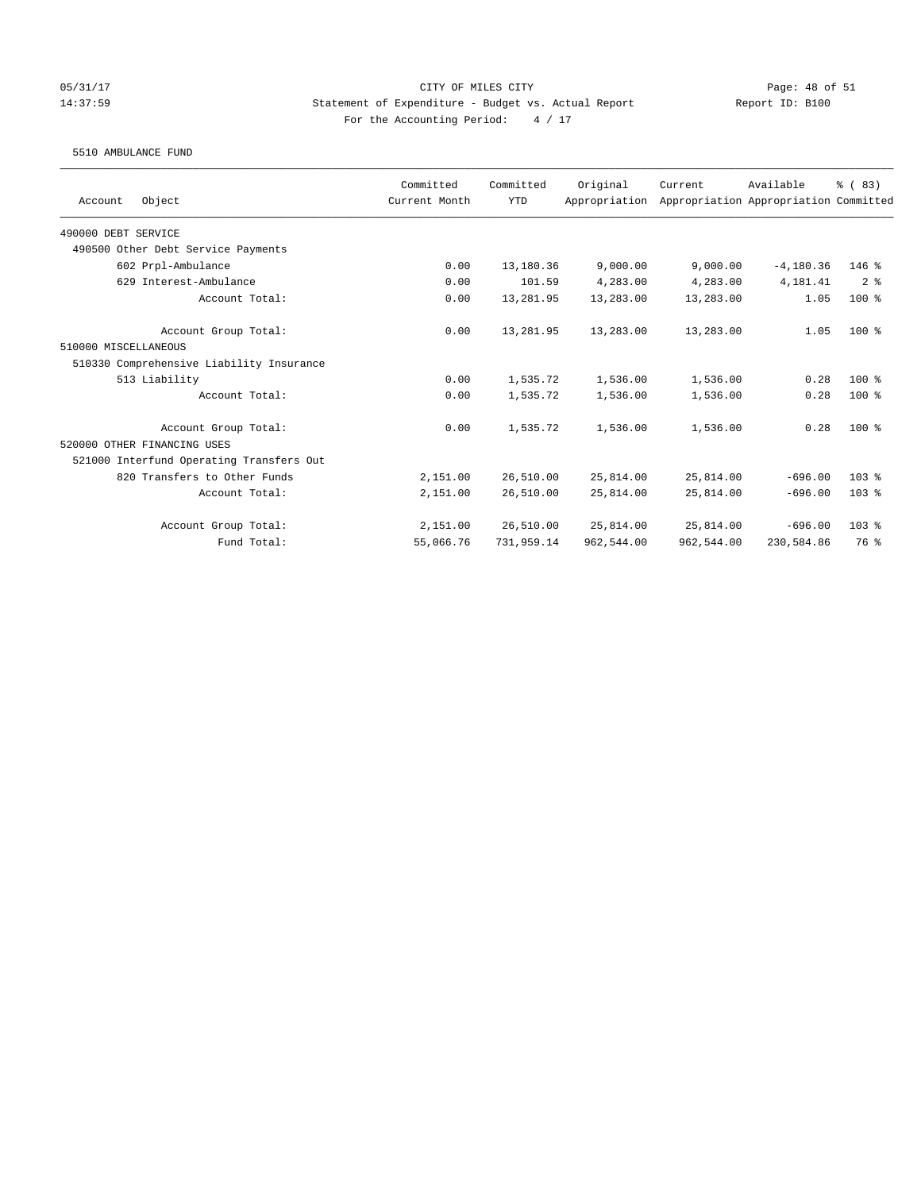# CITY OF MILES CITY

## Statement of Expenditure - Budget vs. Actual Report

05/31/17
14:37:59
Report ID: B100
For the Accounting Period: 4 / 17

### 5510 AMBULANCE FUND

| Account Object | Committed Current Month | Committed YTD | Original Appropriation | Current Appropriation | Available Appropriation | % ( 83) Committed |
|---|---|---|---|---|---|---|
| 490000 DEBT SERVICE | | | | | | |
| 490500 Other Debt Service Payments | | | | | | |
| 602 Prpl-Ambulance | 0.00 | 13,180.36 | 9,000.00 | 9,000.00 | -4,180.36 | 146 % |
| 629 Interest-Ambulance | 0.00 | 101.59 | 4,283.00 | 4,283.00 | 4,181.41 | 2 % |
| Account Total: | 0.00 | 13,281.95 | 13,283.00 | 13,283.00 | 1.05 | 100 % |
| Account Group Total: | 0.00 | 13,281.95 | 13,283.00 | 13,283.00 | 1.05 | 100 % |
| 510000 MISCELLANEOUS | | | | | | |
| 510330 Comprehensive Liability Insurance | | | | | | |
| 513 Liability | 0.00 | 1,535.72 | 1,536.00 | 1,536.00 | 0.28 | 100 % |
| Account Total: | 0.00 | 1,535.72 | 1,536.00 | 1,536.00 | 0.28 | 100 % |
| Account Group Total: | 0.00 | 1,535.72 | 1,536.00 | 1,536.00 | 0.28 | 100 % |
| 520000 OTHER FINANCING USES | | | | | | |
| 521000 Interfund Operating Transfers Out | | | | | | |
| 820 Transfers to Other Funds | 2,151.00 | 26,510.00 | 25,814.00 | 25,814.00 | -696.00 | 103 % |
| Account Total: | 2,151.00 | 26,510.00 | 25,814.00 | 25,814.00 | -696.00 | 103 % |
| Account Group Total: | 2,151.00 | 26,510.00 | 25,814.00 | 25,814.00 | -696.00 | 103 % |
| Fund Total: | 55,066.76 | 731,959.14 | 962,544.00 | 962,544.00 | 230,584.86 | 76 % |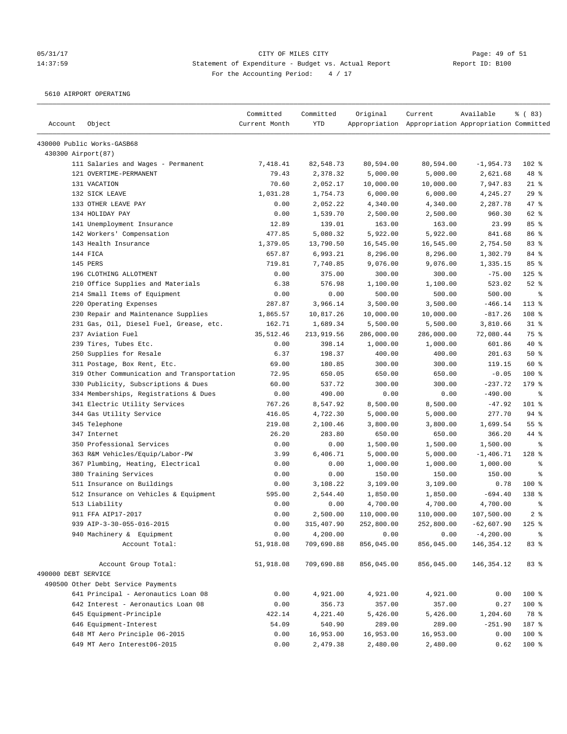# CITY OF MILES CITY

Statement of Expenditure - Budget vs. Actual Report

For the Accounting Period: 4 / 17

05/31/17 14:37:59 — Report ID: B100

5610 AIRPORT OPERATING

| Account | Object | Committed Current Month | Committed YTD | Original Appropriation | Current Appropriation | Available Appropriation | % ( 83) Committed |
|---|---|---|---|---|---|---|---|
| 430000 Public Works-GASB68 | | | | | | | |
| 430300 Airport(87) | | | | | | | |
| | 111 Salaries and Wages - Permanent | 7,418.41 | 82,548.73 | 80,594.00 | 80,594.00 | -1,954.73 | 102 % |
| | 121 OVERTIME-PERMANENT | 79.43 | 2,378.32 | 5,000.00 | 5,000.00 | 2,621.68 | 48 % |
| | 131 VACATION | 70.60 | 2,052.17 | 10,000.00 | 10,000.00 | 7,947.83 | 21 % |
| | 132 SICK LEAVE | 1,031.28 | 1,754.73 | 6,000.00 | 6,000.00 | 4,245.27 | 29 % |
| | 133 OTHER LEAVE PAY | 0.00 | 2,052.22 | 4,340.00 | 4,340.00 | 2,287.78 | 47 % |
| | 134 HOLIDAY PAY | 0.00 | 1,539.70 | 2,500.00 | 2,500.00 | 960.30 | 62 % |
| | 141 Unemployment Insurance | 12.89 | 139.01 | 163.00 | 163.00 | 23.99 | 85 % |
| | 142 Workers' Compensation | 477.85 | 5,080.32 | 5,922.00 | 5,922.00 | 841.68 | 86 % |
| | 143 Health Insurance | 1,379.05 | 13,790.50 | 16,545.00 | 16,545.00 | 2,754.50 | 83 % |
| | 144 FICA | 657.87 | 6,993.21 | 8,296.00 | 8,296.00 | 1,302.79 | 84 % |
| | 145 PERS | 719.81 | 7,740.85 | 9,076.00 | 9,076.00 | 1,335.15 | 85 % |
| | 196 CLOTHING ALLOTMENT | 0.00 | 375.00 | 300.00 | 300.00 | -75.00 | 125 % |
| | 210 Office Supplies and Materials | 6.38 | 576.98 | 1,100.00 | 1,100.00 | 523.02 | 52 % |
| | 214 Small Items of Equipment | 0.00 | 0.00 | 500.00 | 500.00 | 500.00 | % |
| | 220 Operating Expenses | 287.87 | 3,966.14 | 3,500.00 | 3,500.00 | -466.14 | 113 % |
| | 230 Repair and Maintenance Supplies | 1,865.57 | 10,817.26 | 10,000.00 | 10,000.00 | -817.26 | 108 % |
| | 231 Gas, Oil, Diesel Fuel, Grease, etc. | 162.71 | 1,689.34 | 5,500.00 | 5,500.00 | 3,810.66 | 31 % |
| | 237 Aviation Fuel | 35,512.46 | 213,919.56 | 286,000.00 | 286,000.00 | 72,080.44 | 75 % |
| | 239 Tires, Tubes Etc. | 0.00 | 398.14 | 1,000.00 | 1,000.00 | 601.86 | 40 % |
| | 250 Supplies for Resale | 6.37 | 198.37 | 400.00 | 400.00 | 201.63 | 50 % |
| | 311 Postage, Box Rent, Etc. | 69.00 | 180.85 | 300.00 | 300.00 | 119.15 | 60 % |
| | 319 Other Communication and Transportation | 72.95 | 650.05 | 650.00 | 650.00 | -0.05 | 100 % |
| | 330 Publicity, Subscriptions & Dues | 60.00 | 537.72 | 300.00 | 300.00 | -237.72 | 179 % |
| | 334 Memberships, Registrations & Dues | 0.00 | 490.00 | 0.00 | 0.00 | -490.00 | % |
| | 341 Electric Utility Services | 767.26 | 8,547.92 | 8,500.00 | 8,500.00 | -47.92 | 101 % |
| | 344 Gas Utility Service | 416.05 | 4,722.30 | 5,000.00 | 5,000.00 | 277.70 | 94 % |
| | 345 Telephone | 219.08 | 2,100.46 | 3,800.00 | 3,800.00 | 1,699.54 | 55 % |
| | 347 Internet | 26.20 | 283.80 | 650.00 | 650.00 | 366.20 | 44 % |
| | 350 Professional Services | 0.00 | 0.00 | 1,500.00 | 1,500.00 | 1,500.00 | % |
| | 363 R&M Vehicles/Equip/Labor-PW | 3.99 | 6,406.71 | 5,000.00 | 5,000.00 | -1,406.71 | 128 % |
| | 367 Plumbing, Heating, Electrical | 0.00 | 0.00 | 1,000.00 | 1,000.00 | 1,000.00 | % |
| | 380 Training Services | 0.00 | 0.00 | 150.00 | 150.00 | 150.00 | % |
| | 511 Insurance on Buildings | 0.00 | 3,108.22 | 3,109.00 | 3,109.00 | 0.78 | 100 % |
| | 512 Insurance on Vehicles & Equipment | 595.00 | 2,544.40 | 1,850.00 | 1,850.00 | -694.40 | 138 % |
| | 513 Liability | 0.00 | 0.00 | 4,700.00 | 4,700.00 | 4,700.00 | % |
| | 911 FFA AIP17-2017 | 0.00 | 2,500.00 | 110,000.00 | 110,000.00 | 107,500.00 | 2 % |
| | 939 AIP-3-30-055-016-2015 | 0.00 | 315,407.90 | 252,800.00 | 252,800.00 | -62,607.90 | 125 % |
| | 940 Machinery & Equipment | 0.00 | 4,200.00 | 0.00 | 0.00 | -4,200.00 | % |
| | Account Total: | 51,918.08 | 709,690.88 | 856,045.00 | 856,045.00 | 146,354.12 | 83 % |
| | Account Group Total: | 51,918.08 | 709,690.88 | 856,045.00 | 856,045.00 | 146,354.12 | 83 % |
| 490000 DEBT SERVICE | | | | | | | |
| 490500 Other Debt Service Payments | | | | | | | |
| | 641 Principal - Aeronautics Loan 08 | 0.00 | 4,921.00 | 4,921.00 | 4,921.00 | 0.00 | 100 % |
| | 642 Interest - Aeronautics Loan 08 | 0.00 | 356.73 | 357.00 | 357.00 | 0.27 | 100 % |
| | 645 Equipment-Principle | 422.14 | 4,221.40 | 5,426.00 | 5,426.00 | 1,204.60 | 78 % |
| | 646 Equipment-Interest | 54.09 | 540.90 | 289.00 | 289.00 | -251.90 | 187 % |
| | 648 MT Aero Principle 06-2015 | 0.00 | 16,953.00 | 16,953.00 | 16,953.00 | 0.00 | 100 % |
| | 649 MT Aero Interest06-2015 | 0.00 | 2,479.38 | 2,480.00 | 2,480.00 | 0.62 | 100 % |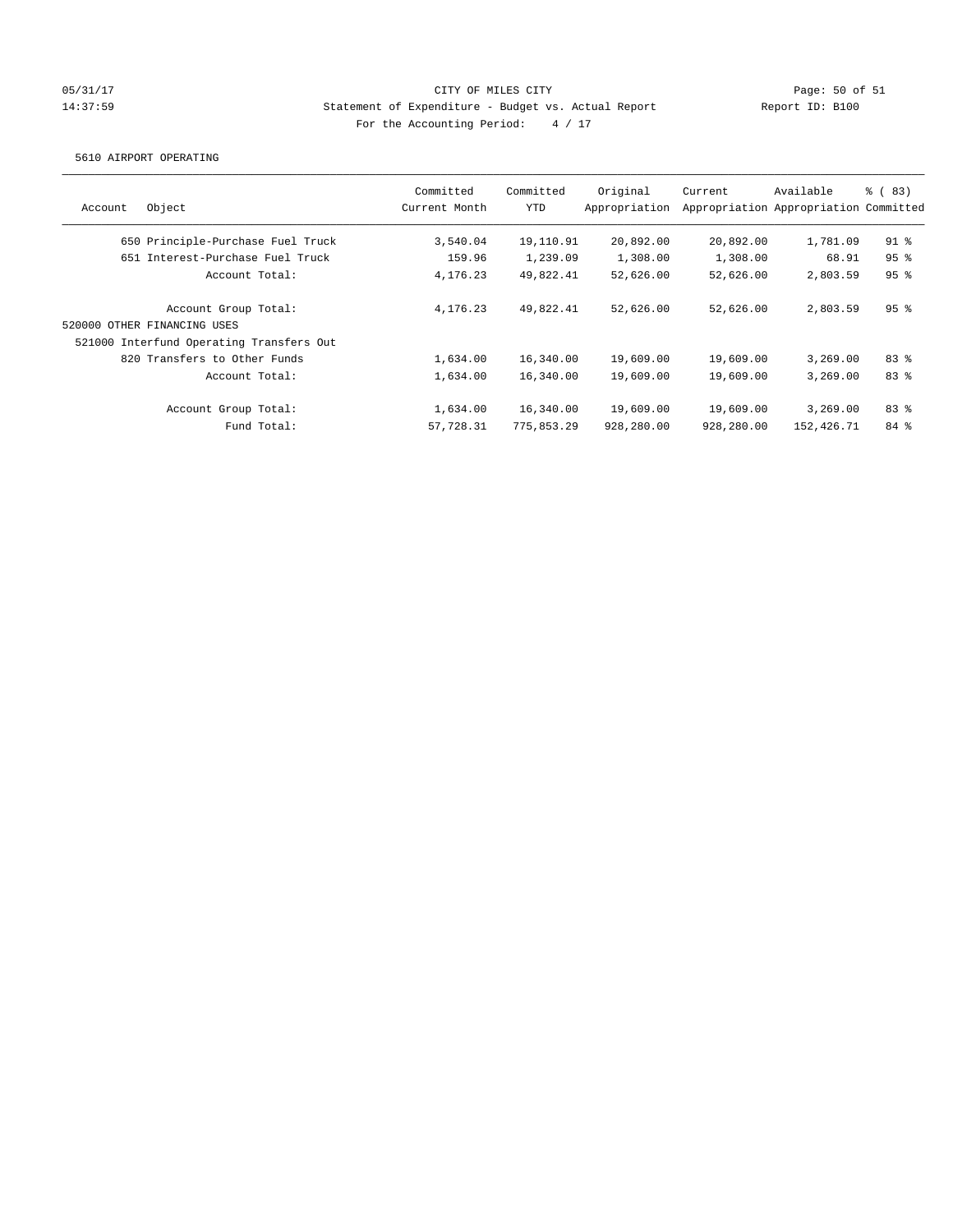CITY OF MILES CITY
Statement of Expenditure - Budget vs. Actual Report
For the Accounting Period: 4 / 17

05/31/17
14:37:59

Report ID: B100

5610 AIRPORT OPERATING

| Account | Object | Committed Current Month | Committed YTD | Original Appropriation | Current Appropriation | Available Appropriation | % ( 83) Committed |
|---|---|---|---|---|---|---|---|
| 650 | Principle-Purchase Fuel Truck | 3,540.04 | 19,110.91 | 20,892.00 | 20,892.00 | 1,781.09 | 91 % |
| 651 | Interest-Purchase Fuel Truck | 159.96 | 1,239.09 | 1,308.00 | 1,308.00 | 68.91 | 95 % |
| | Account Total: | 4,176.23 | 49,822.41 | 52,626.00 | 52,626.00 | 2,803.59 | 95 % |
| | Account Group Total: | 4,176.23 | 49,822.41 | 52,626.00 | 52,626.00 | 2,803.59 | 95 % |
| 520000 OTHER FINANCING USES | | | | | | | |
| 521000 Interfund Operating Transfers Out | | | | | | | |
| 820 | Transfers to Other Funds | 1,634.00 | 16,340.00 | 19,609.00 | 19,609.00 | 3,269.00 | 83 % |
| | Account Total: | 1,634.00 | 16,340.00 | 19,609.00 | 19,609.00 | 3,269.00 | 83 % |
| | Account Group Total: | 1,634.00 | 16,340.00 | 19,609.00 | 19,609.00 | 3,269.00 | 83 % |
| | Fund Total: | 57,728.31 | 775,853.29 | 928,280.00 | 928,280.00 | 152,426.71 | 84 % |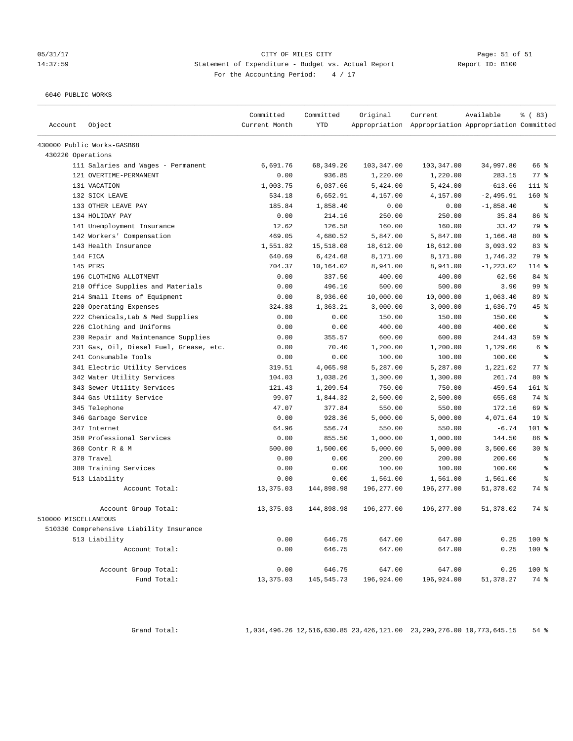CITY OF MILES CITY
Statement of Expenditure - Budget vs. Actual Report
For the Accounting Period: 4 / 17

05/31/17
14:37:59

Report ID: B100

6040 PUBLIC WORKS

| Account | Object | Committed Current Month | Committed YTD | Original Appropriation | Current Appropriation | Available Appropriation | % ( 83) Committed |
|---|---|---|---|---|---|---|---|
| 430000 Public Works-GASB68 | | | | | | | |
| 430220 Operations | | | | | | | |
| | 111 Salaries and Wages - Permanent | 6,691.76 | 68,349.20 | 103,347.00 | 103,347.00 | 34,997.80 | 66 % |
| | 121 OVERTIME-PERMANENT | 0.00 | 936.85 | 1,220.00 | 1,220.00 | 283.15 | 77 % |
| | 131 VACATION | 1,003.75 | 6,037.66 | 5,424.00 | 5,424.00 | -613.66 | 111 % |
| | 132 SICK LEAVE | 534.18 | 6,652.91 | 4,157.00 | 4,157.00 | -2,495.91 | 160 % |
| | 133 OTHER LEAVE PAY | 185.84 | 1,858.40 | 0.00 | 0.00 | -1,858.40 | % |
| | 134 HOLIDAY PAY | 0.00 | 214.16 | 250.00 | 250.00 | 35.84 | 86 % |
| | 141 Unemployment Insurance | 12.62 | 126.58 | 160.00 | 160.00 | 33.42 | 79 % |
| | 142 Workers' Compensation | 469.05 | 4,680.52 | 5,847.00 | 5,847.00 | 1,166.48 | 80 % |
| | 143 Health Insurance | 1,551.82 | 15,518.08 | 18,612.00 | 18,612.00 | 3,093.92 | 83 % |
| | 144 FICA | 640.69 | 6,424.68 | 8,171.00 | 8,171.00 | 1,746.32 | 79 % |
| | 145 PERS | 704.37 | 10,164.02 | 8,941.00 | 8,941.00 | -1,223.02 | 114 % |
| | 196 CLOTHING ALLOTMENT | 0.00 | 337.50 | 400.00 | 400.00 | 62.50 | 84 % |
| | 210 Office Supplies and Materials | 0.00 | 496.10 | 500.00 | 500.00 | 3.90 | 99 % |
| | 214 Small Items of Equipment | 0.00 | 8,936.60 | 10,000.00 | 10,000.00 | 1,063.40 | 89 % |
| | 220 Operating Expenses | 324.88 | 1,363.21 | 3,000.00 | 3,000.00 | 1,636.79 | 45 % |
| | 222 Chemicals,Lab & Med Supplies | 0.00 | 0.00 | 150.00 | 150.00 | 150.00 | % |
| | 226 Clothing and Uniforms | 0.00 | 0.00 | 400.00 | 400.00 | 400.00 | % |
| | 230 Repair and Maintenance Supplies | 0.00 | 355.57 | 600.00 | 600.00 | 244.43 | 59 % |
| | 231 Gas, Oil, Diesel Fuel, Grease, etc. | 0.00 | 70.40 | 1,200.00 | 1,200.00 | 1,129.60 | 6 % |
| | 241 Consumable Tools | 0.00 | 0.00 | 100.00 | 100.00 | 100.00 | % |
| | 341 Electric Utility Services | 319.51 | 4,065.98 | 5,287.00 | 5,287.00 | 1,221.02 | 77 % |
| | 342 Water Utility Services | 104.03 | 1,038.26 | 1,300.00 | 1,300.00 | 261.74 | 80 % |
| | 343 Sewer Utility Services | 121.43 | 1,209.54 | 750.00 | 750.00 | -459.54 | 161 % |
| | 344 Gas Utility Service | 99.07 | 1,844.32 | 2,500.00 | 2,500.00 | 655.68 | 74 % |
| | 345 Telephone | 47.07 | 377.84 | 550.00 | 550.00 | 172.16 | 69 % |
| | 346 Garbage Service | 0.00 | 928.36 | 5,000.00 | 5,000.00 | 4,071.64 | 19 % |
| | 347 Internet | 64.96 | 556.74 | 550.00 | 550.00 | -6.74 | 101 % |
| | 350 Professional Services | 0.00 | 855.50 | 1,000.00 | 1,000.00 | 144.50 | 86 % |
| | 360 Contr R & M | 500.00 | 1,500.00 | 5,000.00 | 5,000.00 | 3,500.00 | 30 % |
| | 370 Travel | 0.00 | 0.00 | 200.00 | 200.00 | 200.00 | % |
| | 380 Training Services | 0.00 | 0.00 | 100.00 | 100.00 | 100.00 | % |
| | 513 Liability | 0.00 | 0.00 | 1,561.00 | 1,561.00 | 1,561.00 | % |
| | Account Total: | 13,375.03 | 144,898.98 | 196,277.00 | 196,277.00 | 51,378.02 | 74 % |
| | Account Group Total: | 13,375.03 | 144,898.98 | 196,277.00 | 196,277.00 | 51,378.02 | 74 % |
| 510000 MISCELLANEOUS | | | | | | | |
| 510330 Comprehensive Liability Insurance | | | | | | | |
| | 513 Liability | 0.00 | 646.75 | 647.00 | 647.00 | 0.25 | 100 % |
| | Account Total: | 0.00 | 646.75 | 647.00 | 647.00 | 0.25 | 100 % |
| | Account Group Total: | 0.00 | 646.75 | 647.00 | 647.00 | 0.25 | 100 % |
| | Fund Total: | 13,375.03 | 145,545.73 | 196,924.00 | 196,924.00 | 51,378.27 | 74 % |
| | Grand Total: | 1,034,496.26 | 12,516,630.85 | 23,426,121.00 | 23,290,276.00 | 10,773,645.15 | 54 % |